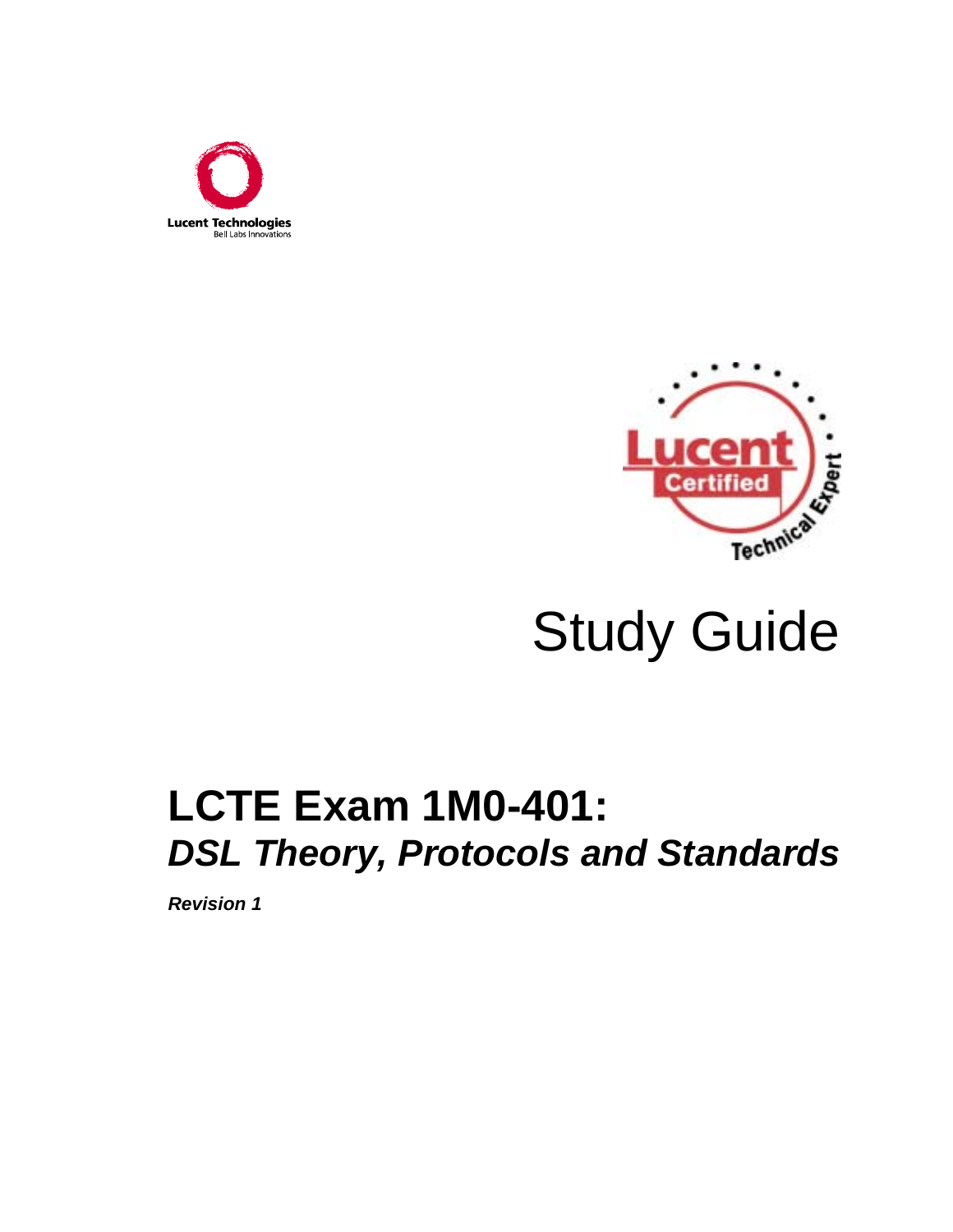Lucent Technologies
Bell Labs Innovations

Lucent Certified Technical Expert

# Study Guide

## LCTE Exam 1M0-401:
## *DSL Theory, Protocols and Standards*

***Revision 1***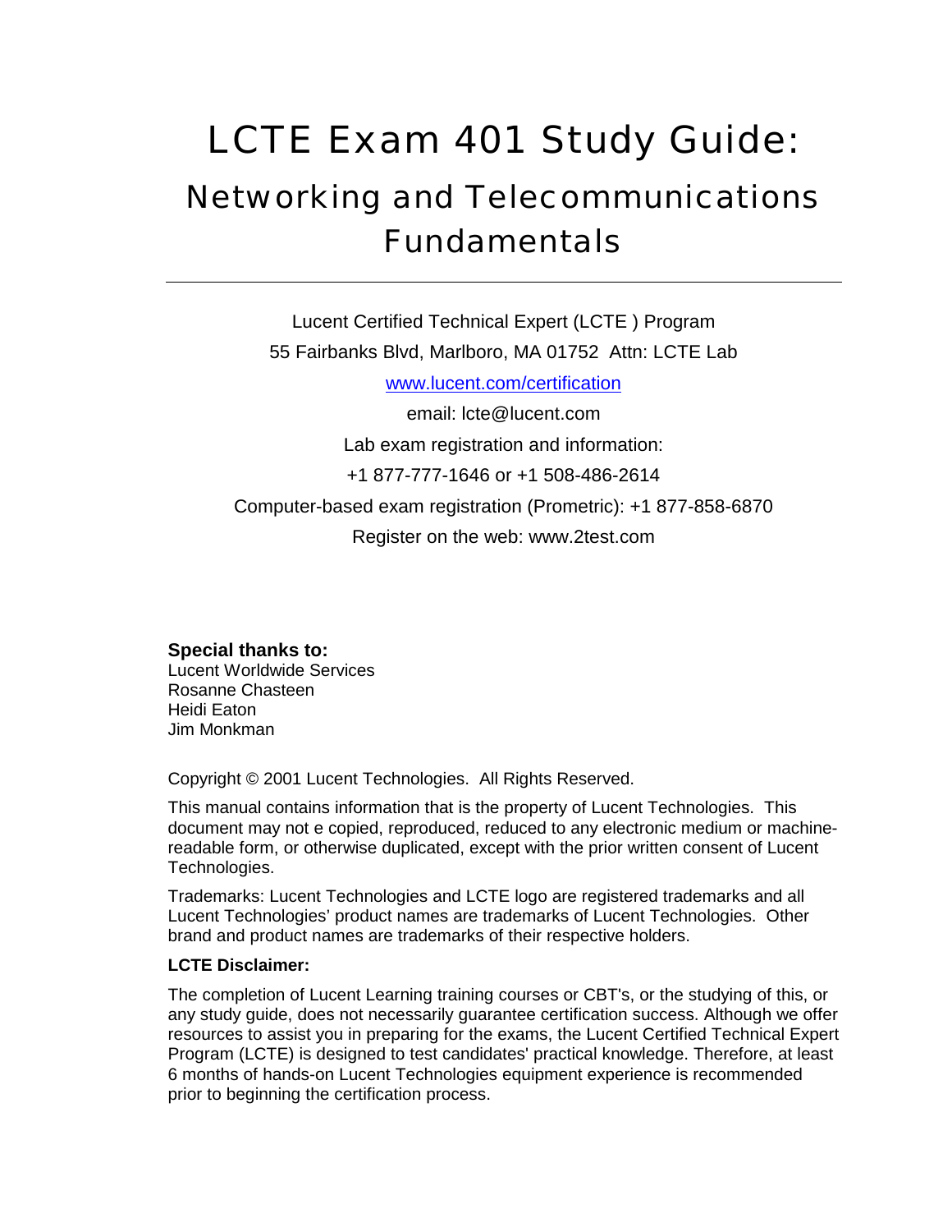# LCTE Exam 401 Study Guide:

## Networking and Telecommunications Fundamentals

---

Lucent Certified Technical Expert (LCTE ) Program

55 Fairbanks Blvd, Marlboro, MA 01752 Attn: LCTE Lab

www.lucent.com/certification

email: lcte@lucent.com

Lab exam registration and information:

+1 877-777-1646 or +1 508-486-2614

Computer-based exam registration (Prometric): +1 877-858-6870

Register on the web: www.2test.com

**Special thanks to:**
Lucent Worldwide Services
Rosanne Chasteen
Heidi Eaton
Jim Monkman

Copyright © 2001 Lucent Technologies. All Rights Reserved.

This manual contains information that is the property of Lucent Technologies. This document may not e copied, reproduced, reduced to any electronic medium or machine-readable form, or otherwise duplicated, except with the prior written consent of Lucent Technologies.

Trademarks: Lucent Technologies and LCTE logo are registered trademarks and all Lucent Technologies' product names are trademarks of Lucent Technologies. Other brand and product names are trademarks of their respective holders.

**LCTE Disclaimer:**

The completion of Lucent Learning training courses or CBT's, or the studying of this, or any study guide, does not necessarily guarantee certification success. Although we offer resources to assist you in preparing for the exams, the Lucent Certified Technical Expert Program (LCTE) is designed to test candidates' practical knowledge. Therefore, at least 6 months of hands-on Lucent Technologies equipment experience is recommended prior to beginning the certification process.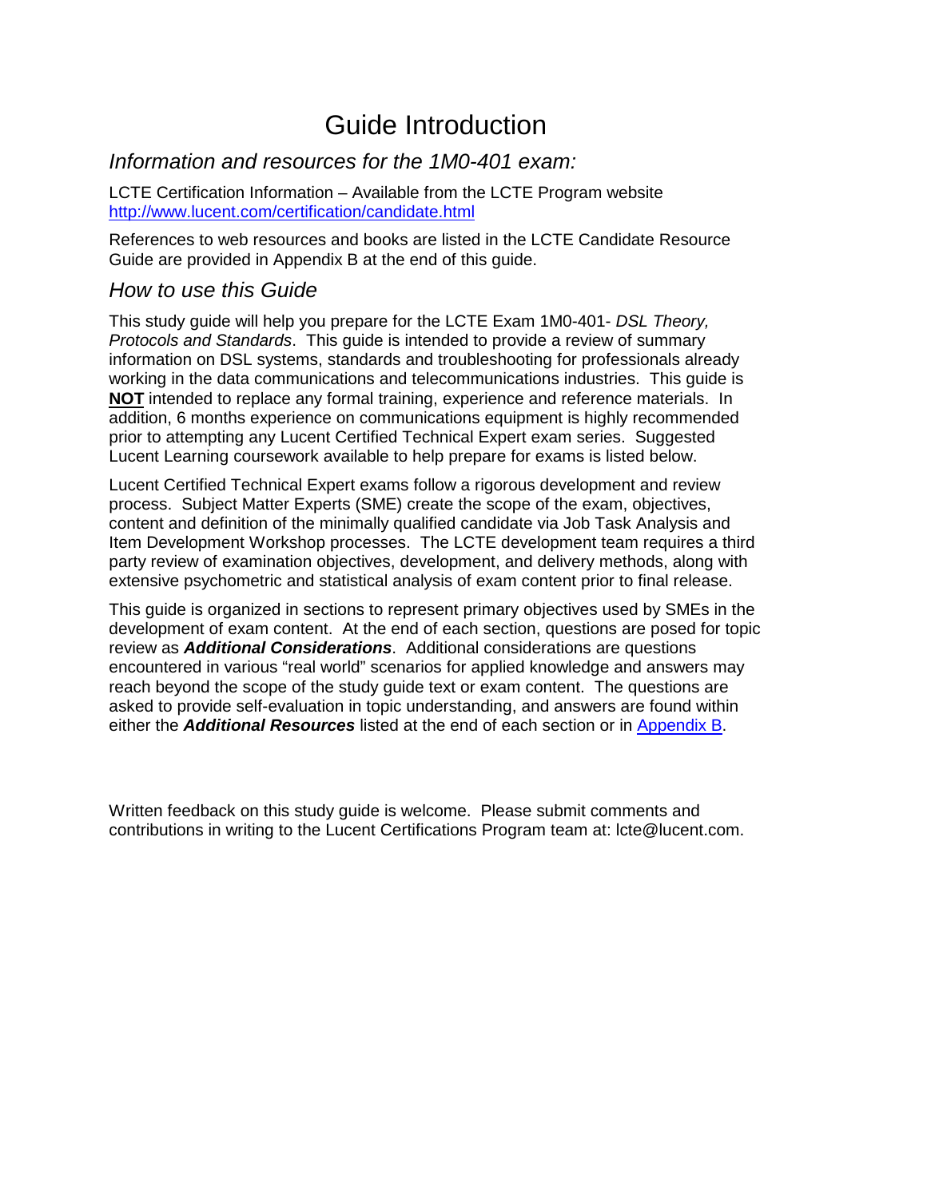# Guide Introduction

## *Information and resources for the 1M0-401 exam:*

LCTE Certification Information – Available from the LCTE Program website
[http://www.lucent.com/certification/candidate.html](http://www.lucent.com/certification/candidate.html)

References to web resources and books are listed in the LCTE Candidate Resource Guide are provided in Appendix B at the end of this guide.

## *How to use this Guide*

This study guide will help you prepare for the LCTE Exam 1M0-401- *DSL Theory, Protocols and Standards*. This guide is intended to provide a review of summary information on DSL systems, standards and troubleshooting for professionals already working in the data communications and telecommunications industries. This guide is **NOT** intended to replace any formal training, experience and reference materials. In addition, 6 months experience on communications equipment is highly recommended prior to attempting any Lucent Certified Technical Expert exam series. Suggested Lucent Learning coursework available to help prepare for exams is listed below.

Lucent Certified Technical Expert exams follow a rigorous development and review process. Subject Matter Experts (SME) create the scope of the exam, objectives, content and definition of the minimally qualified candidate via Job Task Analysis and Item Development Workshop processes. The LCTE development team requires a third party review of examination objectives, development, and delivery methods, along with extensive psychometric and statistical analysis of exam content prior to final release.

This guide is organized in sections to represent primary objectives used by SMEs in the development of exam content. At the end of each section, questions are posed for topic review as ***Additional Considerations***. Additional considerations are questions encountered in various "real world" scenarios for applied knowledge and answers may reach beyond the scope of the study guide text or exam content. The questions are asked to provide self-evaluation in topic understanding, and answers are found within either the ***Additional Resources*** listed at the end of each section or in Appendix B.

Written feedback on this study guide is welcome. Please submit comments and contributions in writing to the Lucent Certifications Program team at: lcte@lucent.com.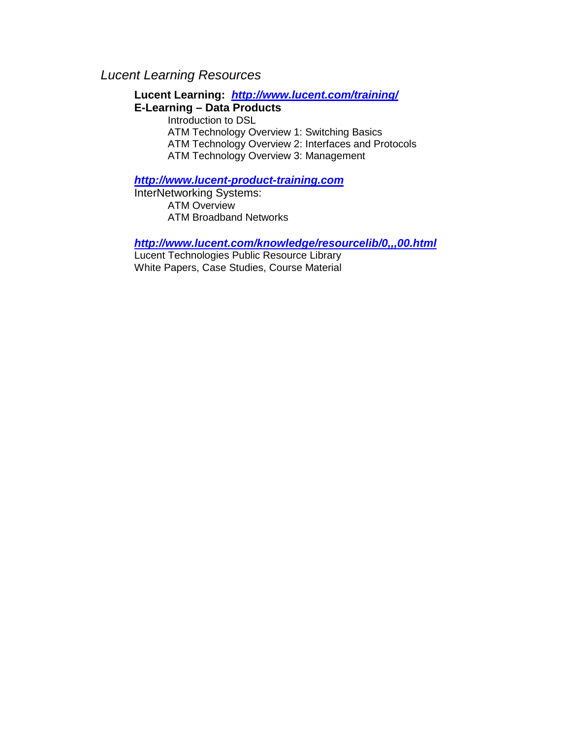*Lucent Learning Resources*

**Lucent Learning:** ***http://www.lucent.com/training/***

**E-Learning – Data Products**

- Introduction to DSL
- ATM Technology Overview 1: Switching Basics
- ATM Technology Overview 2: Interfaces and Protocols
- ATM Technology Overview 3: Management

***http://www.lucent-product-training.com***

InterNetworking Systems:

- ATM Overview
- ATM Broadband Networks

***http://www.lucent.com/knowledge/resourcelib/0,,,00.html***

Lucent Technologies Public Resource Library
White Papers, Case Studies, Course Material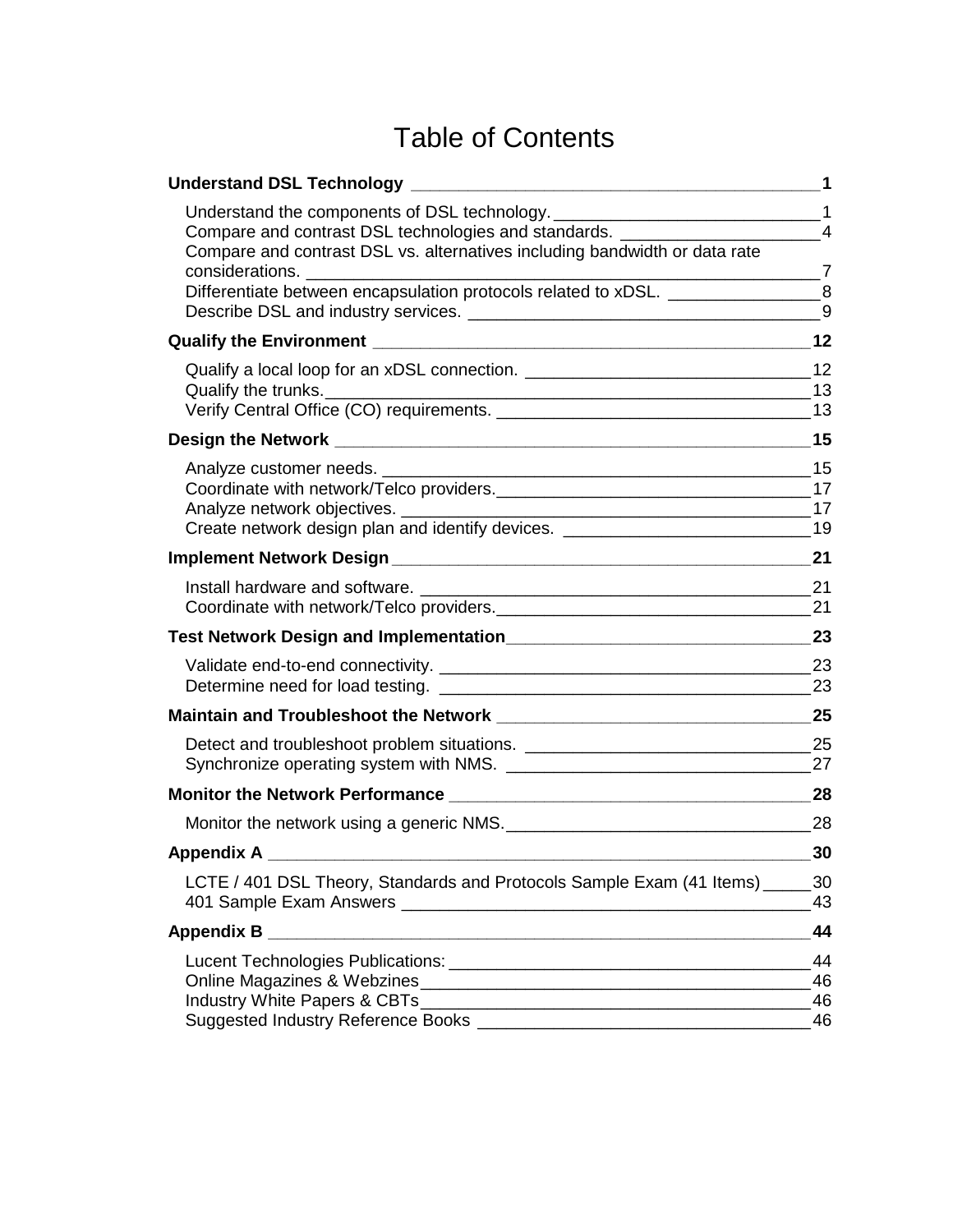# Table of Contents

**Understand DSL Technology** **1**

- Understand the components of DSL technology. 1
- Compare and contrast DSL technologies and standards. 4
- Compare and contrast DSL vs. alternatives including bandwidth or data rate considerations. 7
- Differentiate between encapsulation protocols related to xDSL. 8
- Describe DSL and industry services. 9

**Qualify the Environment** **12**

- Qualify a local loop for an xDSL connection. 12
- Qualify the trunks. 13
- Verify Central Office (CO) requirements. 13

**Design the Network** **15**

- Analyze customer needs. 15
- Coordinate with network/Telco providers. 17
- Analyze network objectives. 17
- Create network design plan and identify devices. 19

**Implement Network Design** **21**

- Install hardware and software. 21
- Coordinate with network/Telco providers. 21

**Test Network Design and Implementation** **23**

- Validate end-to-end connectivity. 23
- Determine need for load testing. 23

**Maintain and Troubleshoot the Network** **25**

- Detect and troubleshoot problem situations. 25
- Synchronize operating system with NMS. 27

**Monitor the Network Performance** **28**

- Monitor the network using a generic NMS. 28

**Appendix A** **30**

- LCTE / 401 DSL Theory, Standards and Protocols Sample Exam (41 Items) 30
- 401 Sample Exam Answers 43

**Appendix B** **44**

- Lucent Technologies Publications: 44
- Online Magazines & Webzines 46
- Industry White Papers & CBTs 46
- Suggested Industry Reference Books 46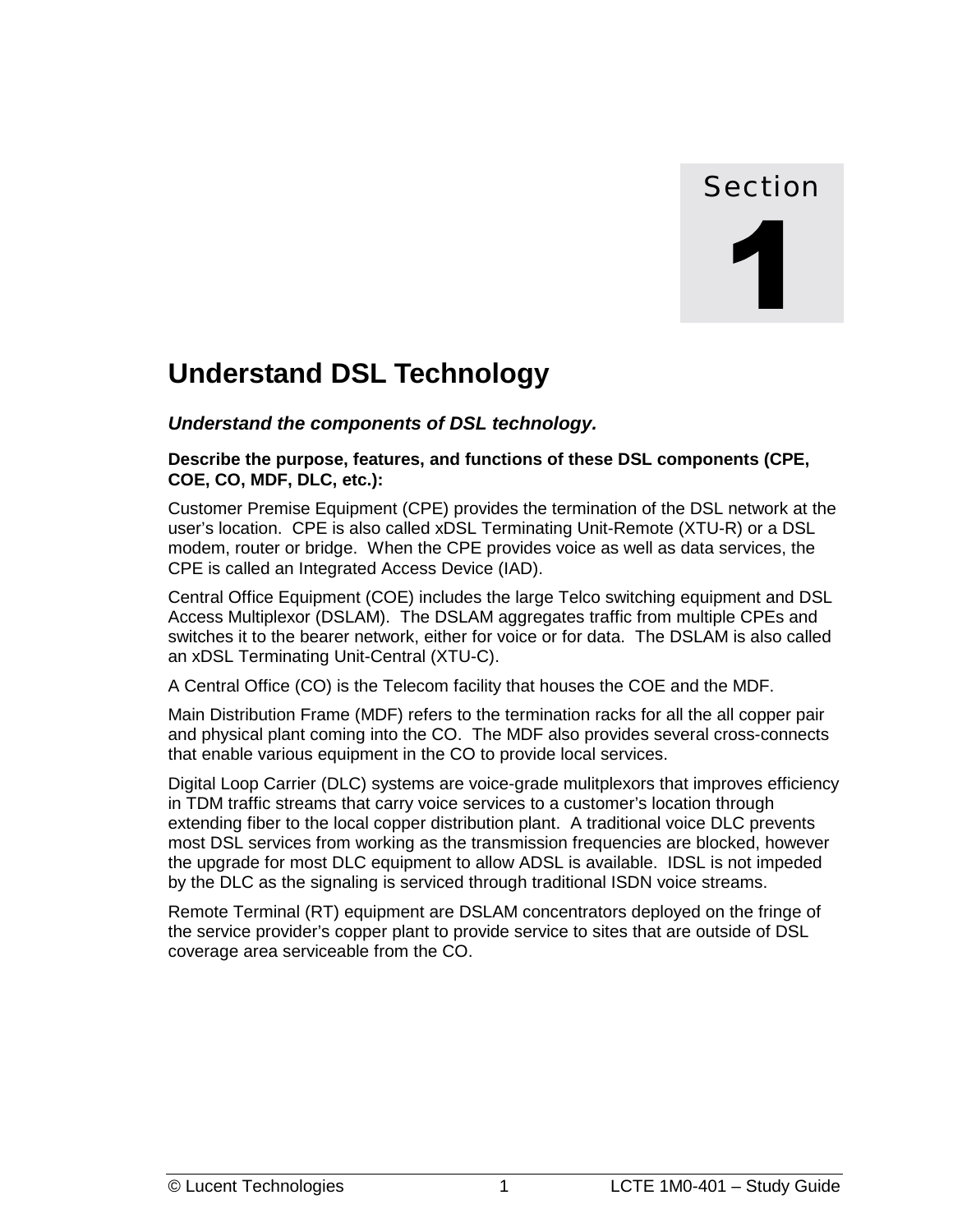# Section 1

## Understand DSL Technology

### *Understand the components of DSL technology.*

**Describe the purpose, features, and functions of these DSL components (CPE, COE, CO, MDF, DLC, etc.):**

Customer Premise Equipment (CPE) provides the termination of the DSL network at the user's location. CPE is also called xDSL Terminating Unit-Remote (XTU-R) or a DSL modem, router or bridge. When the CPE provides voice as well as data services, the CPE is called an Integrated Access Device (IAD).

Central Office Equipment (COE) includes the large Telco switching equipment and DSL Access Multiplexor (DSLAM). The DSLAM aggregates traffic from multiple CPEs and switches it to the bearer network, either for voice or for data. The DSLAM is also called an xDSL Terminating Unit-Central (XTU-C).

A Central Office (CO) is the Telecom facility that houses the COE and the MDF.

Main Distribution Frame (MDF) refers to the termination racks for all the all copper pair and physical plant coming into the CO. The MDF also provides several cross-connects that enable various equipment in the CO to provide local services.

Digital Loop Carrier (DLC) systems are voice-grade mulitplexors that improves efficiency in TDM traffic streams that carry voice services to a customer's location through extending fiber to the local copper distribution plant. A traditional voice DLC prevents most DSL services from working as the transmission frequencies are blocked, however the upgrade for most DLC equipment to allow ADSL is available. IDSL is not impeded by the DLC as the signaling is serviced through traditional ISDN voice streams.

Remote Terminal (RT) equipment are DSLAM concentrators deployed on the fringe of the service provider's copper plant to provide service to sites that are outside of DSL coverage area serviceable from the CO.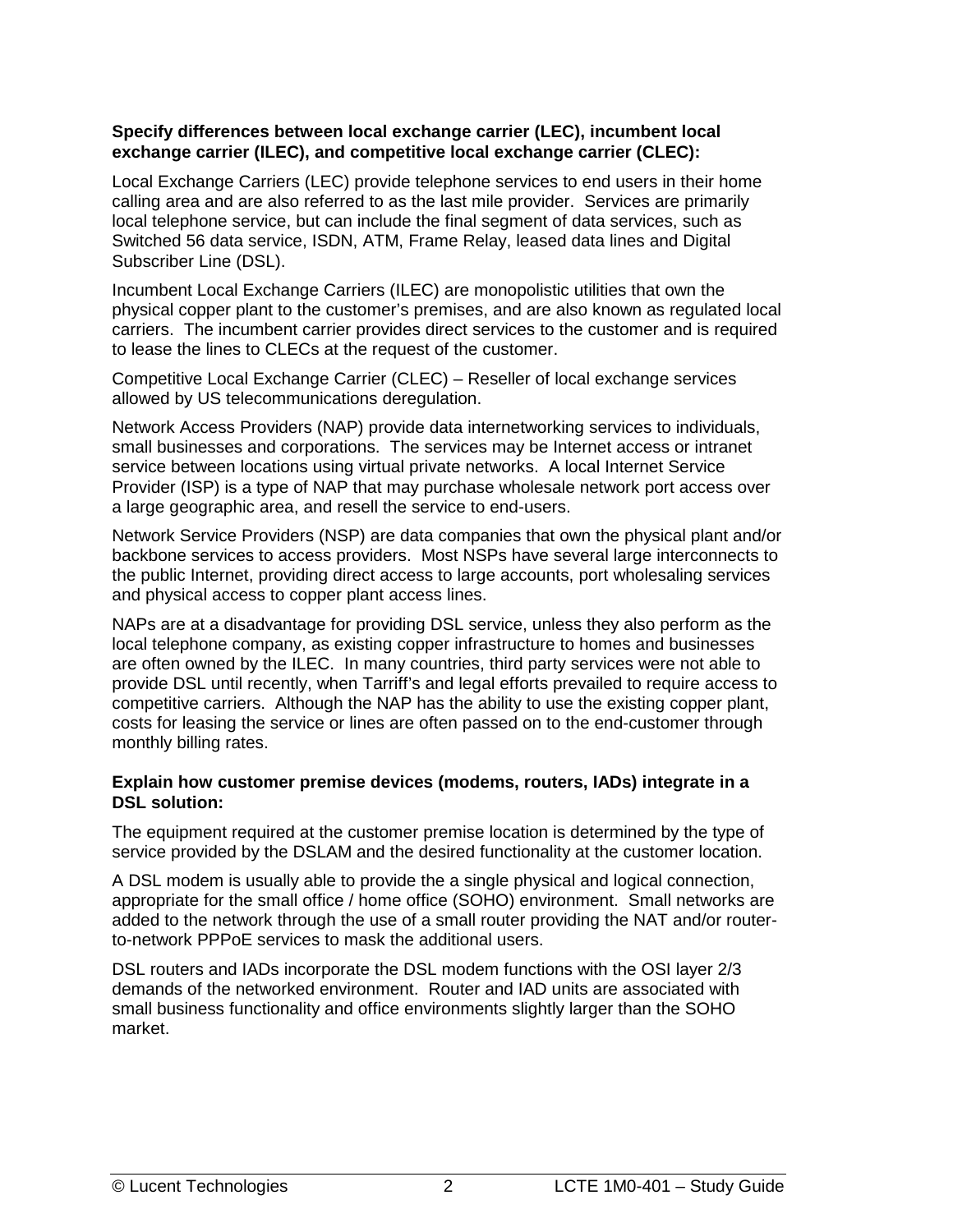**Specify differences between local exchange carrier (LEC), incumbent local exchange carrier (ILEC), and competitive local exchange carrier (CLEC):**

Local Exchange Carriers (LEC) provide telephone services to end users in their home calling area and are also referred to as the last mile provider. Services are primarily local telephone service, but can include the final segment of data services, such as Switched 56 data service, ISDN, ATM, Frame Relay, leased data lines and Digital Subscriber Line (DSL).

Incumbent Local Exchange Carriers (ILEC) are monopolistic utilities that own the physical copper plant to the customer's premises, and are also known as regulated local carriers. The incumbent carrier provides direct services to the customer and is required to lease the lines to CLECs at the request of the customer.

Competitive Local Exchange Carrier (CLEC) – Reseller of local exchange services allowed by US telecommunications deregulation.

Network Access Providers (NAP) provide data internetworking services to individuals, small businesses and corporations. The services may be Internet access or intranet service between locations using virtual private networks. A local Internet Service Provider (ISP) is a type of NAP that may purchase wholesale network port access over a large geographic area, and resell the service to end-users.

Network Service Providers (NSP) are data companies that own the physical plant and/or backbone services to access providers. Most NSPs have several large interconnects to the public Internet, providing direct access to large accounts, port wholesaling services and physical access to copper plant access lines.

NAPs are at a disadvantage for providing DSL service, unless they also perform as the local telephone company, as existing copper infrastructure to homes and businesses are often owned by the ILEC. In many countries, third party services were not able to provide DSL until recently, when Tarriff's and legal efforts prevailed to require access to competitive carriers. Although the NAP has the ability to use the existing copper plant, costs for leasing the service or lines are often passed on to the end-customer through monthly billing rates.

**Explain how customer premise devices (modems, routers, IADs) integrate in a DSL solution:**

The equipment required at the customer premise location is determined by the type of service provided by the DSLAM and the desired functionality at the customer location.

A DSL modem is usually able to provide the a single physical and logical connection, appropriate for the small office / home office (SOHO) environment. Small networks are added to the network through the use of a small router providing the NAT and/or router-to-network PPPoE services to mask the additional users.

DSL routers and IADs incorporate the DSL modem functions with the OSI layer 2/3 demands of the networked environment. Router and IAD units are associated with small business functionality and office environments slightly larger than the SOHO market.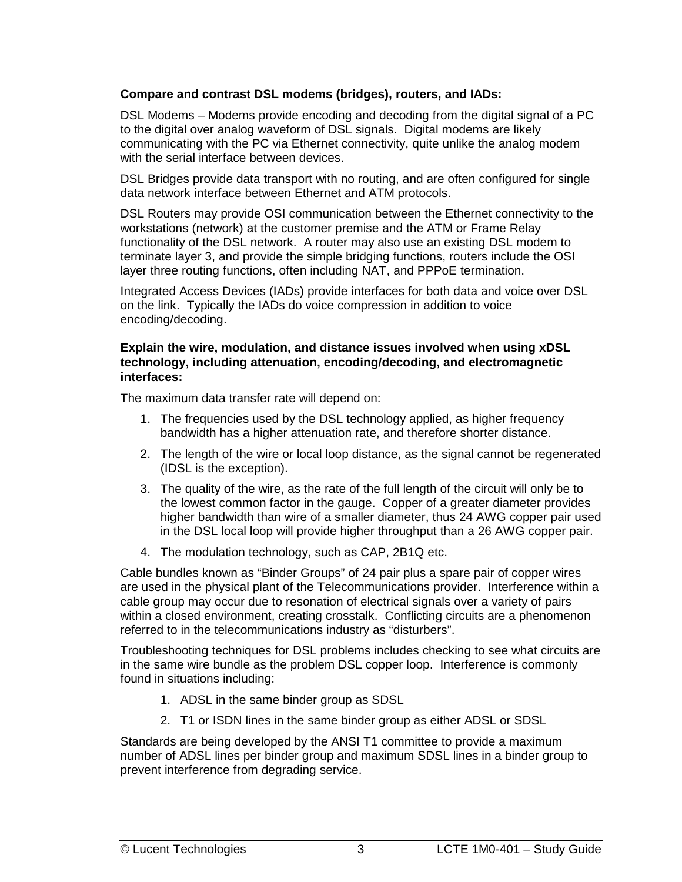**Compare and contrast DSL modems (bridges), routers, and IADs:**

DSL Modems – Modems provide encoding and decoding from the digital signal of a PC to the digital over analog waveform of DSL signals.  Digital modems are likely communicating with the PC via Ethernet connectivity, quite unlike the analog modem with the serial interface between devices.

DSL Bridges provide data transport with no routing, and are often configured for single data network interface between Ethernet and ATM protocols.

DSL Routers may provide OSI communication between the Ethernet connectivity to the workstations (network) at the customer premise and the ATM or Frame Relay functionality of the DSL network.  A router may also use an existing DSL modem to terminate layer 3, and provide the simple bridging functions, routers include the OSI layer three routing functions, often including NAT, and PPPoE termination.

Integrated Access Devices (IADs) provide interfaces for both data and voice over DSL on the link.  Typically the IADs do voice compression in addition to voice encoding/decoding.

**Explain the wire, modulation, and distance issues involved when using xDSL technology, including attenuation, encoding/decoding, and electromagnetic interfaces:**

The maximum data transfer rate will depend on:

1. The frequencies used by the DSL technology applied, as higher frequency bandwidth has a higher attenuation rate, and therefore shorter distance.
2. The length of the wire or local loop distance, as the signal cannot be regenerated (IDSL is the exception).
3. The quality of the wire, as the rate of the full length of the circuit will only be to the lowest common factor in the gauge.  Copper of a greater diameter provides higher bandwidth than wire of a smaller diameter, thus 24 AWG copper pair used in the DSL local loop will provide higher throughput than a 26 AWG copper pair.
4. The modulation technology, such as CAP, 2B1Q etc.

Cable bundles known as “Binder Groups” of 24 pair plus a spare pair of copper wires are used in the physical plant of the Telecommunications provider.  Interference within a cable group may occur due to resonation of electrical signals over a variety of pairs within a closed environment, creating crosstalk.  Conflicting circuits are a phenomenon referred to in the telecommunications industry as “disturbers”.

Troubleshooting techniques for DSL problems includes checking to see what circuits are in the same wire bundle as the problem DSL copper loop.  Interference is commonly found in situations including:

1. ADSL in the same binder group as SDSL
2. T1 or ISDN lines in the same binder group as either ADSL or SDSL

Standards are being developed by the ANSI T1 committee to provide a maximum number of ADSL lines per binder group and maximum SDSL lines in a binder group to prevent interference from degrading service.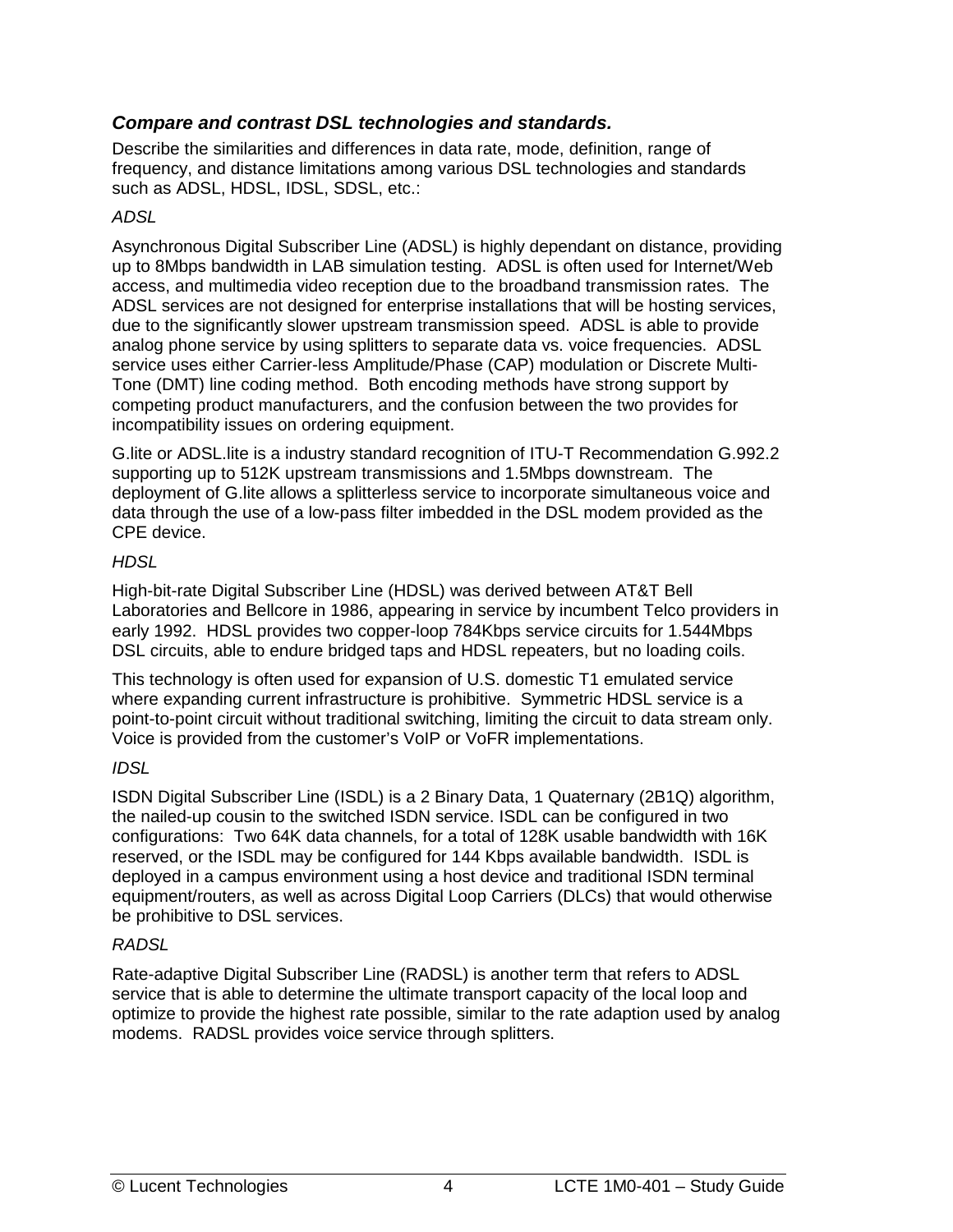### *Compare and contrast DSL technologies and standards.*

Describe the similarities and differences in data rate, mode, definition, range of frequency, and distance limitations among various DSL technologies and standards such as ADSL, HDSL, IDSL, SDSL, etc.:

*ADSL*

Asynchronous Digital Subscriber Line (ADSL) is highly dependant on distance, providing up to 8Mbps bandwidth in LAB simulation testing. ADSL is often used for Internet/Web access, and multimedia video reception due to the broadband transmission rates. The ADSL services are not designed for enterprise installations that will be hosting services, due to the significantly slower upstream transmission speed. ADSL is able to provide analog phone service by using splitters to separate data vs. voice frequencies. ADSL service uses either Carrier-less Amplitude/Phase (CAP) modulation or Discrete Multi-Tone (DMT) line coding method. Both encoding methods have strong support by competing product manufacturers, and the confusion between the two provides for incompatibility issues on ordering equipment.

G.lite or ADSL.lite is a industry standard recognition of ITU-T Recommendation G.992.2 supporting up to 512K upstream transmissions and 1.5Mbps downstream. The deployment of G.lite allows a splitterless service to incorporate simultaneous voice and data through the use of a low-pass filter imbedded in the DSL modem provided as the CPE device.

*HDSL*

High-bit-rate Digital Subscriber Line (HDSL) was derived between AT&T Bell Laboratories and Bellcore in 1986, appearing in service by incumbent Telco providers in early 1992. HDSL provides two copper-loop 784Kbps service circuits for 1.544Mbps DSL circuits, able to endure bridged taps and HDSL repeaters, but no loading coils.

This technology is often used for expansion of U.S. domestic T1 emulated service where expanding current infrastructure is prohibitive. Symmetric HDSL service is a point-to-point circuit without traditional switching, limiting the circuit to data stream only. Voice is provided from the customer's VoIP or VoFR implementations.

*IDSL*

ISDN Digital Subscriber Line (ISDL) is a 2 Binary Data, 1 Quaternary (2B1Q) algorithm, the nailed-up cousin to the switched ISDN service. ISDL can be configured in two configurations: Two 64K data channels, for a total of 128K usable bandwidth with 16K reserved, or the ISDL may be configured for 144 Kbps available bandwidth. ISDL is deployed in a campus environment using a host device and traditional ISDN terminal equipment/routers, as well as across Digital Loop Carriers (DLCs) that would otherwise be prohibitive to DSL services.

*RADSL*

Rate-adaptive Digital Subscriber Line (RADSL) is another term that refers to ADSL service that is able to determine the ultimate transport capacity of the local loop and optimize to provide the highest rate possible, similar to the rate adaption used by analog modems. RADSL provides voice service through splitters.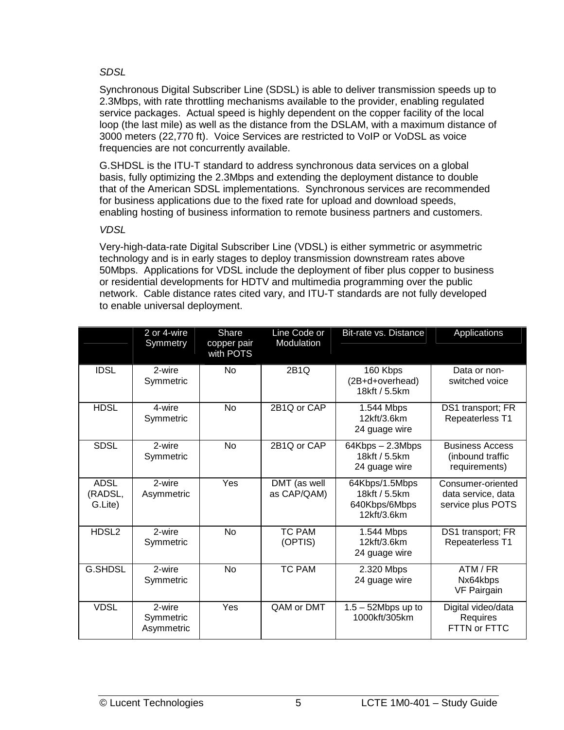*SDSL*

Synchronous Digital Subscriber Line (SDSL) is able to deliver transmission speeds up to 2.3Mbps, with rate throttling mechanisms available to the provider, enabling regulated service packages. Actual speed is highly dependent on the copper facility of the local loop (the last mile) as well as the distance from the DSLAM, with a maximum distance of 3000 meters (22,770 ft). Voice Services are restricted to VoIP or VoDSL as voice frequencies are not concurrently available.

G.SHDSL is the ITU-T standard to address synchronous data services on a global basis, fully optimizing the 2.3Mbps and extending the deployment distance to double that of the American SDSL implementations. Synchronous services are recommended for business applications due to the fixed rate for upload and download speeds, enabling hosting of business information to remote business partners and customers.

*VDSL*

Very-high-data-rate Digital Subscriber Line (VDSL) is either symmetric or asymmetric technology and is in early stages to deploy transmission downstream rates above 50Mbps. Applications for VDSL include the deployment of fiber plus copper to business or residential developments for HDTV and multimedia programming over the public network. Cable distance rates cited vary, and ITU-T standards are not fully developed to enable universal deployment.

| | 2 or 4-wire Symmetry | Share copper pair with POTS | Line Code or Modulation | Bit-rate vs. Distance | Applications |
|---|---|---|---|---|---|
| IDSL | 2-wire Symmetric | No | 2B1Q | 160 Kbps (2B+d+overhead) 18kft / 5.5km | Data or non-switched voice |
| HDSL | 4-wire Symmetric | No | 2B1Q or CAP | 1.544 Mbps 12kft/3.6km 24 guage wire | DS1 transport; FR Repeaterless T1 |
| SDSL | 2-wire Symmetric | No | 2B1Q or CAP | 64Kbps – 2.3Mbps 18kft / 5.5km 24 guage wire | Business Access (inbound traffic requirements) |
| ADSL (RADSL, G.Lite) | 2-wire Asymmetric | Yes | DMT (as well as CAP/QAM) | 64Kbps/1.5Mbps 18kft / 5.5km 640Kbps/6Mbps 12kft/3.6km | Consumer-oriented data service, data service plus POTS |
| HDSL2 | 2-wire Symmetric | No | TC PAM (OPTIS) | 1.544 Mbps 12kft/3.6km 24 guage wire | DS1 transport; FR Repeaterless T1 |
| G.SHDSL | 2-wire Symmetric | No | TC PAM | 2.320 Mbps 24 guage wire | ATM / FR Nx64kbps VF Pairgain |
| VDSL | 2-wire Symmetric Asymmetric | Yes | QAM or DMT | 1.5 – 52Mbps up to 1000kft/305km | Digital video/data Requires FTTN or FTTC |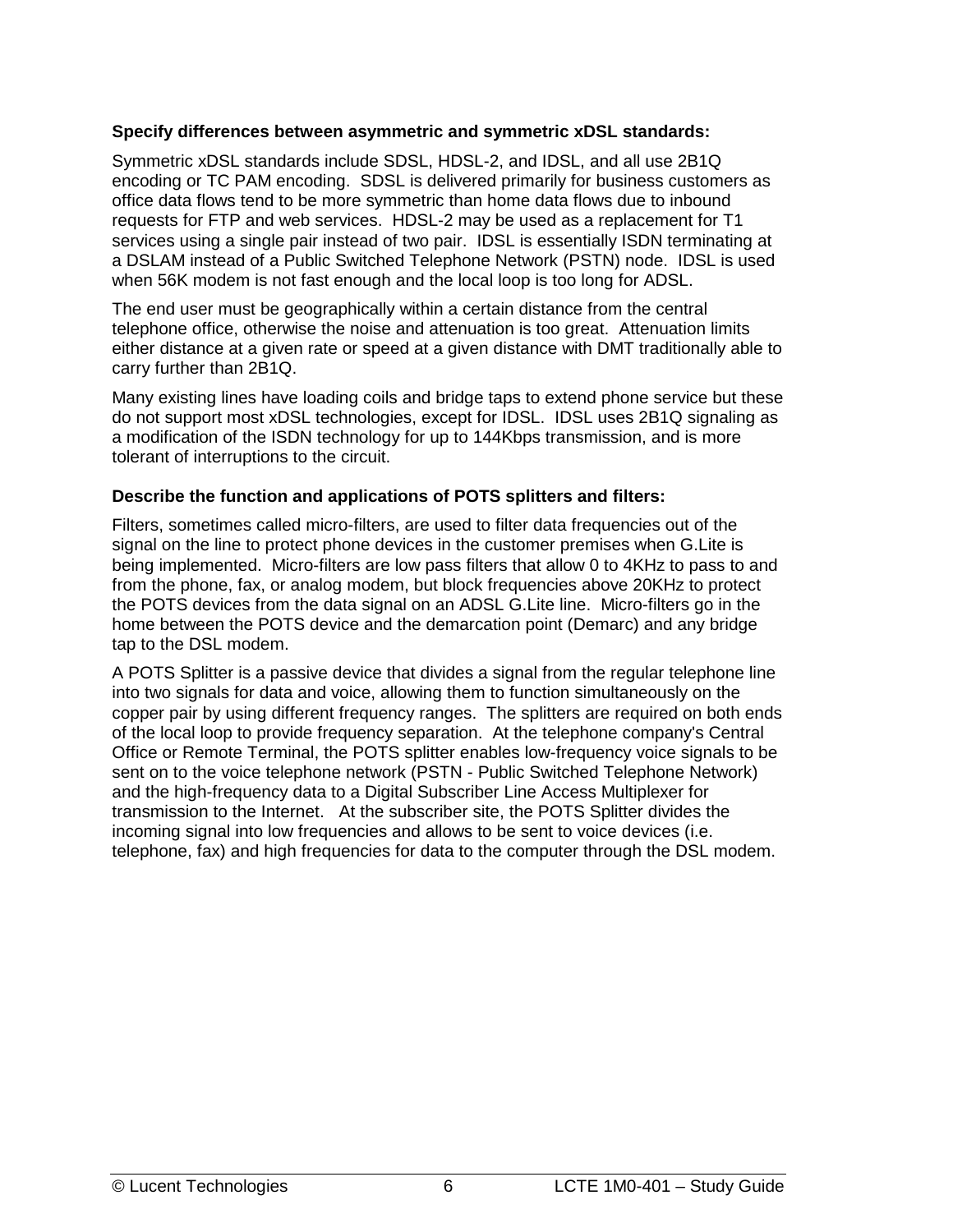**Specify differences between asymmetric and symmetric xDSL standards:**

Symmetric xDSL standards include SDSL, HDSL-2, and IDSL, and all use 2B1Q encoding or TC PAM encoding.  SDSL is delivered primarily for business customers as office data flows tend to be more symmetric than home data flows due to inbound requests for FTP and web services.  HDSL-2 may be used as a replacement for T1 services using a single pair instead of two pair.  IDSL is essentially ISDN terminating at a DSLAM instead of a Public Switched Telephone Network (PSTN) node.  IDSL is used when 56K modem is not fast enough and the local loop is too long for ADSL.

The end user must be geographically within a certain distance from the central telephone office, otherwise the noise and attenuation is too great.  Attenuation limits either distance at a given rate or speed at a given distance with DMT traditionally able to carry further than 2B1Q.

Many existing lines have loading coils and bridge taps to extend phone service but these do not support most xDSL technologies, except for IDSL.  IDSL uses 2B1Q signaling as a modification of the ISDN technology for up to 144Kbps transmission, and is more tolerant of interruptions to the circuit.

**Describe the function and applications of POTS splitters and filters:**

Filters, sometimes called micro-filters, are used to filter data frequencies out of the signal on the line to protect phone devices in the customer premises when G.Lite is being implemented.  Micro-filters are low pass filters that allow 0 to 4KHz to pass to and from the phone, fax, or analog modem, but block frequencies above 20KHz to protect the POTS devices from the data signal on an ADSL G.Lite line.  Micro-filters go in the home between the POTS device and the demarcation point (Demarc) and any bridge tap to the DSL modem.

A POTS Splitter is a passive device that divides a signal from the regular telephone line into two signals for data and voice, allowing them to function simultaneously on the copper pair by using different frequency ranges.  The splitters are required on both ends of the local loop to provide frequency separation.  At the telephone company's Central Office or Remote Terminal, the POTS splitter enables low-frequency voice signals to be sent on to the voice telephone network (PSTN - Public Switched Telephone Network) and the high-frequency data to a Digital Subscriber Line Access Multiplexer for transmission to the Internet.   At the subscriber site, the POTS Splitter divides the incoming signal into low frequencies and allows to be sent to voice devices (i.e. telephone, fax) and high frequencies for data to the computer through the DSL modem.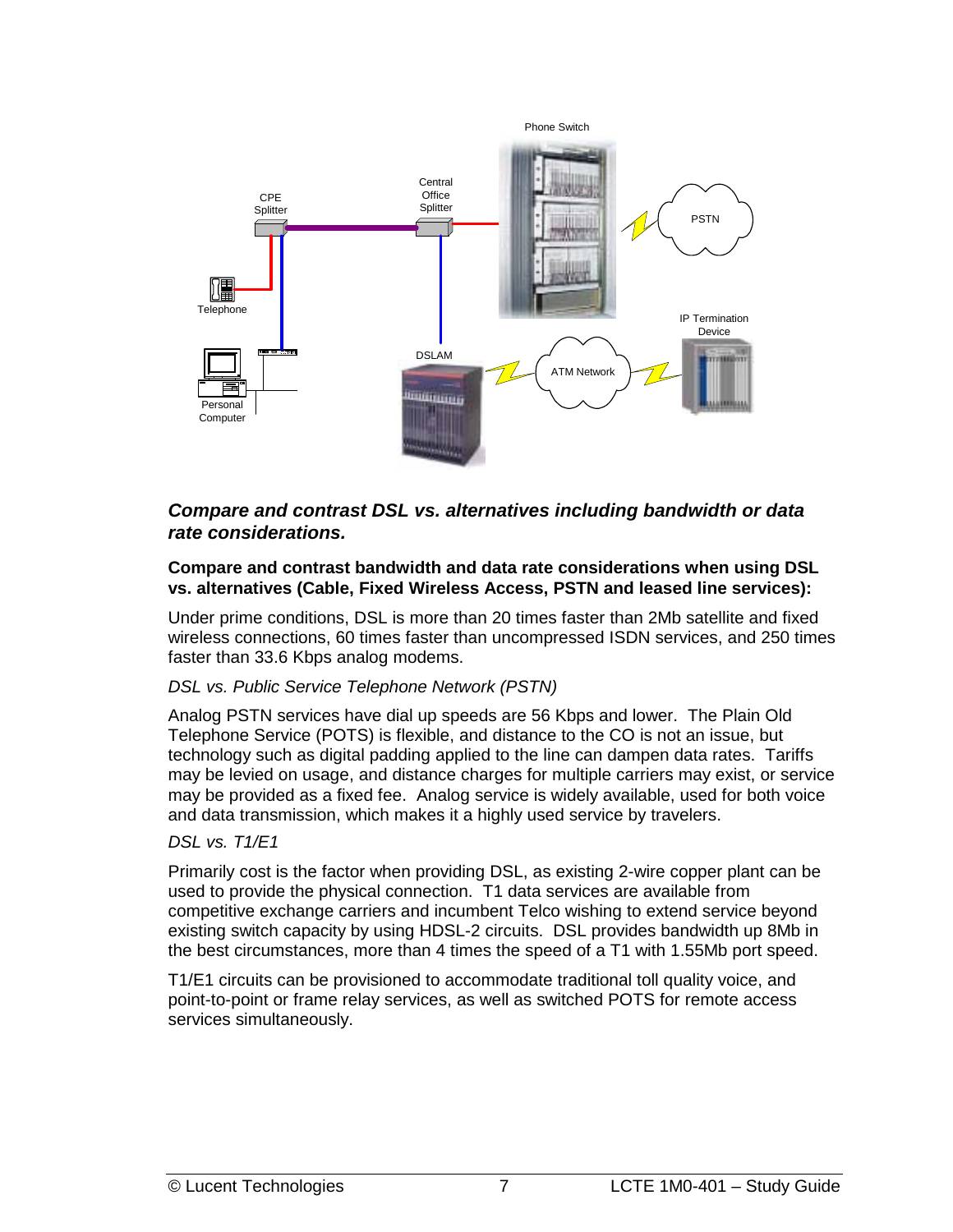## *Compare and contrast DSL vs. alternatives including bandwidth or data rate considerations.*

**Compare and contrast bandwidth and data rate considerations when using DSL vs. alternatives (Cable, Fixed Wireless Access, PSTN and leased line services):**

Under prime conditions, DSL is more than 20 times faster than 2Mb satellite and fixed wireless connections, 60 times faster than uncompressed ISDN services, and 250 times faster than 33.6 Kbps analog modems.

*DSL vs. Public Service Telephone Network (PSTN)*

Analog PSTN services have dial up speeds are 56 Kbps and lower. The Plain Old Telephone Service (POTS) is flexible, and distance to the CO is not an issue, but technology such as digital padding applied to the line can dampen data rates. Tariffs may be levied on usage, and distance charges for multiple carriers may exist, or service may be provided as a fixed fee. Analog service is widely available, used for both voice and data transmission, which makes it a highly used service by travelers.

*DSL vs. T1/E1*

Primarily cost is the factor when providing DSL, as existing 2-wire copper plant can be used to provide the physical connection. T1 data services are available from competitive exchange carriers and incumbent Telco wishing to extend service beyond existing switch capacity by using HDSL-2 circuits. DSL provides bandwidth up 8Mb in the best circumstances, more than 4 times the speed of a T1 with 1.55Mb port speed.

T1/E1 circuits can be provisioned to accommodate traditional toll quality voice, and point-to-point or frame relay services, as well as switched POTS for remote access services simultaneously.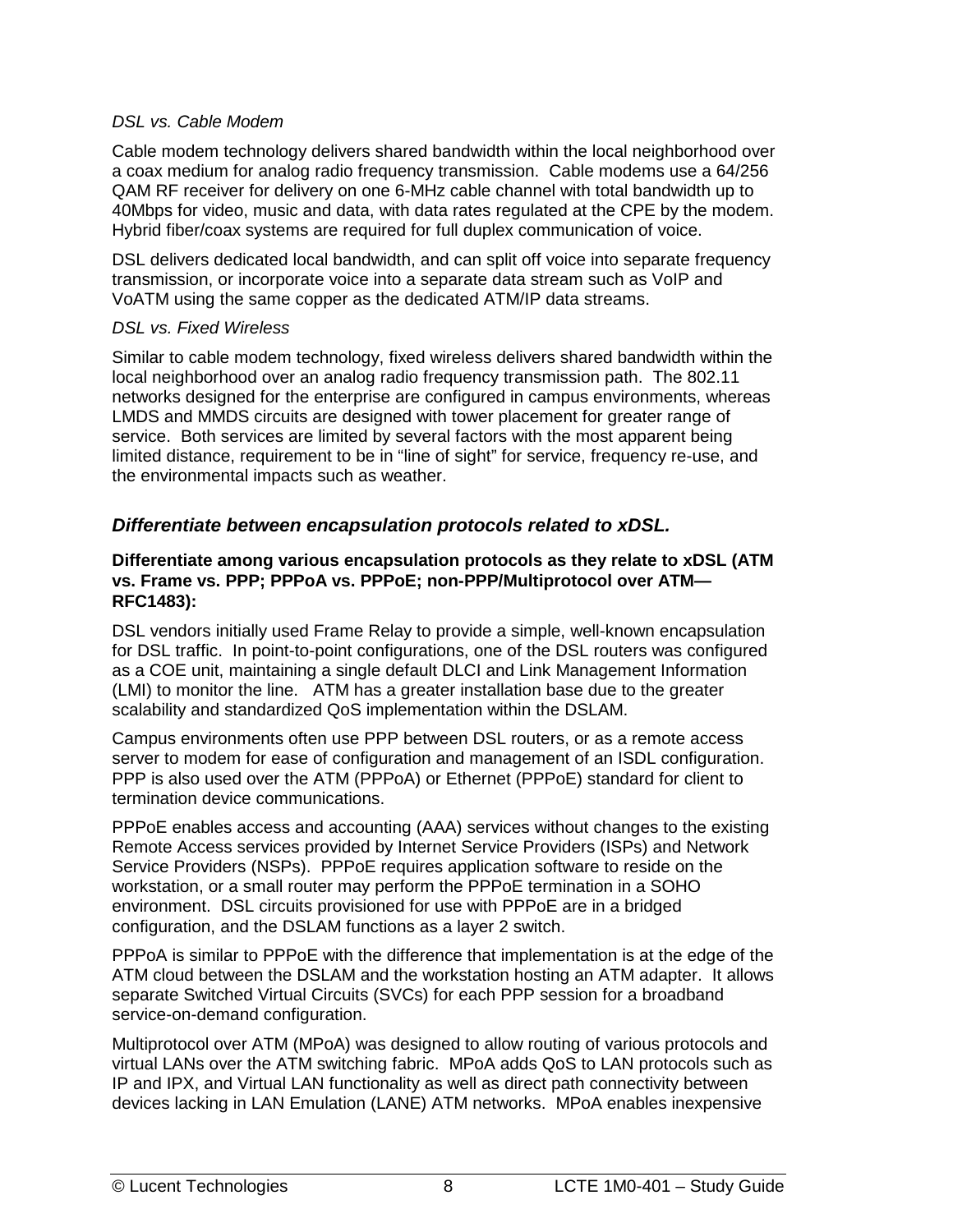*DSL vs. Cable Modem*

Cable modem technology delivers shared bandwidth within the local neighborhood over a coax medium for analog radio frequency transmission. Cable modems use a 64/256 QAM RF receiver for delivery on one 6-MHz cable channel with total bandwidth up to 40Mbps for video, music and data, with data rates regulated at the CPE by the modem. Hybrid fiber/coax systems are required for full duplex communication of voice.

DSL delivers dedicated local bandwidth, and can split off voice into separate frequency transmission, or incorporate voice into a separate data stream such as VoIP and VoATM using the same copper as the dedicated ATM/IP data streams.

*DSL vs. Fixed Wireless*

Similar to cable modem technology, fixed wireless delivers shared bandwidth within the local neighborhood over an analog radio frequency transmission path. The 802.11 networks designed for the enterprise are configured in campus environments, whereas LMDS and MMDS circuits are designed with tower placement for greater range of service. Both services are limited by several factors with the most apparent being limited distance, requirement to be in "line of sight" for service, frequency re-use, and the environmental impacts such as weather.

## *Differentiate between encapsulation protocols related to xDSL.*

**Differentiate among various encapsulation protocols as they relate to xDSL (ATM vs. Frame vs. PPP; PPPoA vs. PPPoE; non-PPP/Multiprotocol over ATM—RFC1483):**

DSL vendors initially used Frame Relay to provide a simple, well-known encapsulation for DSL traffic. In point-to-point configurations, one of the DSL routers was configured as a COE unit, maintaining a single default DLCI and Link Management Information (LMI) to monitor the line. ATM has a greater installation base due to the greater scalability and standardized QoS implementation within the DSLAM.

Campus environments often use PPP between DSL routers, or as a remote access server to modem for ease of configuration and management of an ISDL configuration. PPP is also used over the ATM (PPPoA) or Ethernet (PPPoE) standard for client to termination device communications.

PPPoE enables access and accounting (AAA) services without changes to the existing Remote Access services provided by Internet Service Providers (ISPs) and Network Service Providers (NSPs). PPPoE requires application software to reside on the workstation, or a small router may perform the PPPoE termination in a SOHO environment. DSL circuits provisioned for use with PPPoE are in a bridged configuration, and the DSLAM functions as a layer 2 switch.

PPPoA is similar to PPPoE with the difference that implementation is at the edge of the ATM cloud between the DSLAM and the workstation hosting an ATM adapter. It allows separate Switched Virtual Circuits (SVCs) for each PPP session for a broadband service-on-demand configuration.

Multiprotocol over ATM (MPoA) was designed to allow routing of various protocols and virtual LANs over the ATM switching fabric. MPoA adds QoS to LAN protocols such as IP and IPX, and Virtual LAN functionality as well as direct path connectivity between devices lacking in LAN Emulation (LANE) ATM networks. MPoA enables inexpensive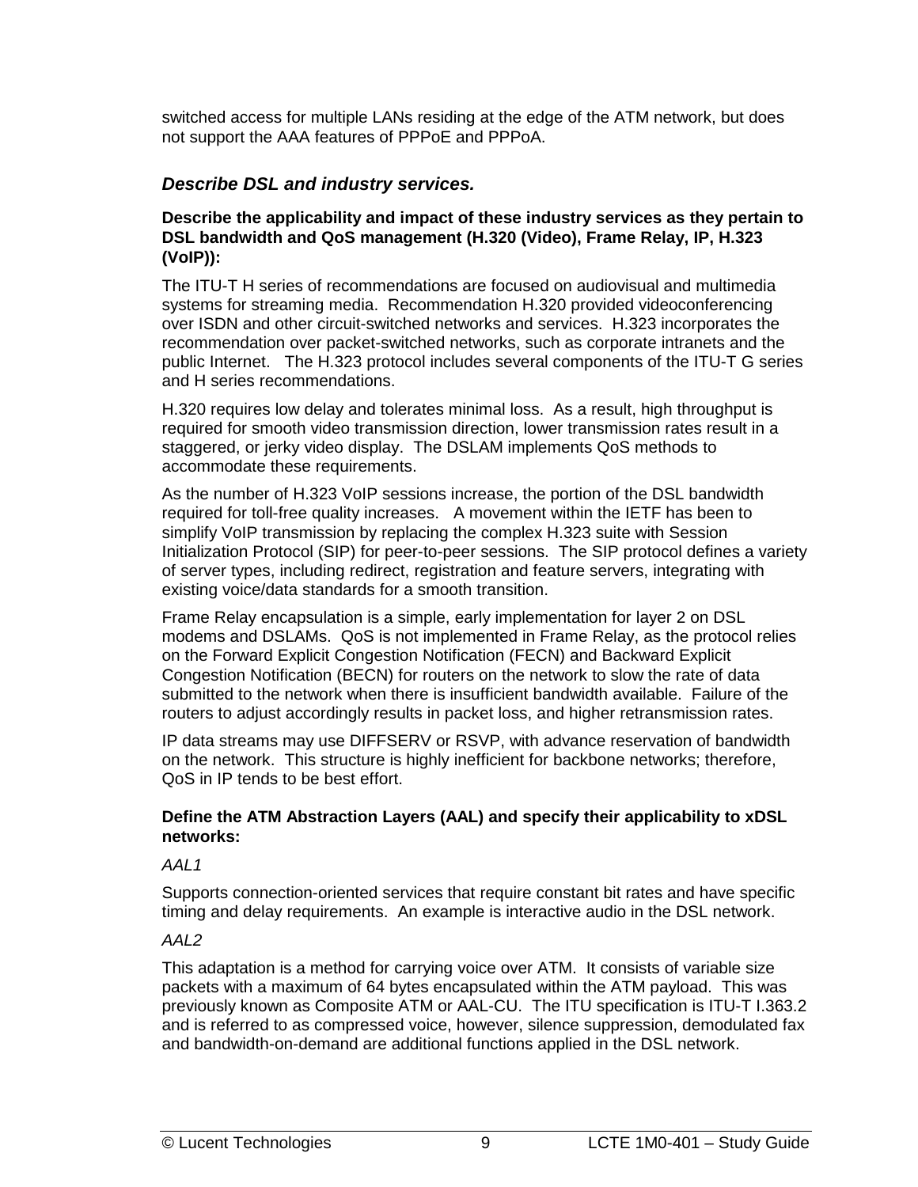switched access for multiple LANs residing at the edge of the ATM network, but does not support the AAA features of PPPoE and PPPoA.

### *Describe DSL and industry services.*

**Describe the applicability and impact of these industry services as they pertain to DSL bandwidth and QoS management (H.320 (Video), Frame Relay, IP, H.323 (VoIP)):**

The ITU-T H series of recommendations are focused on audiovisual and multimedia systems for streaming media. Recommendation H.320 provided videoconferencing over ISDN and other circuit-switched networks and services. H.323 incorporates the recommendation over packet-switched networks, such as corporate intranets and the public Internet. The H.323 protocol includes several components of the ITU-T G series and H series recommendations.

H.320 requires low delay and tolerates minimal loss. As a result, high throughput is required for smooth video transmission direction, lower transmission rates result in a staggered, or jerky video display. The DSLAM implements QoS methods to accommodate these requirements.

As the number of H.323 VoIP sessions increase, the portion of the DSL bandwidth required for toll-free quality increases. A movement within the IETF has been to simplify VoIP transmission by replacing the complex H.323 suite with Session Initialization Protocol (SIP) for peer-to-peer sessions. The SIP protocol defines a variety of server types, including redirect, registration and feature servers, integrating with existing voice/data standards for a smooth transition.

Frame Relay encapsulation is a simple, early implementation for layer 2 on DSL modems and DSLAMs. QoS is not implemented in Frame Relay, as the protocol relies on the Forward Explicit Congestion Notification (FECN) and Backward Explicit Congestion Notification (BECN) for routers on the network to slow the rate of data submitted to the network when there is insufficient bandwidth available. Failure of the routers to adjust accordingly results in packet loss, and higher retransmission rates.

IP data streams may use DIFFSERV or RSVP, with advance reservation of bandwidth on the network. This structure is highly inefficient for backbone networks; therefore, QoS in IP tends to be best effort.

**Define the ATM Abstraction Layers (AAL) and specify their applicability to xDSL networks:**

*AAL1*

Supports connection-oriented services that require constant bit rates and have specific timing and delay requirements. An example is interactive audio in the DSL network.

*AAL2*

This adaptation is a method for carrying voice over ATM. It consists of variable size packets with a maximum of 64 bytes encapsulated within the ATM payload. This was previously known as Composite ATM or AAL-CU. The ITU specification is ITU-T I.363.2 and is referred to as compressed voice, however, silence suppression, demodulated fax and bandwidth-on-demand are additional functions applied in the DSL network.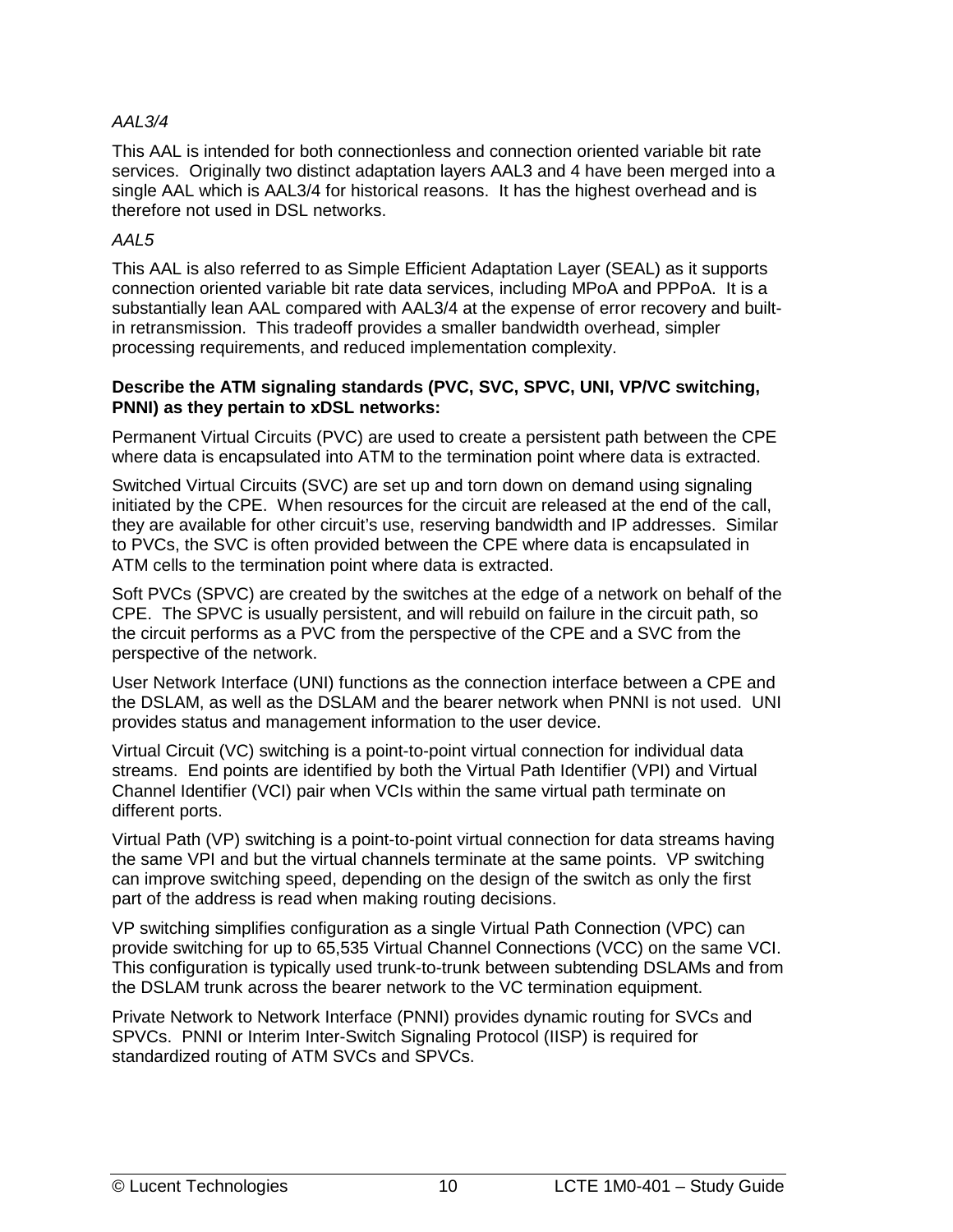*AAL3/4*

This AAL is intended for both connectionless and connection oriented variable bit rate services. Originally two distinct adaptation layers AAL3 and 4 have been merged into a single AAL which is AAL3/4 for historical reasons. It has the highest overhead and is therefore not used in DSL networks.

*AAL5*

This AAL is also referred to as Simple Efficient Adaptation Layer (SEAL) as it supports connection oriented variable bit rate data services, including MPoA and PPPoA. It is a substantially lean AAL compared with AAL3/4 at the expense of error recovery and built-in retransmission. This tradeoff provides a smaller bandwidth overhead, simpler processing requirements, and reduced implementation complexity.

**Describe the ATM signaling standards (PVC, SVC, SPVC, UNI, VP/VC switching, PNNI) as they pertain to xDSL networks:**

Permanent Virtual Circuits (PVC) are used to create a persistent path between the CPE where data is encapsulated into ATM to the termination point where data is extracted.

Switched Virtual Circuits (SVC) are set up and torn down on demand using signaling initiated by the CPE. When resources for the circuit are released at the end of the call, they are available for other circuit's use, reserving bandwidth and IP addresses. Similar to PVCs, the SVC is often provided between the CPE where data is encapsulated in ATM cells to the termination point where data is extracted.

Soft PVCs (SPVC) are created by the switches at the edge of a network on behalf of the CPE. The SPVC is usually persistent, and will rebuild on failure in the circuit path, so the circuit performs as a PVC from the perspective of the CPE and a SVC from the perspective of the network.

User Network Interface (UNI) functions as the connection interface between a CPE and the DSLAM, as well as the DSLAM and the bearer network when PNNI is not used. UNI provides status and management information to the user device.

Virtual Circuit (VC) switching is a point-to-point virtual connection for individual data streams. End points are identified by both the Virtual Path Identifier (VPI) and Virtual Channel Identifier (VCI) pair when VCIs within the same virtual path terminate on different ports.

Virtual Path (VP) switching is a point-to-point virtual connection for data streams having the same VPI and but the virtual channels terminate at the same points. VP switching can improve switching speed, depending on the design of the switch as only the first part of the address is read when making routing decisions.

VP switching simplifies configuration as a single Virtual Path Connection (VPC) can provide switching for up to 65,535 Virtual Channel Connections (VCC) on the same VCI. This configuration is typically used trunk-to-trunk between subtending DSLAMs and from the DSLAM trunk across the bearer network to the VC termination equipment.

Private Network to Network Interface (PNNI) provides dynamic routing for SVCs and SPVCs. PNNI or Interim Inter-Switch Signaling Protocol (IISP) is required for standardized routing of ATM SVCs and SPVCs.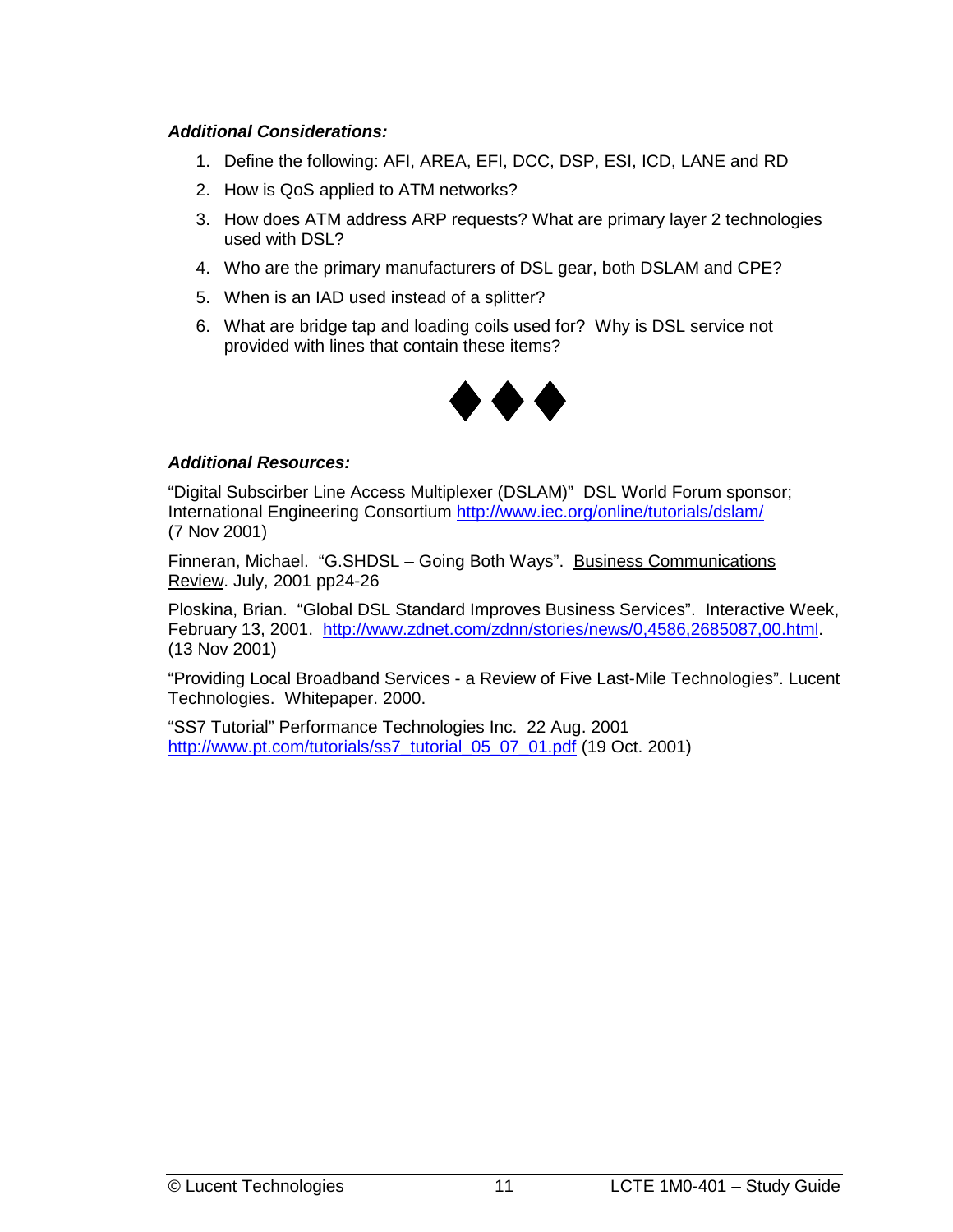***Additional Considerations:***

1. Define the following: AFI, AREA, EFI, DCC, DSP, ESI, ICD, LANE and RD
2. How is QoS applied to ATM networks?
3. How does ATM address ARP requests? What are primary layer 2 technologies used with DSL?
4. Who are the primary manufacturers of DSL gear, both DSLAM and CPE?
5. When is an IAD used instead of a splitter?
6. What are bridge tap and loading coils used for? Why is DSL service not provided with lines that contain these items?

◆◆◆

***Additional Resources:***

"Digital Subscirber Line Access Multiplexer (DSLAM)" DSL World Forum sponsor; International Engineering Consortium http://www.iec.org/online/tutorials/dslam/ (7 Nov 2001)

Finneran, Michael. "G.SHDSL – Going Both Ways". Business Communications Review. July, 2001 pp24-26

Ploskina, Brian. "Global DSL Standard Improves Business Services". Interactive Week, February 13, 2001. http://www.zdnet.com/zdnn/stories/news/0,4586,2685087,00.html. (13 Nov 2001)

"Providing Local Broadband Services - a Review of Five Last-Mile Technologies". Lucent Technologies. Whitepaper. 2000.

"SS7 Tutorial" Performance Technologies Inc. 22 Aug. 2001 http://www.pt.com/tutorials/ss7_tutorial_05_07_01.pdf (19 Oct. 2001)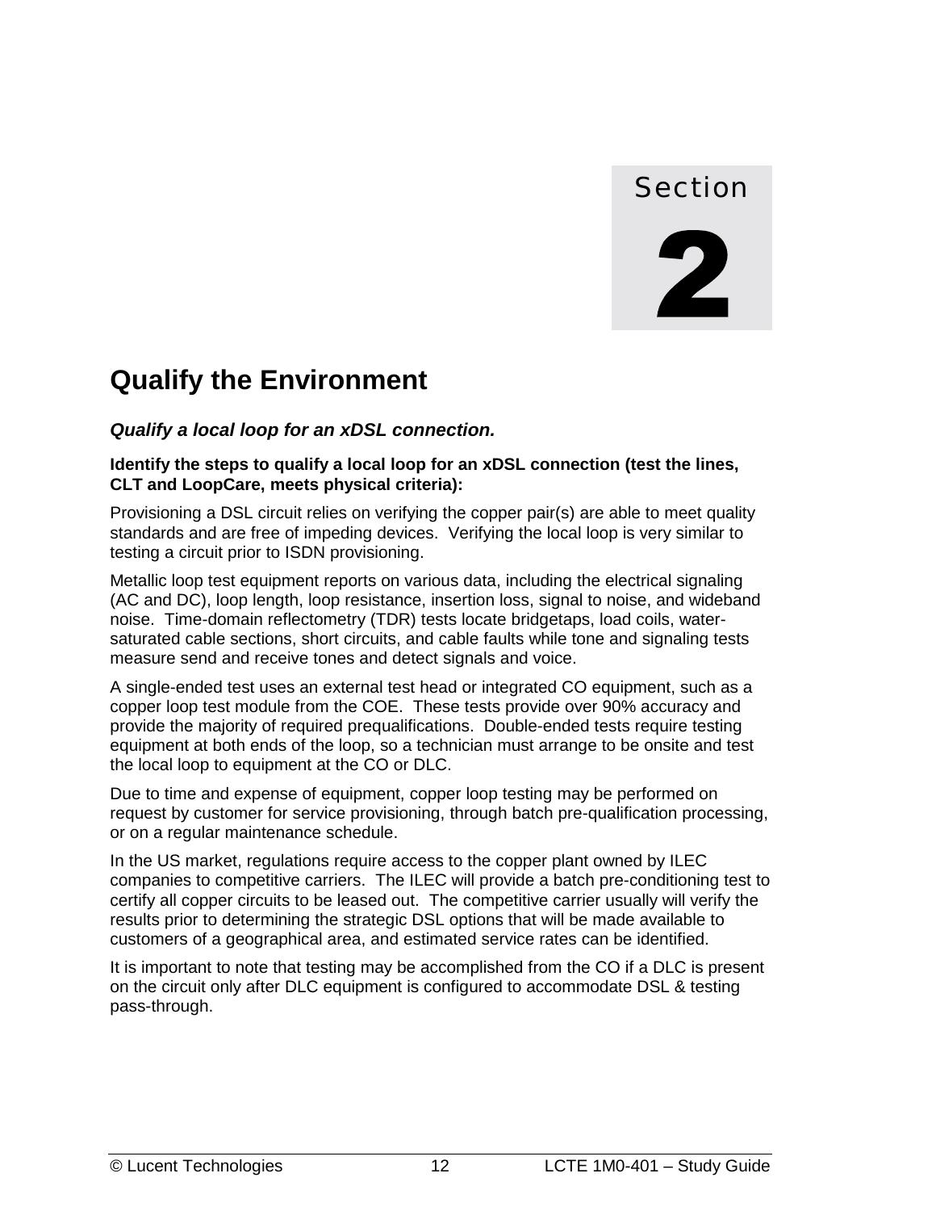Section

2

# Qualify the Environment

## *Qualify a local loop for an xDSL connection.*

**Identify the steps to qualify a local loop for an xDSL connection (test the lines, CLT and LoopCare, meets physical criteria):**

Provisioning a DSL circuit relies on verifying the copper pair(s) are able to meet quality standards and are free of impeding devices. Verifying the local loop is very similar to testing a circuit prior to ISDN provisioning.

Metallic loop test equipment reports on various data, including the electrical signaling (AC and DC), loop length, loop resistance, insertion loss, signal to noise, and wideband noise. Time-domain reflectometry (TDR) tests locate bridgetaps, load coils, water-saturated cable sections, short circuits, and cable faults while tone and signaling tests measure send and receive tones and detect signals and voice.

A single-ended test uses an external test head or integrated CO equipment, such as a copper loop test module from the COE. These tests provide over 90% accuracy and provide the majority of required prequalifications. Double-ended tests require testing equipment at both ends of the loop, so a technician must arrange to be onsite and test the local loop to equipment at the CO or DLC.

Due to time and expense of equipment, copper loop testing may be performed on request by customer for service provisioning, through batch pre-qualification processing, or on a regular maintenance schedule.

In the US market, regulations require access to the copper plant owned by ILEC companies to competitive carriers. The ILEC will provide a batch pre-conditioning test to certify all copper circuits to be leased out. The competitive carrier usually will verify the results prior to determining the strategic DSL options that will be made available to customers of a geographical area, and estimated service rates can be identified.

It is important to note that testing may be accomplished from the CO if a DLC is present on the circuit only after DLC equipment is configured to accommodate DSL & testing pass-through.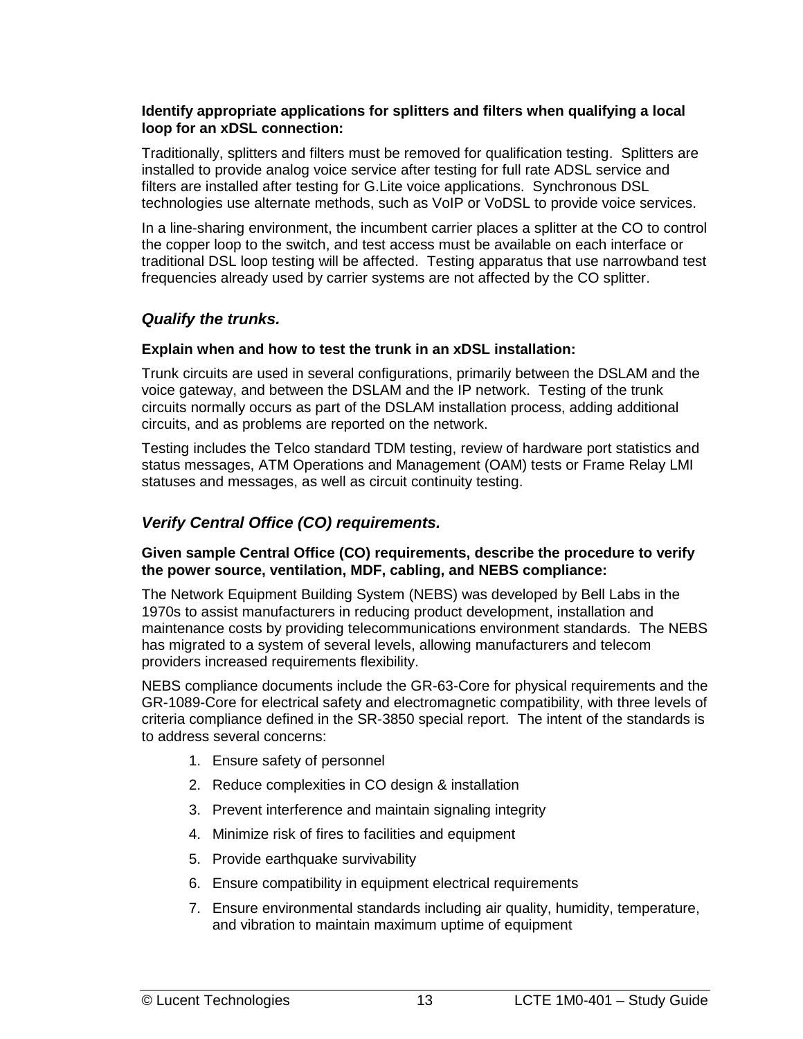**Identify appropriate applications for splitters and filters when qualifying a local loop for an xDSL connection:**

Traditionally, splitters and filters must be removed for qualification testing. Splitters are installed to provide analog voice service after testing for full rate ADSL service and filters are installed after testing for G.Lite voice applications. Synchronous DSL technologies use alternate methods, such as VoIP or VoDSL to provide voice services.

In a line-sharing environment, the incumbent carrier places a splitter at the CO to control the copper loop to the switch, and test access must be available on each interface or traditional DSL loop testing will be affected. Testing apparatus that use narrowband test frequencies already used by carrier systems are not affected by the CO splitter.

## *Qualify the trunks.*

**Explain when and how to test the trunk in an xDSL installation:**

Trunk circuits are used in several configurations, primarily between the DSLAM and the voice gateway, and between the DSLAM and the IP network. Testing of the trunk circuits normally occurs as part of the DSLAM installation process, adding additional circuits, and as problems are reported on the network.

Testing includes the Telco standard TDM testing, review of hardware port statistics and status messages, ATM Operations and Management (OAM) tests or Frame Relay LMI statuses and messages, as well as circuit continuity testing.

## *Verify Central Office (CO) requirements.*

**Given sample Central Office (CO) requirements, describe the procedure to verify the power source, ventilation, MDF, cabling, and NEBS compliance:**

The Network Equipment Building System (NEBS) was developed by Bell Labs in the 1970s to assist manufacturers in reducing product development, installation and maintenance costs by providing telecommunications environment standards. The NEBS has migrated to a system of several levels, allowing manufacturers and telecom providers increased requirements flexibility.

NEBS compliance documents include the GR-63-Core for physical requirements and the GR-1089-Core for electrical safety and electromagnetic compatibility, with three levels of criteria compliance defined in the SR-3850 special report. The intent of the standards is to address several concerns:

1. Ensure safety of personnel
2. Reduce complexities in CO design & installation
3. Prevent interference and maintain signaling integrity
4. Minimize risk of fires to facilities and equipment
5. Provide earthquake survivability
6. Ensure compatibility in equipment electrical requirements
7. Ensure environmental standards including air quality, humidity, temperature, and vibration to maintain maximum uptime of equipment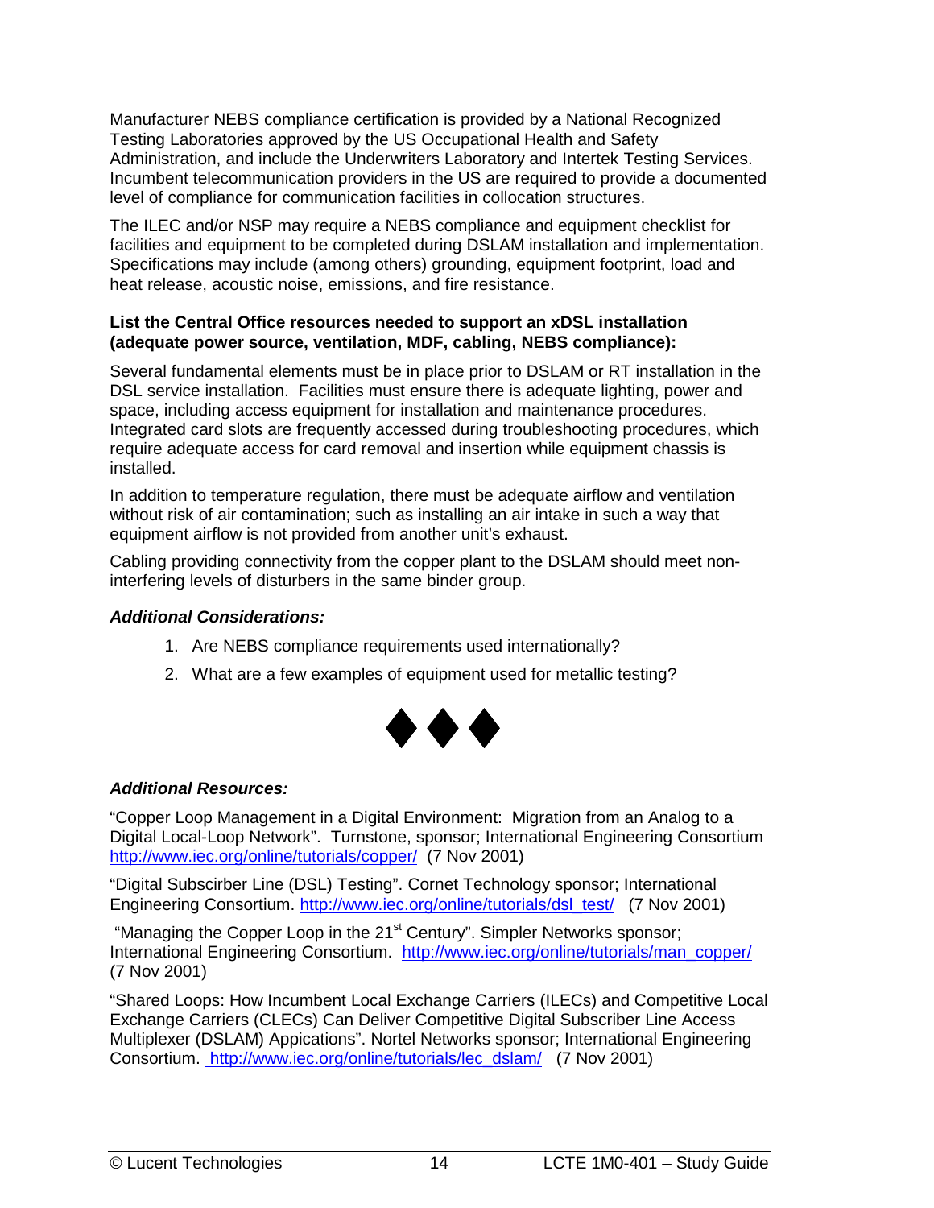Manufacturer NEBS compliance certification is provided by a National Recognized Testing Laboratories approved by the US Occupational Health and Safety Administration, and include the Underwriters Laboratory and Intertek Testing Services. Incumbent telecommunication providers in the US are required to provide a documented level of compliance for communication facilities in collocation structures.

The ILEC and/or NSP may require a NEBS compliance and equipment checklist for facilities and equipment to be completed during DSLAM installation and implementation. Specifications may include (among others) grounding, equipment footprint, load and heat release, acoustic noise, emissions, and fire resistance.

**List the Central Office resources needed to support an xDSL installation (adequate power source, ventilation, MDF, cabling, NEBS compliance):**

Several fundamental elements must be in place prior to DSLAM or RT installation in the DSL service installation. Facilities must ensure there is adequate lighting, power and space, including access equipment for installation and maintenance procedures. Integrated card slots are frequently accessed during troubleshooting procedures, which require adequate access for card removal and insertion while equipment chassis is installed.

In addition to temperature regulation, there must be adequate airflow and ventilation without risk of air contamination; such as installing an air intake in such a way that equipment airflow is not provided from another unit's exhaust.

Cabling providing connectivity from the copper plant to the DSLAM should meet non-interfering levels of disturbers in the same binder group.

***Additional Considerations:***

1. Are NEBS compliance requirements used internationally?
2. What are a few examples of equipment used for metallic testing?

◆◆◆

***Additional Resources:***

"Copper Loop Management in a Digital Environment: Migration from an Analog to a Digital Local-Loop Network". Turnstone, sponsor; International Engineering Consortium http://www.iec.org/online/tutorials/copper/ (7 Nov 2001)

"Digital Subscirber Line (DSL) Testing". Cornet Technology sponsor; International Engineering Consortium. http://www.iec.org/online/tutorials/dsl_test/ (7 Nov 2001)

"Managing the Copper Loop in the 21st Century". Simpler Networks sponsor; International Engineering Consortium. http://www.iec.org/online/tutorials/man_copper/ (7 Nov 2001)

"Shared Loops: How Incumbent Local Exchange Carriers (ILECs) and Competitive Local Exchange Carriers (CLECs) Can Deliver Competitive Digital Subscriber Line Access Multiplexer (DSLAM) Appications". Nortel Networks sponsor; International Engineering Consortium. http://www.iec.org/online/tutorials/lec_dslam/ (7 Nov 2001)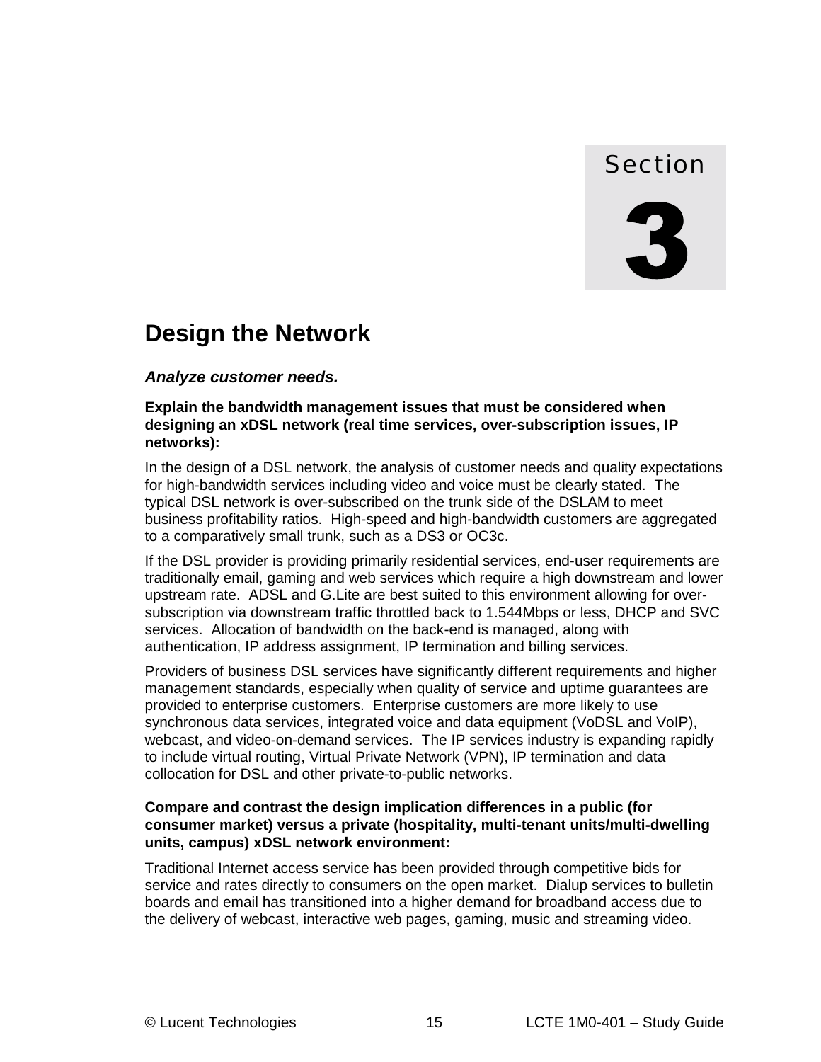# Section 3

# Design the Network

## *Analyze customer needs.*

**Explain the bandwidth management issues that must be considered when designing an xDSL network (real time services, over-subscription issues, IP networks):**

In the design of a DSL network, the analysis of customer needs and quality expectations for high-bandwidth services including video and voice must be clearly stated. The typical DSL network is over-subscribed on the trunk side of the DSLAM to meet business profitability ratios. High-speed and high-bandwidth customers are aggregated to a comparatively small trunk, such as a DS3 or OC3c.

If the DSL provider is providing primarily residential services, end-user requirements are traditionally email, gaming and web services which require a high downstream and lower upstream rate. ADSL and G.Lite are best suited to this environment allowing for over-subscription via downstream traffic throttled back to 1.544Mbps or less, DHCP and SVC services. Allocation of bandwidth on the back-end is managed, along with authentication, IP address assignment, IP termination and billing services.

Providers of business DSL services have significantly different requirements and higher management standards, especially when quality of service and uptime guarantees are provided to enterprise customers. Enterprise customers are more likely to use synchronous data services, integrated voice and data equipment (VoDSL and VoIP), webcast, and video-on-demand services. The IP services industry is expanding rapidly to include virtual routing, Virtual Private Network (VPN), IP termination and data collocation for DSL and other private-to-public networks.

**Compare and contrast the design implication differences in a public (for consumer market) versus a private (hospitality, multi-tenant units/multi-dwelling units, campus) xDSL network environment:**

Traditional Internet access service has been provided through competitive bids for service and rates directly to consumers on the open market. Dialup services to bulletin boards and email has transitioned into a higher demand for broadband access due to the delivery of webcast, interactive web pages, gaming, music and streaming video.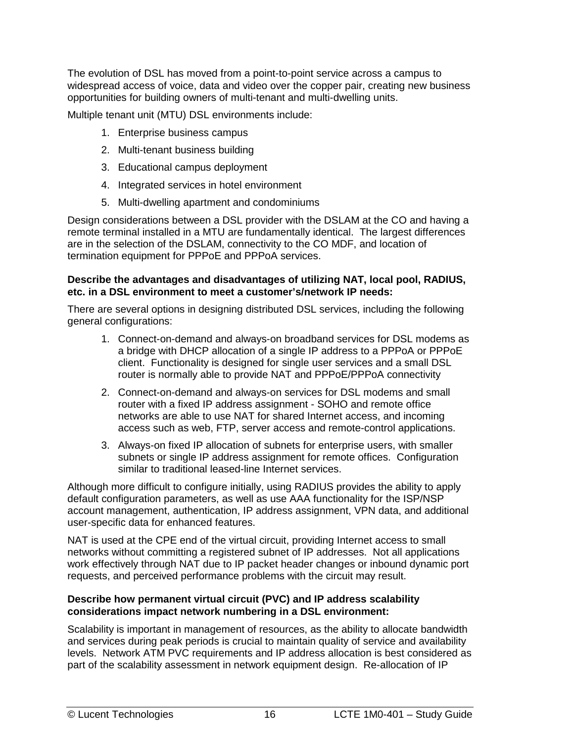The evolution of DSL has moved from a point-to-point service across a campus to widespread access of voice, data and video over the copper pair, creating new business opportunities for building owners of multi-tenant and multi-dwelling units.

Multiple tenant unit (MTU) DSL environments include:

1. Enterprise business campus
2. Multi-tenant business building
3. Educational campus deployment
4. Integrated services in hotel environment
5. Multi-dwelling apartment and condominiums

Design considerations between a DSL provider with the DSLAM at the CO and having a remote terminal installed in a MTU are fundamentally identical. The largest differences are in the selection of the DSLAM, connectivity to the CO MDF, and location of termination equipment for PPPoE and PPPoA services.

**Describe the advantages and disadvantages of utilizing NAT, local pool, RADIUS, etc. in a DSL environment to meet a customer's/network IP needs:**

There are several options in designing distributed DSL services, including the following general configurations:

1. Connect-on-demand and always-on broadband services for DSL modems as a bridge with DHCP allocation of a single IP address to a PPPoA or PPPoE client. Functionality is designed for single user services and a small DSL router is normally able to provide NAT and PPPoE/PPPoA connectivity
2. Connect-on-demand and always-on services for DSL modems and small router with a fixed IP address assignment - SOHO and remote office networks are able to use NAT for shared Internet access, and incoming access such as web, FTP, server access and remote-control applications.
3. Always-on fixed IP allocation of subnets for enterprise users, with smaller subnets or single IP address assignment for remote offices. Configuration similar to traditional leased-line Internet services.

Although more difficult to configure initially, using RADIUS provides the ability to apply default configuration parameters, as well as use AAA functionality for the ISP/NSP account management, authentication, IP address assignment, VPN data, and additional user-specific data for enhanced features.

NAT is used at the CPE end of the virtual circuit, providing Internet access to small networks without committing a registered subnet of IP addresses. Not all applications work effectively through NAT due to IP packet header changes or inbound dynamic port requests, and perceived performance problems with the circuit may result.

**Describe how permanent virtual circuit (PVC) and IP address scalability considerations impact network numbering in a DSL environment:**

Scalability is important in management of resources, as the ability to allocate bandwidth and services during peak periods is crucial to maintain quality of service and availability levels. Network ATM PVC requirements and IP address allocation is best considered as part of the scalability assessment in network equipment design. Re-allocation of IP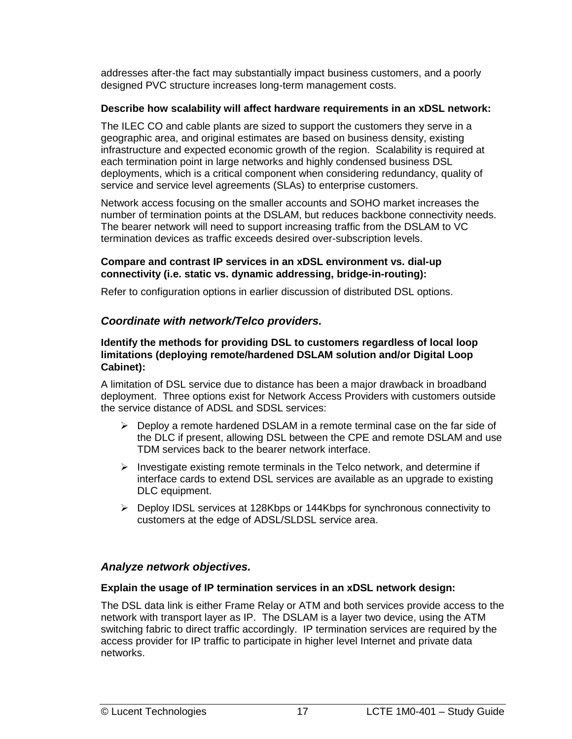addresses after-the fact may substantially impact business customers, and a poorly designed PVC structure increases long-term management costs.

**Describe how scalability will affect hardware requirements in an xDSL network:**

The ILEC CO and cable plants are sized to support the customers they serve in a geographic area, and original estimates are based on business density, existing infrastructure and expected economic growth of the region. Scalability is required at each termination point in large networks and highly condensed business DSL deployments, which is a critical component when considering redundancy, quality of service and service level agreements (SLAs) to enterprise customers.

Network access focusing on the smaller accounts and SOHO market increases the number of termination points at the DSLAM, but reduces backbone connectivity needs. The bearer network will need to support increasing traffic from the DSLAM to VC termination devices as traffic exceeds desired over-subscription levels.

**Compare and contrast IP services in an xDSL environment vs. dial-up connectivity (i.e. static vs. dynamic addressing, bridge-in-routing):**

Refer to configuration options in earlier discussion of distributed DSL options.

### *Coordinate with network/Telco providers.*

**Identify the methods for providing DSL to customers regardless of local loop limitations (deploying remote/hardened DSLAM solution and/or Digital Loop Cabinet):**

A limitation of DSL service due to distance has been a major drawback in broadband deployment. Three options exist for Network Access Providers with customers outside the service distance of ADSL and SDSL services:

- Deploy a remote hardened DSLAM in a remote terminal case on the far side of the DLC if present, allowing DSL between the CPE and remote DSLAM and use TDM services back to the bearer network interface.
- Investigate existing remote terminals in the Telco network, and determine if interface cards to extend DSL services are available as an upgrade to existing DLC equipment.
- Deploy IDSL services at 128Kbps or 144Kbps for synchronous connectivity to customers at the edge of ADSL/SLDSL service area.

### *Analyze network objectives.*

**Explain the usage of IP termination services in an xDSL network design:**

The DSL data link is either Frame Relay or ATM and both services provide access to the network with transport layer as IP. The DSLAM is a layer two device, using the ATM switching fabric to direct traffic accordingly. IP termination services are required by the access provider for IP traffic to participate in higher level Internet and private data networks.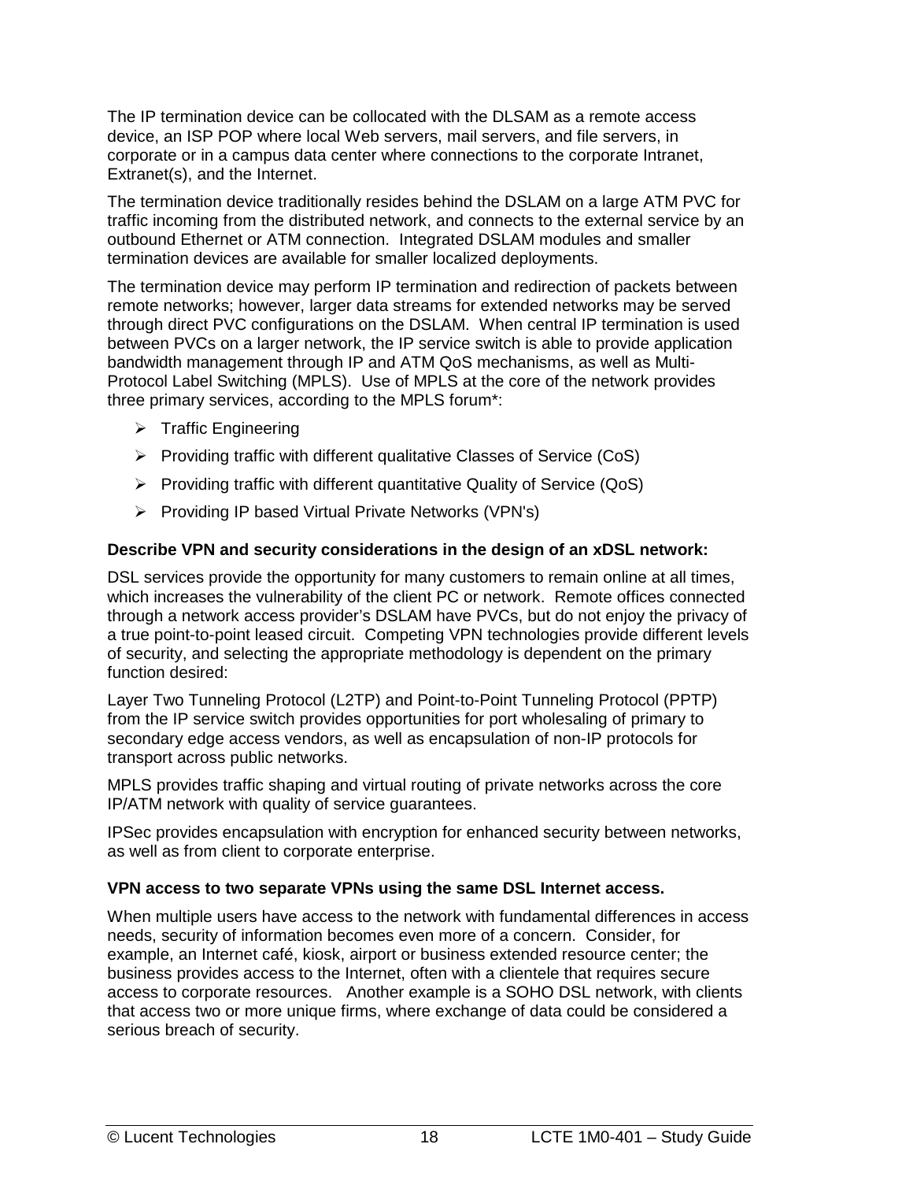The IP termination device can be collocated with the DLSAM as a remote access device, an ISP POP where local Web servers, mail servers, and file servers, in corporate or in a campus data center where connections to the corporate Intranet, Extranet(s), and the Internet.

The termination device traditionally resides behind the DSLAM on a large ATM PVC for traffic incoming from the distributed network, and connects to the external service by an outbound Ethernet or ATM connection. Integrated DSLAM modules and smaller termination devices are available for smaller localized deployments.

The termination device may perform IP termination and redirection of packets between remote networks; however, larger data streams for extended networks may be served through direct PVC configurations on the DSLAM. When central IP termination is used between PVCs on a larger network, the IP service switch is able to provide application bandwidth management through IP and ATM QoS mechanisms, as well as Multi-Protocol Label Switching (MPLS). Use of MPLS at the core of the network provides three primary services, according to the MPLS forum*:

- Traffic Engineering
- Providing traffic with different qualitative Classes of Service (CoS)
- Providing traffic with different quantitative Quality of Service (QoS)
- Providing IP based Virtual Private Networks (VPN's)

**Describe VPN and security considerations in the design of an xDSL network:**

DSL services provide the opportunity for many customers to remain online at all times, which increases the vulnerability of the client PC or network. Remote offices connected through a network access provider's DSLAM have PVCs, but do not enjoy the privacy of a true point-to-point leased circuit. Competing VPN technologies provide different levels of security, and selecting the appropriate methodology is dependent on the primary function desired:

Layer Two Tunneling Protocol (L2TP) and Point-to-Point Tunneling Protocol (PPTP) from the IP service switch provides opportunities for port wholesaling of primary to secondary edge access vendors, as well as encapsulation of non-IP protocols for transport across public networks.

MPLS provides traffic shaping and virtual routing of private networks across the core IP/ATM network with quality of service guarantees.

IPSec provides encapsulation with encryption for enhanced security between networks, as well as from client to corporate enterprise.

**VPN access to two separate VPNs using the same DSL Internet access.**

When multiple users have access to the network with fundamental differences in access needs, security of information becomes even more of a concern. Consider, for example, an Internet café, kiosk, airport or business extended resource center; the business provides access to the Internet, often with a clientele that requires secure access to corporate resources. Another example is a SOHO DSL network, with clients that access two or more unique firms, where exchange of data could be considered a serious breach of security.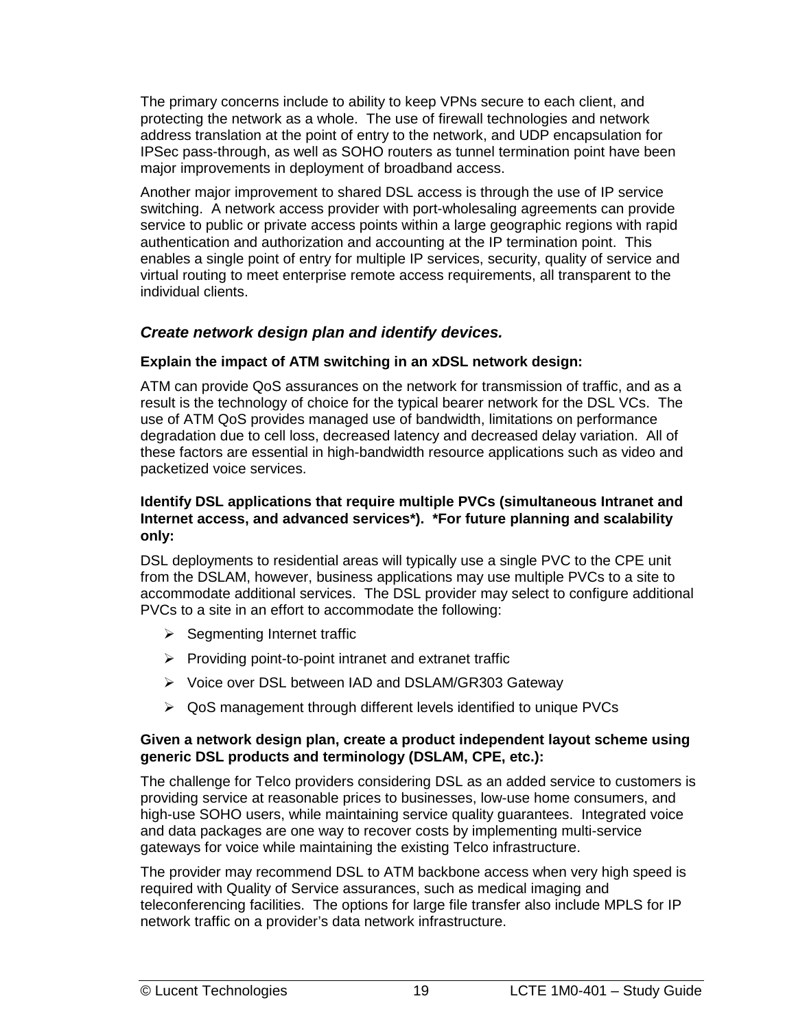The primary concerns include to ability to keep VPNs secure to each client, and protecting the network as a whole. The use of firewall technologies and network address translation at the point of entry to the network, and UDP encapsulation for IPSec pass-through, as well as SOHO routers as tunnel termination point have been major improvements in deployment of broadband access.

Another major improvement to shared DSL access is through the use of IP service switching. A network access provider with port-wholesaling agreements can provide service to public or private access points within a large geographic regions with rapid authentication and authorization and accounting at the IP termination point. This enables a single point of entry for multiple IP services, security, quality of service and virtual routing to meet enterprise remote access requirements, all transparent to the individual clients.

### *Create network design plan and identify devices.*

**Explain the impact of ATM switching in an xDSL network design:**

ATM can provide QoS assurances on the network for transmission of traffic, and as a result is the technology of choice for the typical bearer network for the DSL VCs. The use of ATM QoS provides managed use of bandwidth, limitations on performance degradation due to cell loss, decreased latency and decreased delay variation. All of these factors are essential in high-bandwidth resource applications such as video and packetized voice services.

**Identify DSL applications that require multiple PVCs (simultaneous Intranet and Internet access, and advanced services*). *For future planning and scalability only:**

DSL deployments to residential areas will typically use a single PVC to the CPE unit from the DSLAM, however, business applications may use multiple PVCs to a site to accommodate additional services. The DSL provider may select to configure additional PVCs to a site in an effort to accommodate the following:

- Segmenting Internet traffic
- Providing point-to-point intranet and extranet traffic
- Voice over DSL between IAD and DSLAM/GR303 Gateway
- QoS management through different levels identified to unique PVCs

**Given a network design plan, create a product independent layout scheme using generic DSL products and terminology (DSLAM, CPE, etc.):**

The challenge for Telco providers considering DSL as an added service to customers is providing service at reasonable prices to businesses, low-use home consumers, and high-use SOHO users, while maintaining service quality guarantees. Integrated voice and data packages are one way to recover costs by implementing multi-service gateways for voice while maintaining the existing Telco infrastructure.

The provider may recommend DSL to ATM backbone access when very high speed is required with Quality of Service assurances, such as medical imaging and teleconferencing facilities. The options for large file transfer also include MPLS for IP network traffic on a provider's data network infrastructure.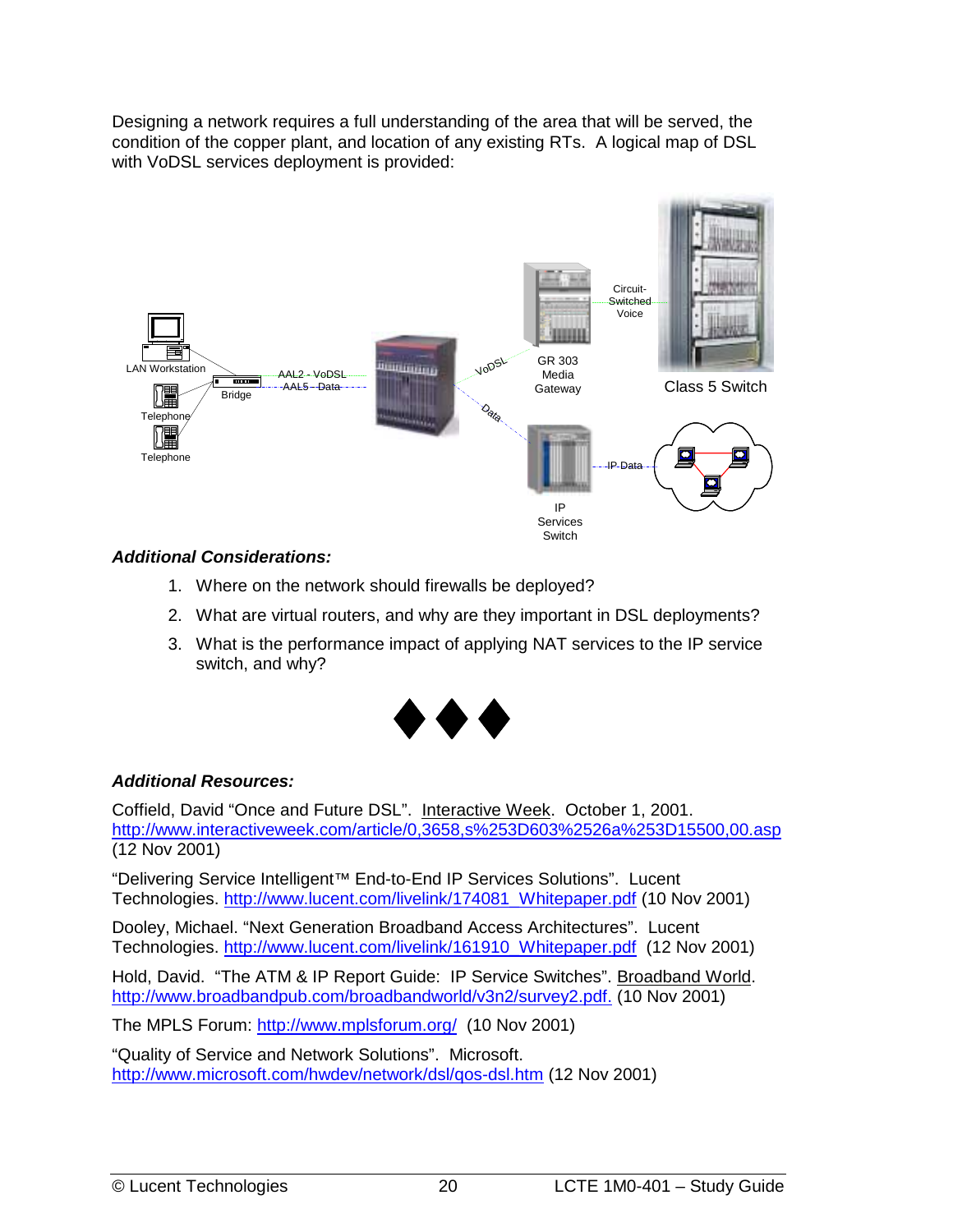Designing a network requires a full understanding of the area that will be served, the condition of the copper plant, and location of any existing RTs. A logical map of DSL with VoDSL services deployment is provided:

LAN Workstation | Telephone | Telephone | Bridge | AAL2 - VoDSL | AAL5 - Data | VoDSL | Data | GR 303 Media Gateway | Circuit-Switched Voice | Class 5 Switch | IP Services Switch | IP Data

***Additional Considerations:***

1. Where on the network should firewalls be deployed?
2. What are virtual routers, and why are they important in DSL deployments?
3. What is the performance impact of applying NAT services to the IP service switch, and why?

◆◆◆

***Additional Resources:***

Coffield, David "Once and Future DSL". Interactive Week. October 1, 2001. http://www.interactiveweek.com/article/0,3658,s%253D603%2526a%253D15500,00.asp (12 Nov 2001)

"Delivering Service Intelligent™ End-to-End IP Services Solutions". Lucent Technologies. http://www.lucent.com/livelink/174081_Whitepaper.pdf (10 Nov 2001)

Dooley, Michael. "Next Generation Broadband Access Architectures". Lucent Technologies. http://www.lucent.com/livelink/161910_Whitepaper.pdf (12 Nov 2001)

Hold, David. "The ATM & IP Report Guide: IP Service Switches". Broadband World. http://www.broadbandpub.com/broadbandworld/v3n2/survey2.pdf. (10 Nov 2001)

The MPLS Forum: http://www.mplsforum.org/ (10 Nov 2001)

"Quality of Service and Network Solutions". Microsoft. http://www.microsoft.com/hwdev/network/dsl/qos-dsl.htm (12 Nov 2001)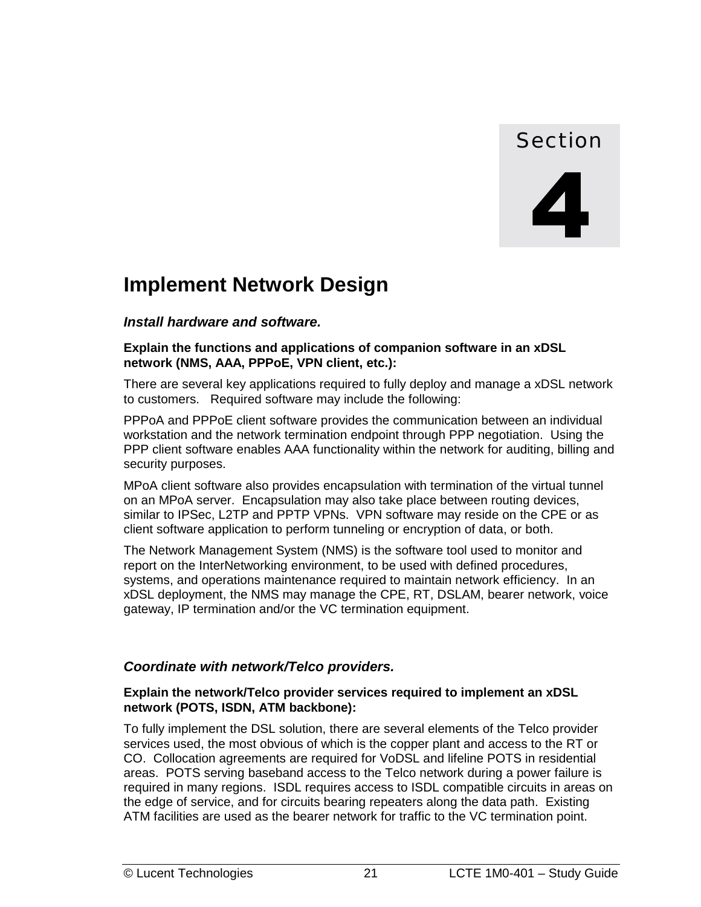Section

# 4

# Implement Network Design

## *Install hardware and software.*

**Explain the functions and applications of companion software in an xDSL network (NMS, AAA, PPPoE, VPN client, etc.):**

There are several key applications required to fully deploy and manage a xDSL network to customers.   Required software may include the following:

PPPoA and PPPoE client software provides the communication between an individual workstation and the network termination endpoint through PPP negotiation.  Using the PPP client software enables AAA functionality within the network for auditing, billing and security purposes.

MPoA client software also provides encapsulation with termination of the virtual tunnel on an MPoA server.  Encapsulation may also take place between routing devices, similar to IPSec, L2TP and PPTP VPNs.  VPN software may reside on the CPE or as client software application to perform tunneling or encryption of data, or both.

The Network Management System (NMS) is the software tool used to monitor and report on the InterNetworking environment, to be used with defined procedures, systems, and operations maintenance required to maintain network efficiency.  In an xDSL deployment, the NMS may manage the CPE, RT, DSLAM, bearer network, voice gateway, IP termination and/or the VC termination equipment.

## *Coordinate with network/Telco providers.*

**Explain the network/Telco provider services required to implement an xDSL network (POTS, ISDN, ATM backbone):**

To fully implement the DSL solution, there are several elements of the Telco provider services used, the most obvious of which is the copper plant and access to the RT or CO.  Collocation agreements are required for VoDSL and lifeline POTS in residential areas.  POTS serving baseband access to the Telco network during a power failure is required in many regions.  ISDL requires access to ISDL compatible circuits in areas on the edge of service, and for circuits bearing repeaters along the data path.  Existing ATM facilities are used as the bearer network for traffic to the VC termination point.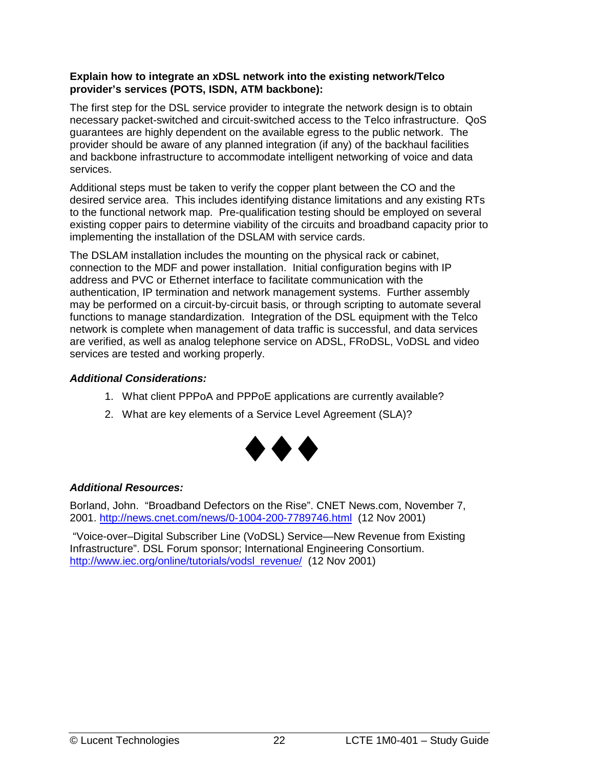**Explain how to integrate an xDSL network into the existing network/Telco provider's services (POTS, ISDN, ATM backbone):**

The first step for the DSL service provider to integrate the network design is to obtain necessary packet-switched and circuit-switched access to the Telco infrastructure. QoS guarantees are highly dependent on the available egress to the public network. The provider should be aware of any planned integration (if any) of the backhaul facilities and backbone infrastructure to accommodate intelligent networking of voice and data services.

Additional steps must be taken to verify the copper plant between the CO and the desired service area. This includes identifying distance limitations and any existing RTs to the functional network map. Pre-qualification testing should be employed on several existing copper pairs to determine viability of the circuits and broadband capacity prior to implementing the installation of the DSLAM with service cards.

The DSLAM installation includes the mounting on the physical rack or cabinet, connection to the MDF and power installation. Initial configuration begins with IP address and PVC or Ethernet interface to facilitate communication with the authentication, IP termination and network management systems. Further assembly may be performed on a circuit-by-circuit basis, or through scripting to automate several functions to manage standardization. Integration of the DSL equipment with the Telco network is complete when management of data traffic is successful, and data services are verified, as well as analog telephone service on ADSL, FRoDSL, VoDSL and video services are tested and working properly.

***Additional Considerations:***

1. What client PPPoA and PPPoE applications are currently available?
2. What are key elements of a Service Level Agreement (SLA)?

◆◆◆

***Additional Resources:***

Borland, John. "Broadband Defectors on the Rise". CNET News.com, November 7, 2001. http://news.cnet.com/news/0-1004-200-7789746.html (12 Nov 2001)

"Voice-over–Digital Subscriber Line (VoDSL) Service—New Revenue from Existing Infrastructure". DSL Forum sponsor; International Engineering Consortium. http://www.iec.org/online/tutorials/vodsl_revenue/ (12 Nov 2001)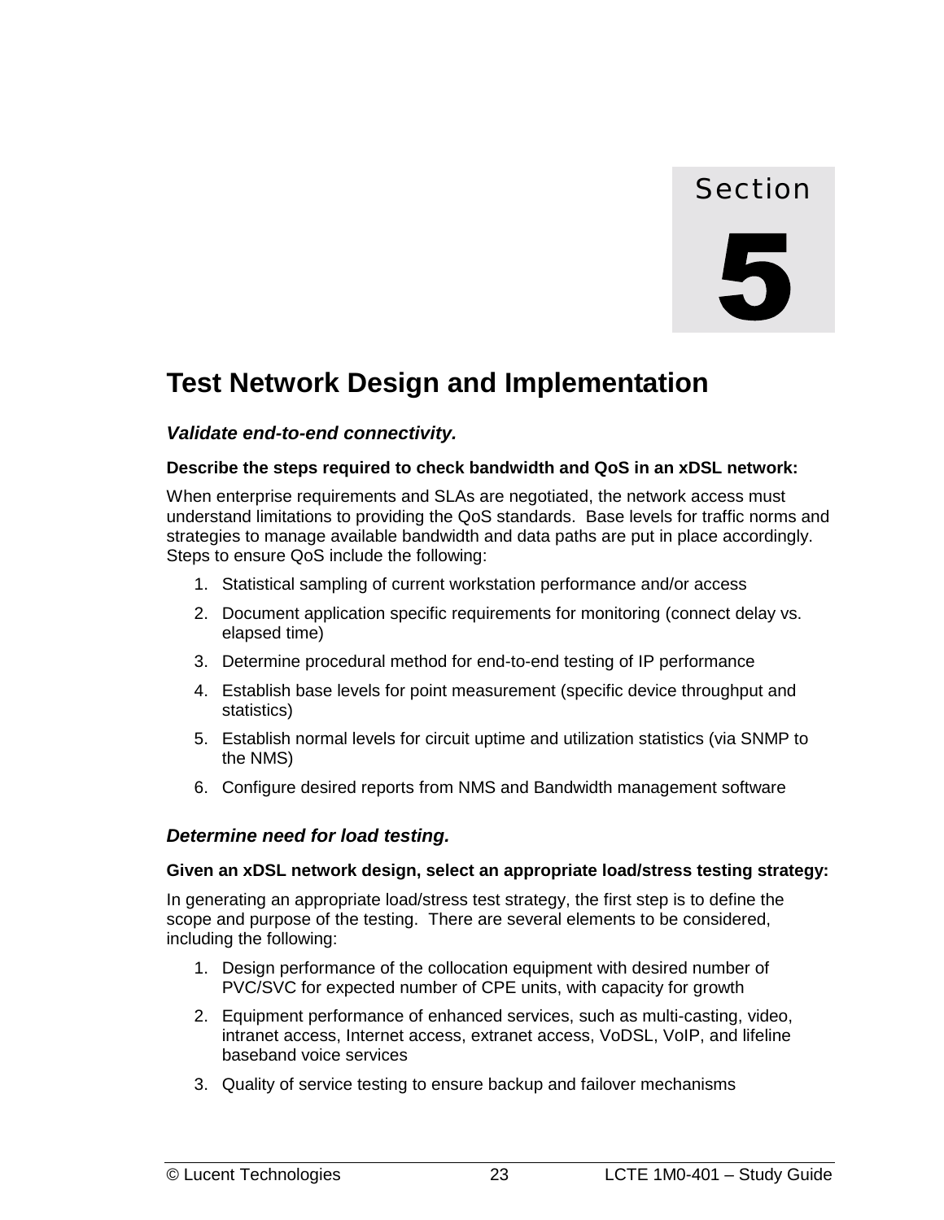Section

# 5

# Test Network Design and Implementation

### *Validate end-to-end connectivity.*

**Describe the steps required to check bandwidth and QoS in an xDSL network:**

When enterprise requirements and SLAs are negotiated, the network access must understand limitations to providing the QoS standards. Base levels for traffic norms and strategies to manage available bandwidth and data paths are put in place accordingly. Steps to ensure QoS include the following:

1. Statistical sampling of current workstation performance and/or access
2. Document application specific requirements for monitoring (connect delay vs. elapsed time)
3. Determine procedural method for end-to-end testing of IP performance
4. Establish base levels for point measurement (specific device throughput and statistics)
5. Establish normal levels for circuit uptime and utilization statistics (via SNMP to the NMS)
6. Configure desired reports from NMS and Bandwidth management software

### *Determine need for load testing.*

**Given an xDSL network design, select an appropriate load/stress testing strategy:**

In generating an appropriate load/stress test strategy, the first step is to define the scope and purpose of the testing. There are several elements to be considered, including the following:

1. Design performance of the collocation equipment with desired number of PVC/SVC for expected number of CPE units, with capacity for growth
2. Equipment performance of enhanced services, such as multi-casting, video, intranet access, Internet access, extranet access, VoDSL, VoIP, and lifeline baseband voice services
3. Quality of service testing to ensure backup and failover mechanisms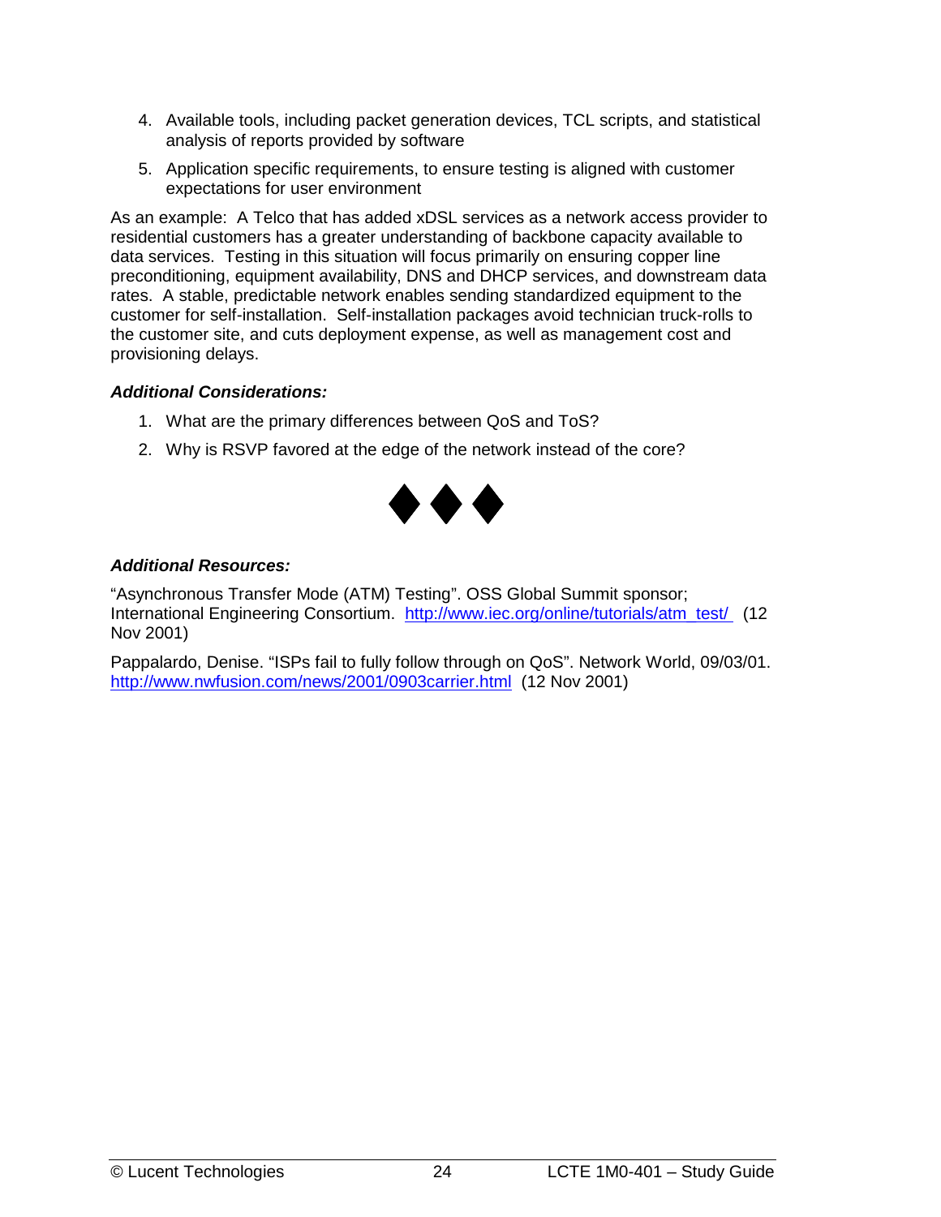4. Available tools, including packet generation devices, TCL scripts, and statistical analysis of reports provided by software
5. Application specific requirements, to ensure testing is aligned with customer expectations for user environment

As an example: A Telco that has added xDSL services as a network access provider to residential customers has a greater understanding of backbone capacity available to data services. Testing in this situation will focus primarily on ensuring copper line preconditioning, equipment availability, DNS and DHCP services, and downstream data rates. A stable, predictable network enables sending standardized equipment to the customer for self-installation. Self-installation packages avoid technician truck-rolls to the customer site, and cuts deployment expense, as well as management cost and provisioning delays.

***Additional Considerations:***

1. What are the primary differences between QoS and ToS?
2. Why is RSVP favored at the edge of the network instead of the core?

◆◆◆

***Additional Resources:***

"Asynchronous Transfer Mode (ATM) Testing". OSS Global Summit sponsor; International Engineering Consortium. [http://www.iec.org/online/tutorials/atm_test/](http://www.iec.org/online/tutorials/atm_test/) (12 Nov 2001)

Pappalardo, Denise. "ISPs fail to fully follow through on QoS". Network World, 09/03/01. [http://www.nwfusion.com/news/2001/0903carrier.html](http://www.nwfusion.com/news/2001/0903carrier.html) (12 Nov 2001)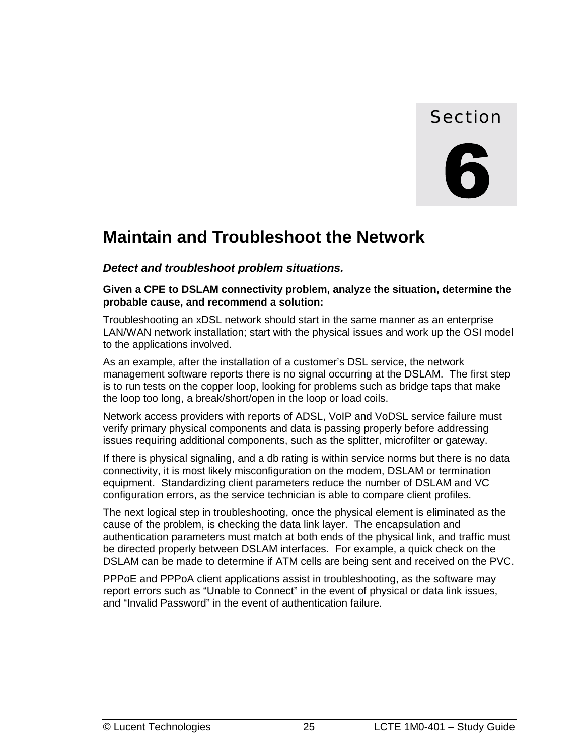Section

# 6

## Maintain and Troubleshoot the Network

***Detect and troubleshoot problem situations.***

**Given a CPE to DSLAM connectivity problem, analyze the situation, determine the probable cause, and recommend a solution:**

Troubleshooting an xDSL network should start in the same manner as an enterprise LAN/WAN network installation; start with the physical issues and work up the OSI model to the applications involved.

As an example, after the installation of a customer's DSL service, the network management software reports there is no signal occurring at the DSLAM. The first step is to run tests on the copper loop, looking for problems such as bridge taps that make the loop too long, a break/short/open in the loop or load coils.

Network access providers with reports of ADSL, VoIP and VoDSL service failure must verify primary physical components and data is passing properly before addressing issues requiring additional components, such as the splitter, microfilter or gateway.

If there is physical signaling, and a db rating is within service norms but there is no data connectivity, it is most likely misconfiguration on the modem, DSLAM or termination equipment. Standardizing client parameters reduce the number of DSLAM and VC configuration errors, as the service technician is able to compare client profiles.

The next logical step in troubleshooting, once the physical element is eliminated as the cause of the problem, is checking the data link layer. The encapsulation and authentication parameters must match at both ends of the physical link, and traffic must be directed properly between DSLAM interfaces. For example, a quick check on the DSLAM can be made to determine if ATM cells are being sent and received on the PVC.

PPPoE and PPPoA client applications assist in troubleshooting, as the software may report errors such as "Unable to Connect" in the event of physical or data link issues, and "Invalid Password" in the event of authentication failure.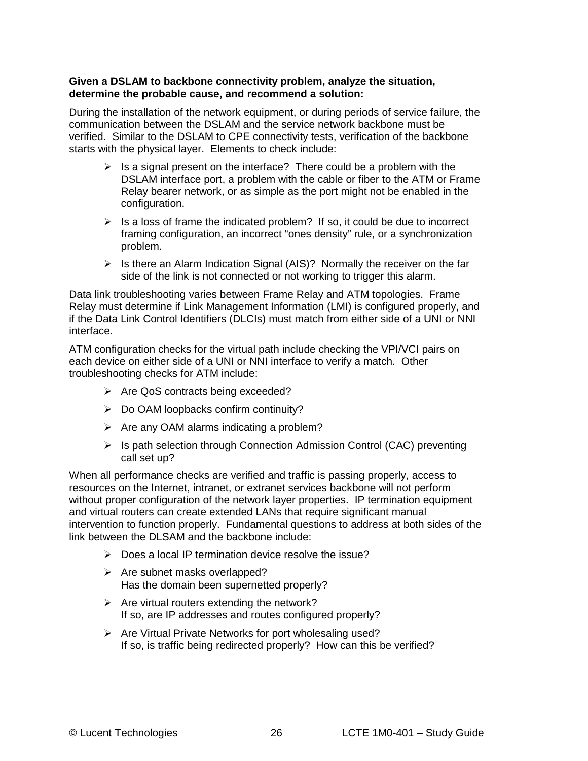**Given a DSLAM to backbone connectivity problem, analyze the situation, determine the probable cause, and recommend a solution:**

During the installation of the network equipment, or during periods of service failure, the communication between the DSLAM and the service network backbone must be verified. Similar to the DSLAM to CPE connectivity tests, verification of the backbone starts with the physical layer. Elements to check include:

- Is a signal present on the interface? There could be a problem with the DSLAM interface port, a problem with the cable or fiber to the ATM or Frame Relay bearer network, or as simple as the port might not be enabled in the configuration.
- Is a loss of frame the indicated problem? If so, it could be due to incorrect framing configuration, an incorrect "ones density" rule, or a synchronization problem.
- Is there an Alarm Indication Signal (AIS)? Normally the receiver on the far side of the link is not connected or not working to trigger this alarm.

Data link troubleshooting varies between Frame Relay and ATM topologies. Frame Relay must determine if Link Management Information (LMI) is configured properly, and if the Data Link Control Identifiers (DLCIs) must match from either side of a UNI or NNI interface.

ATM configuration checks for the virtual path include checking the VPI/VCI pairs on each device on either side of a UNI or NNI interface to verify a match. Other troubleshooting checks for ATM include:

- Are QoS contracts being exceeded?
- Do OAM loopbacks confirm continuity?
- Are any OAM alarms indicating a problem?
- Is path selection through Connection Admission Control (CAC) preventing call set up?

When all performance checks are verified and traffic is passing properly, access to resources on the Internet, intranet, or extranet services backbone will not perform without proper configuration of the network layer properties. IP termination equipment and virtual routers can create extended LANs that require significant manual intervention to function properly. Fundamental questions to address at both sides of the link between the DLSAM and the backbone include:

- Does a local IP termination device resolve the issue?
- Are subnet masks overlapped?
  Has the domain been supernetted properly?
- Are virtual routers extending the network?
  If so, are IP addresses and routes configured properly?
- Are Virtual Private Networks for port wholesaling used?
  If so, is traffic being redirected properly? How can this be verified?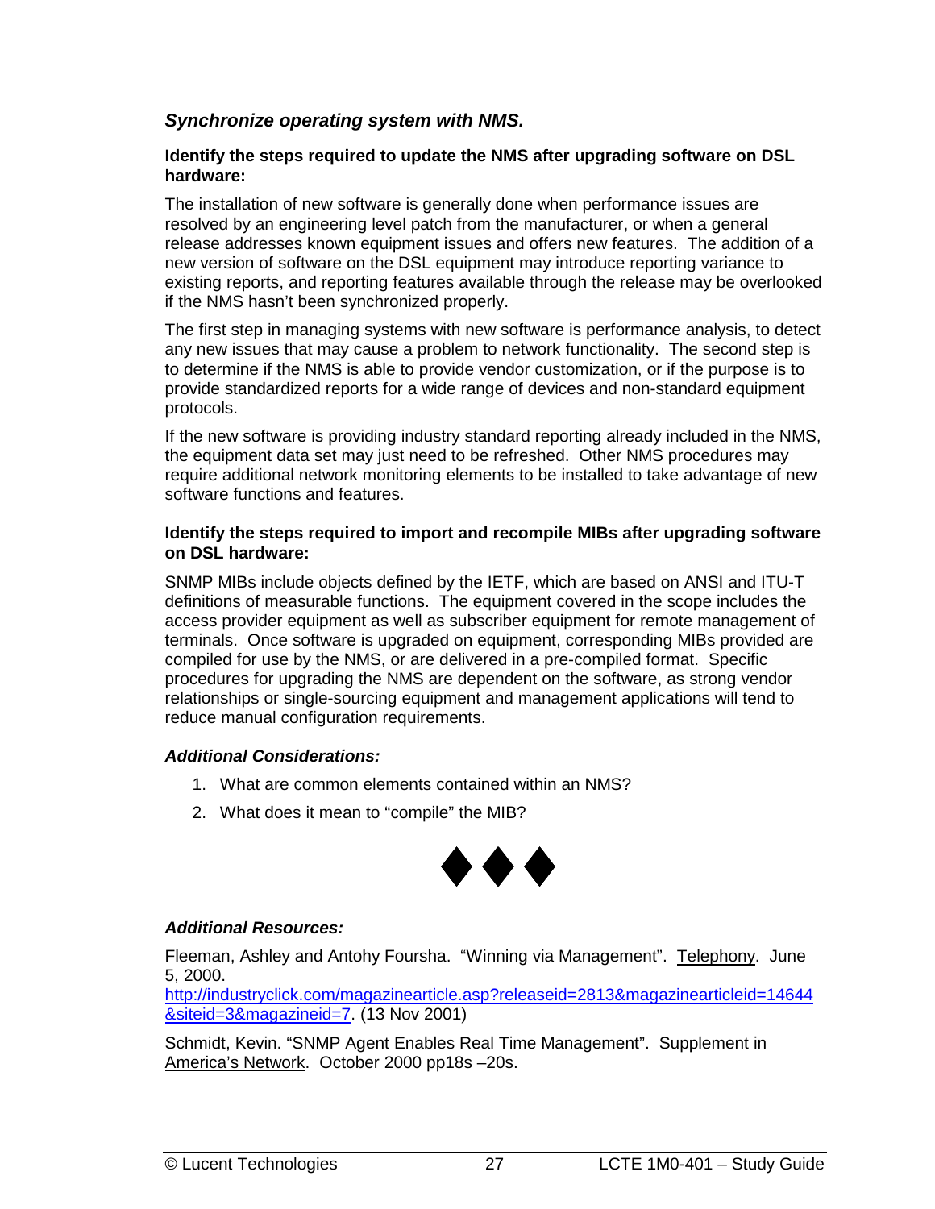### *Synchronize operating system with NMS.*

**Identify the steps required to update the NMS after upgrading software on DSL hardware:**

The installation of new software is generally done when performance issues are resolved by an engineering level patch from the manufacturer, or when a general release addresses known equipment issues and offers new features. The addition of a new version of software on the DSL equipment may introduce reporting variance to existing reports, and reporting features available through the release may be overlooked if the NMS hasn't been synchronized properly.

The first step in managing systems with new software is performance analysis, to detect any new issues that may cause a problem to network functionality. The second step is to determine if the NMS is able to provide vendor customization, or if the purpose is to provide standardized reports for a wide range of devices and non-standard equipment protocols.

If the new software is providing industry standard reporting already included in the NMS, the equipment data set may just need to be refreshed. Other NMS procedures may require additional network monitoring elements to be installed to take advantage of new software functions and features.

**Identify the steps required to import and recompile MIBs after upgrading software on DSL hardware:**

SNMP MIBs include objects defined by the IETF, which are based on ANSI and ITU-T definitions of measurable functions. The equipment covered in the scope includes the access provider equipment as well as subscriber equipment for remote management of terminals. Once software is upgraded on equipment, corresponding MIBs provided are compiled for use by the NMS, or are delivered in a pre-compiled format. Specific procedures for upgrading the NMS are dependent on the software, as strong vendor relationships or single-sourcing equipment and management applications will tend to reduce manual configuration requirements.

***Additional Considerations:***

1. What are common elements contained within an NMS?
2. What does it mean to "compile" the MIB?

◆◆◆

***Additional Resources:***

Fleeman, Ashley and Antohy Foursha. "Winning via Management". Telephony. June 5, 2000. http://industryclick.com/magazinearticle.asp?releaseid=2813&magazinearticleid=14644&siteid=3&magazineid=7. (13 Nov 2001)

Schmidt, Kevin. "SNMP Agent Enables Real Time Management". Supplement in America's Network. October 2000 pp18s –20s.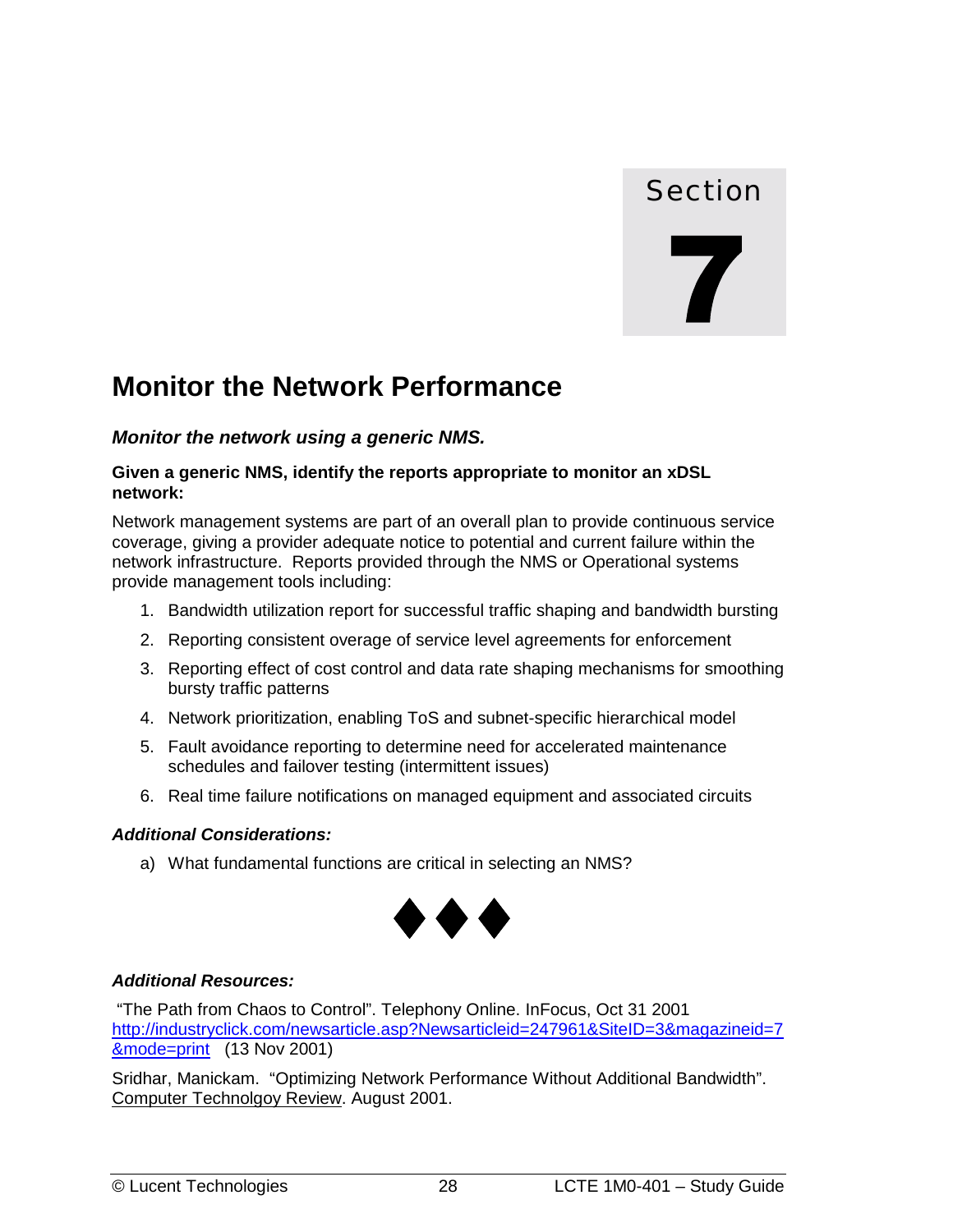Section

# 7

# Monitor the Network Performance

***Monitor the network using a generic NMS.***

**Given a generic NMS, identify the reports appropriate to monitor an xDSL network:**

Network management systems are part of an overall plan to provide continuous service coverage, giving a provider adequate notice to potential and current failure within the network infrastructure. Reports provided through the NMS or Operational systems provide management tools including:

1. Bandwidth utilization report for successful traffic shaping and bandwidth bursting
2. Reporting consistent overage of service level agreements for enforcement
3. Reporting effect of cost control and data rate shaping mechanisms for smoothing bursty traffic patterns
4. Network prioritization, enabling ToS and subnet-specific hierarchical model
5. Fault avoidance reporting to determine need for accelerated maintenance schedules and failover testing (intermittent issues)
6. Real time failure notifications on managed equipment and associated circuits

***Additional Considerations:***

a) What fundamental functions are critical in selecting an NMS?

◆◆◆

***Additional Resources:***

"The Path from Chaos to Control". Telephony Online. InFocus, Oct 31 2001 http://industryclick.com/newsarticle.asp?Newsarticleid=247961&SiteID=3&magazineid=7&mode=print (13 Nov 2001)

Sridhar, Manickam. "Optimizing Network Performance Without Additional Bandwidth". Computer Technolgoy Review. August 2001.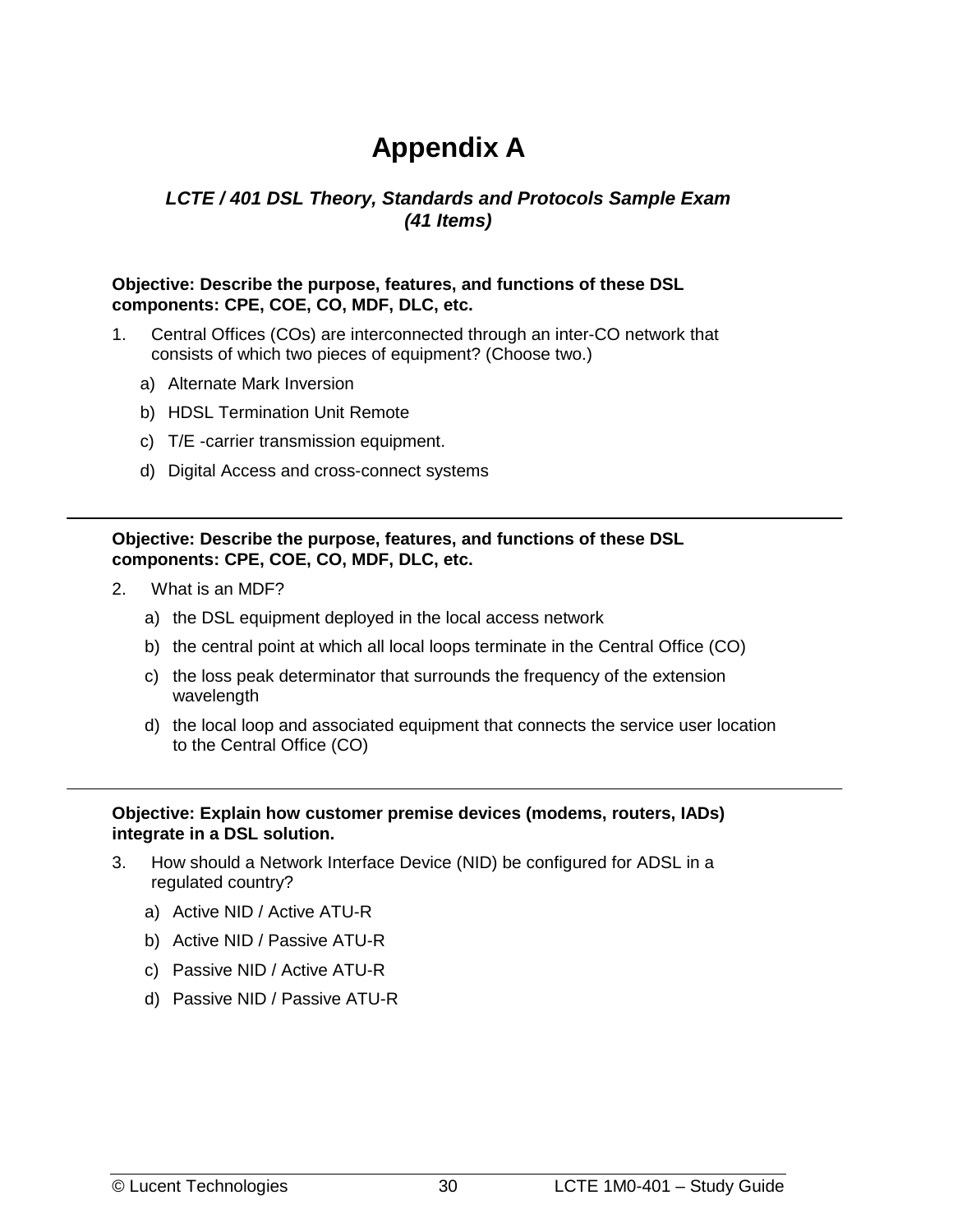# Appendix A

### *LCTE / 401 DSL Theory, Standards and Protocols Sample Exam (41 Items)*

**Objective: Describe the purpose, features, and functions of these DSL components: CPE, COE, CO, MDF, DLC, etc.**

1. Central Offices (COs) are interconnected through an inter-CO network that consists of which two pieces of equipment? (Choose two.)
   a) Alternate Mark Inversion
   b) HDSL Termination Unit Remote
   c) T/E -carrier transmission equipment.
   d) Digital Access and cross-connect systems

---

**Objective: Describe the purpose, features, and functions of these DSL components: CPE, COE, CO, MDF, DLC, etc.**

2. What is an MDF?
   a) the DSL equipment deployed in the local access network
   b) the central point at which all local loops terminate in the Central Office (CO)
   c) the loss peak determinator that surrounds the frequency of the extension wavelength
   d) the local loop and associated equipment that connects the service user location to the Central Office (CO)

---

**Objective: Explain how customer premise devices (modems, routers, IADs) integrate in a DSL solution.**

3. How should a Network Interface Device (NID) be configured for ADSL in a regulated country?
   a) Active NID / Active ATU-R
   b) Active NID / Passive ATU-R
   c) Passive NID / Active ATU-R
   d) Passive NID / Passive ATU-R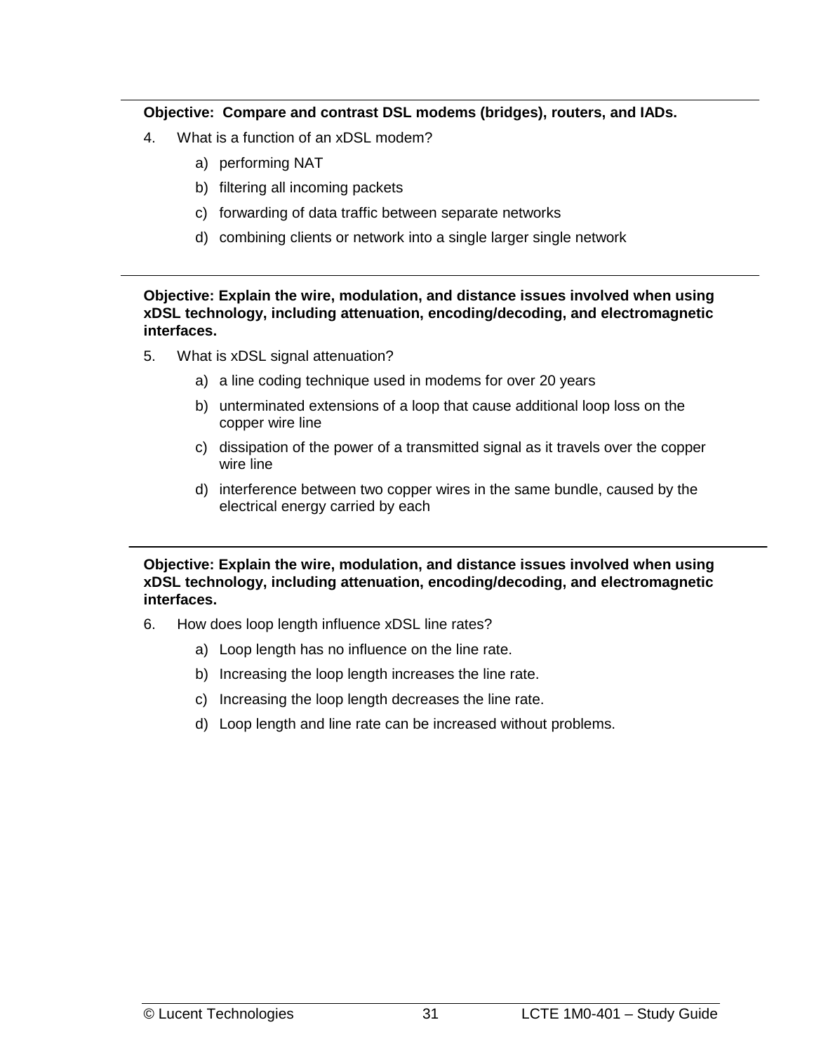**Objective: Compare and contrast DSL modems (bridges), routers, and IADs.**

4. What is a function of an xDSL modem?

   a) performing NAT

   b) filtering all incoming packets

   c) forwarding of data traffic between separate networks

   d) combining clients or network into a single larger single network

---

**Objective: Explain the wire, modulation, and distance issues involved when using xDSL technology, including attenuation, encoding/decoding, and electromagnetic interfaces.**

5. What is xDSL signal attenuation?

   a) a line coding technique used in modems for over 20 years

   b) unterminated extensions of a loop that cause additional loop loss on the copper wire line

   c) dissipation of the power of a transmitted signal as it travels over the copper wire line

   d) interference between two copper wires in the same bundle, caused by the electrical energy carried by each

---

**Objective: Explain the wire, modulation, and distance issues involved when using xDSL technology, including attenuation, encoding/decoding, and electromagnetic interfaces.**

6. How does loop length influence xDSL line rates?

   a) Loop length has no influence on the line rate.

   b) Increasing the loop length increases the line rate.

   c) Increasing the loop length decreases the line rate.

   d) Loop length and line rate can be increased without problems.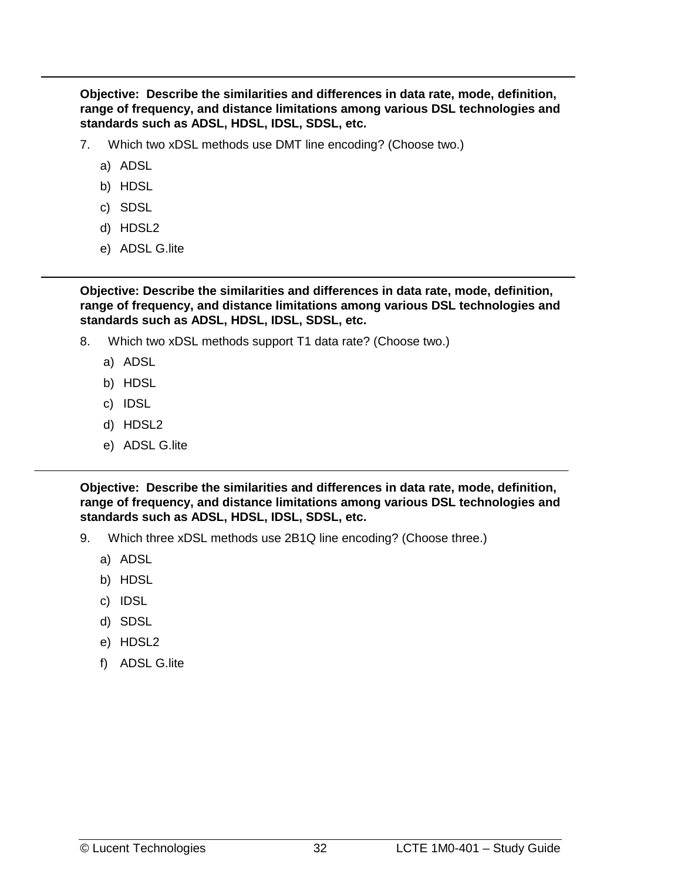**Objective: Describe the similarities and differences in data rate, mode, definition, range of frequency, and distance limitations among various DSL technologies and standards such as ADSL, HDSL, IDSL, SDSL, etc.**

7. Which two xDSL methods use DMT line encoding? (Choose two.)

   a) ADSL

   b) HDSL

   c) SDSL

   d) HDSL2

   e) ADSL G.lite

---

**Objective: Describe the similarities and differences in data rate, mode, definition, range of frequency, and distance limitations among various DSL technologies and standards such as ADSL, HDSL, IDSL, SDSL, etc.**

8. Which two xDSL methods support T1 data rate? (Choose two.)

   a) ADSL

   b) HDSL

   c) IDSL

   d) HDSL2

   e) ADSL G.lite

---

**Objective: Describe the similarities and differences in data rate, mode, definition, range of frequency, and distance limitations among various DSL technologies and standards such as ADSL, HDSL, IDSL, SDSL, etc.**

9. Which three xDSL methods use 2B1Q line encoding? (Choose three.)

   a) ADSL

   b) HDSL

   c) IDSL

   d) SDSL

   e) HDSL2

   f) ADSL G.lite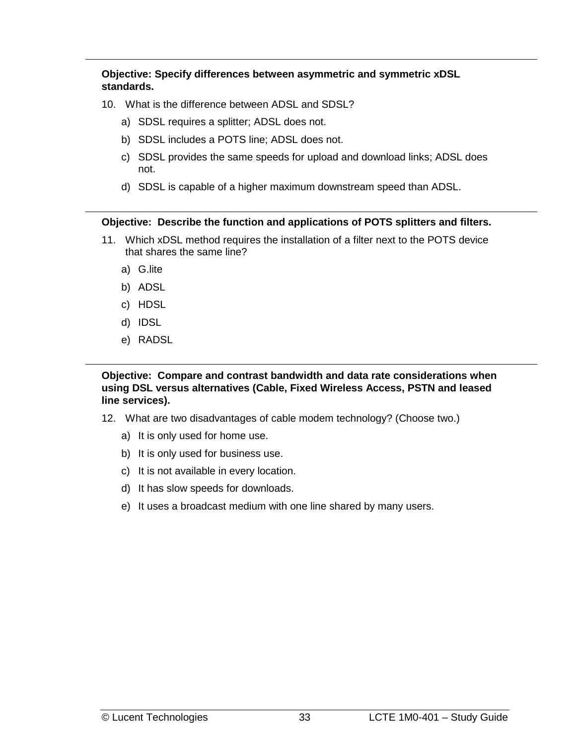**Objective: Specify differences between asymmetric and symmetric xDSL standards.**

10. What is the difference between ADSL and SDSL?
    a) SDSL requires a splitter; ADSL does not.
    b) SDSL includes a POTS line; ADSL does not.
    c) SDSL provides the same speeds for upload and download links; ADSL does not.
    d) SDSL is capable of a higher maximum downstream speed than ADSL.

---

**Objective: Describe the function and applications of POTS splitters and filters.**

11. Which xDSL method requires the installation of a filter next to the POTS device that shares the same line?
    a) G.lite
    b) ADSL
    c) HDSL
    d) IDSL
    e) RADSL

---

**Objective: Compare and contrast bandwidth and data rate considerations when using DSL versus alternatives (Cable, Fixed Wireless Access, PSTN and leased line services).**

12. What are two disadvantages of cable modem technology? (Choose two.)
    a) It is only used for home use.
    b) It is only used for business use.
    c) It is not available in every location.
    d) It has slow speeds for downloads.
    e) It uses a broadcast medium with one line shared by many users.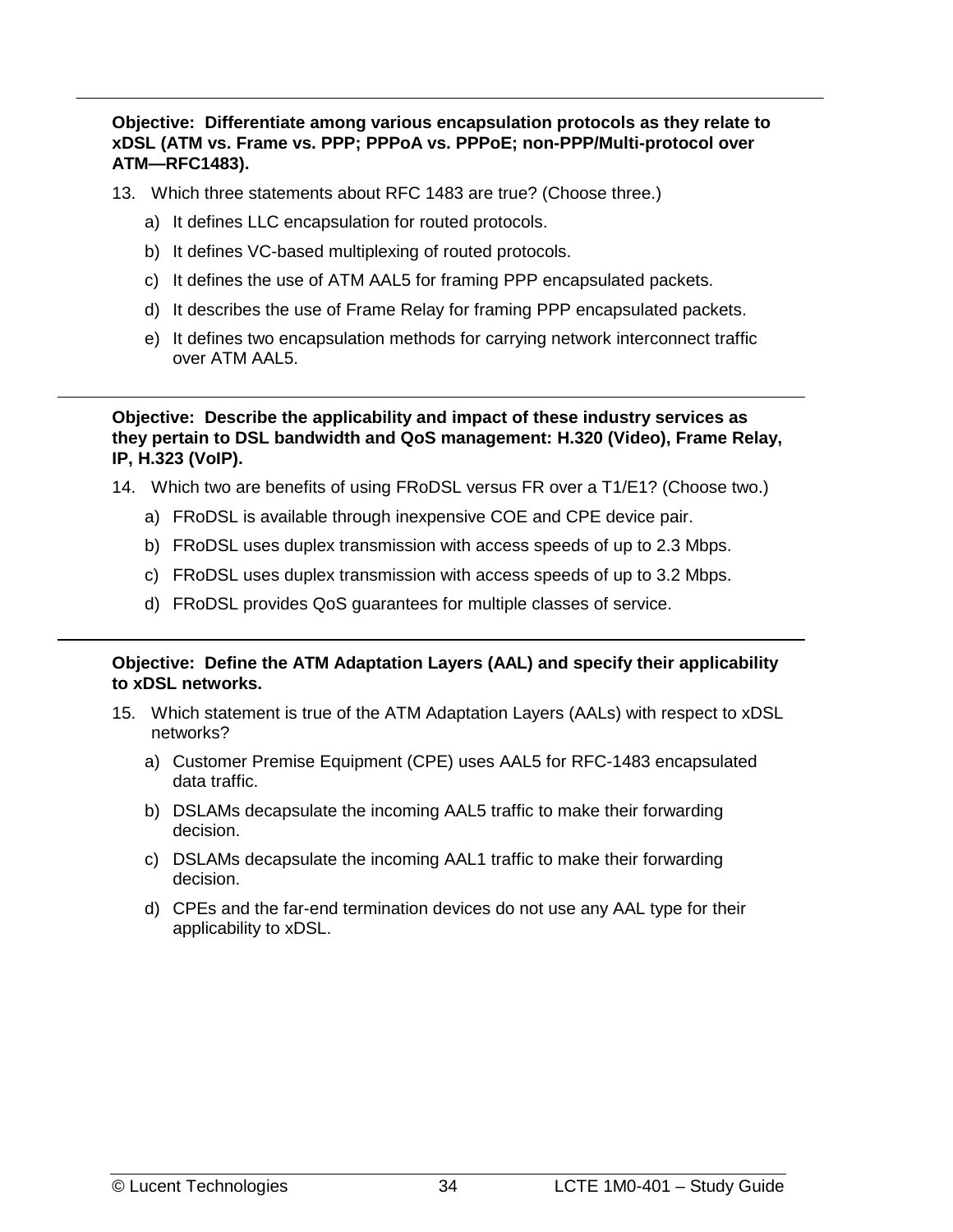**Objective: Differentiate among various encapsulation protocols as they relate to xDSL (ATM vs. Frame vs. PPP; PPPoA vs. PPPoE; non-PPP/Multi-protocol over ATM—RFC1483).**

13. Which three statements about RFC 1483 are true? (Choose three.)
    a) It defines LLC encapsulation for routed protocols.
    b) It defines VC-based multiplexing of routed protocols.
    c) It defines the use of ATM AAL5 for framing PPP encapsulated packets.
    d) It describes the use of Frame Relay for framing PPP encapsulated packets.
    e) It defines two encapsulation methods for carrying network interconnect traffic over ATM AAL5.

---

**Objective: Describe the applicability and impact of these industry services as they pertain to DSL bandwidth and QoS management: H.320 (Video), Frame Relay, IP, H.323 (VoIP).**

14. Which two are benefits of using FRoDSL versus FR over a T1/E1? (Choose two.)
    a) FRoDSL is available through inexpensive COE and CPE device pair.
    b) FRoDSL uses duplex transmission with access speeds of up to 2.3 Mbps.
    c) FRoDSL uses duplex transmission with access speeds of up to 3.2 Mbps.
    d) FRoDSL provides QoS guarantees for multiple classes of service.

---

**Objective: Define the ATM Adaptation Layers (AAL) and specify their applicability to xDSL networks.**

15. Which statement is true of the ATM Adaptation Layers (AALs) with respect to xDSL networks?
    a) Customer Premise Equipment (CPE) uses AAL5 for RFC-1483 encapsulated data traffic.
    b) DSLAMs decapsulate the incoming AAL5 traffic to make their forwarding decision.
    c) DSLAMs decapsulate the incoming AAL1 traffic to make their forwarding decision.
    d) CPEs and the far-end termination devices do not use any AAL type for their applicability to xDSL.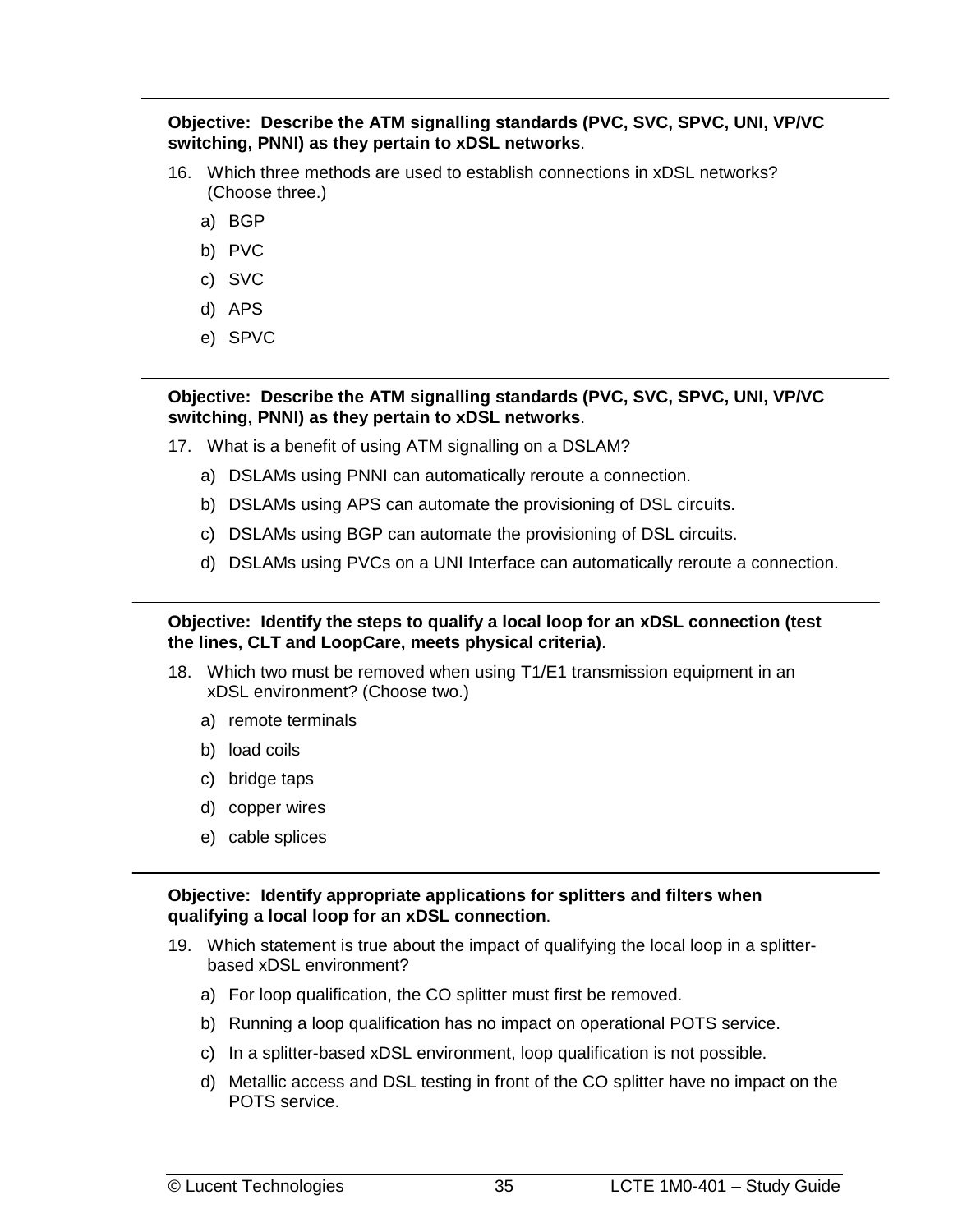---

**Objective: Describe the ATM signalling standards (PVC, SVC, SPVC, UNI, VP/VC switching, PNNI) as they pertain to xDSL networks**.

16. Which three methods are used to establish connections in xDSL networks? (Choose three.)
    a) BGP
    b) PVC
    c) SVC
    d) APS
    e) SPVC

---

**Objective: Describe the ATM signalling standards (PVC, SVC, SPVC, UNI, VP/VC switching, PNNI) as they pertain to xDSL networks**.

17. What is a benefit of using ATM signalling on a DSLAM?
    a) DSLAMs using PNNI can automatically reroute a connection.
    b) DSLAMs using APS can automate the provisioning of DSL circuits.
    c) DSLAMs using BGP can automate the provisioning of DSL circuits.
    d) DSLAMs using PVCs on a UNI Interface can automatically reroute a connection.

---

**Objective: Identify the steps to qualify a local loop for an xDSL connection (test the lines, CLT and LoopCare, meets physical criteria)**.

18. Which two must be removed when using T1/E1 transmission equipment in an xDSL environment? (Choose two.)
    a) remote terminals
    b) load coils
    c) bridge taps
    d) copper wires
    e) cable splices

---

**Objective: Identify appropriate applications for splitters and filters when qualifying a local loop for an xDSL connection**.

19. Which statement is true about the impact of qualifying the local loop in a splitter-based xDSL environment?
    a) For loop qualification, the CO splitter must first be removed.
    b) Running a loop qualification has no impact on operational POTS service.
    c) In a splitter-based xDSL environment, loop qualification is not possible.
    d) Metallic access and DSL testing in front of the CO splitter have no impact on the POTS service.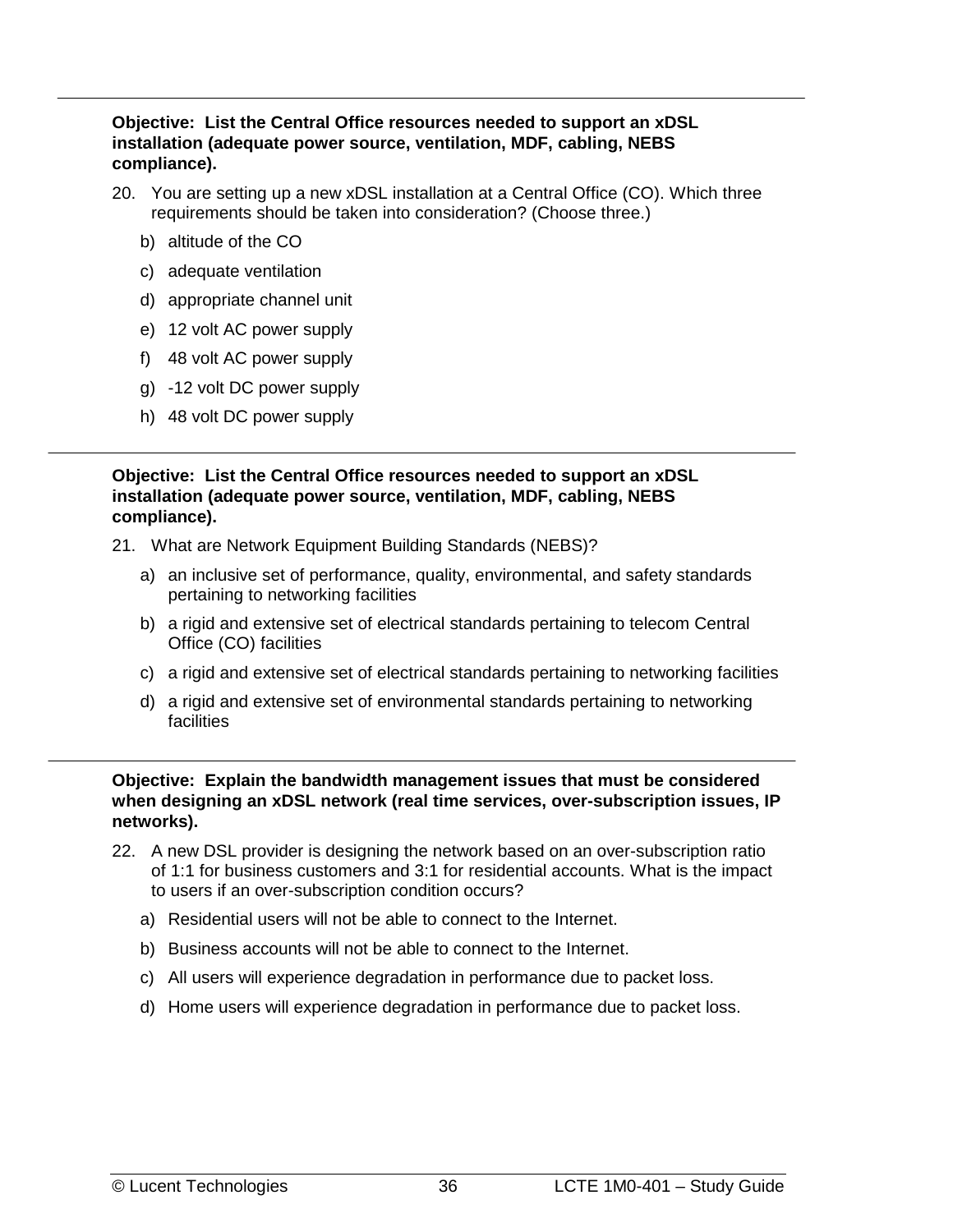**Objective: List the Central Office resources needed to support an xDSL installation (adequate power source, ventilation, MDF, cabling, NEBS compliance).**

20. You are setting up a new xDSL installation at a Central Office (CO). Which three requirements should be taken into consideration? (Choose three.)

    b) altitude of the CO

    c) adequate ventilation

    d) appropriate channel unit

    e) 12 volt AC power supply

    f) 48 volt AC power supply

    g) -12 volt DC power supply

    h) 48 volt DC power supply

---

**Objective: List the Central Office resources needed to support an xDSL installation (adequate power source, ventilation, MDF, cabling, NEBS compliance).**

21. What are Network Equipment Building Standards (NEBS)?

    a) an inclusive set of performance, quality, environmental, and safety standards pertaining to networking facilities

    b) a rigid and extensive set of electrical standards pertaining to telecom Central Office (CO) facilities

    c) a rigid and extensive set of electrical standards pertaining to networking facilities

    d) a rigid and extensive set of environmental standards pertaining to networking facilities

---

**Objective: Explain the bandwidth management issues that must be considered when designing an xDSL network (real time services, over-subscription issues, IP networks).**

22. A new DSL provider is designing the network based on an over-subscription ratio of 1:1 for business customers and 3:1 for residential accounts. What is the impact to users if an over-subscription condition occurs?

    a) Residential users will not be able to connect to the Internet.

    b) Business accounts will not be able to connect to the Internet.

    c) All users will experience degradation in performance due to packet loss.

    d) Home users will experience degradation in performance due to packet loss.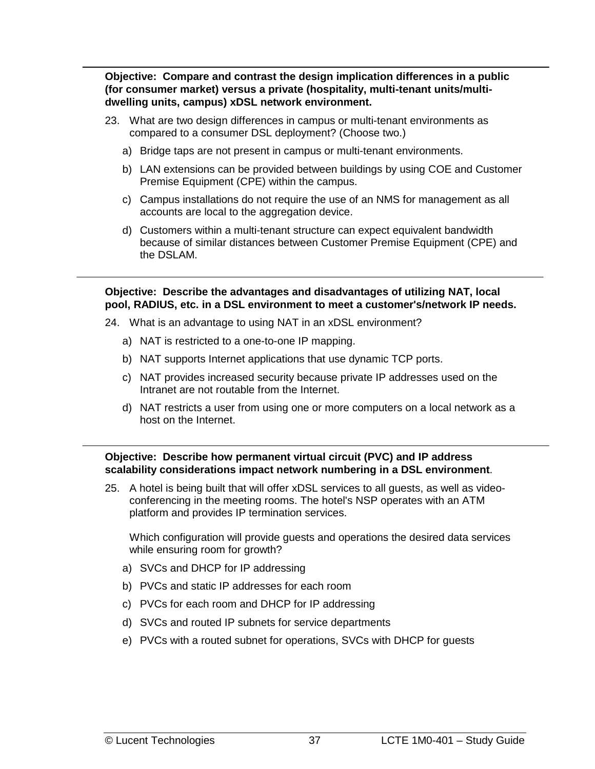**Objective: Compare and contrast the design implication differences in a public (for consumer market) versus a private (hospitality, multi-tenant units/multi-dwelling units, campus) xDSL network environment.**

23. What are two design differences in campus or multi-tenant environments as compared to a consumer DSL deployment? (Choose two.)

    a) Bridge taps are not present in campus or multi-tenant environments.

    b) LAN extensions can be provided between buildings by using COE and Customer Premise Equipment (CPE) within the campus.

    c) Campus installations do not require the use of an NMS for management as all accounts are local to the aggregation device.

    d) Customers within a multi-tenant structure can expect equivalent bandwidth because of similar distances between Customer Premise Equipment (CPE) and the DSLAM.

---

**Objective: Describe the advantages and disadvantages of utilizing NAT, local pool, RADIUS, etc. in a DSL environment to meet a customer's/network IP needs.**

24. What is an advantage to using NAT in an xDSL environment?

    a) NAT is restricted to a one-to-one IP mapping.

    b) NAT supports Internet applications that use dynamic TCP ports.

    c) NAT provides increased security because private IP addresses used on the Intranet are not routable from the Internet.

    d) NAT restricts a user from using one or more computers on a local network as a host on the Internet.

---

**Objective: Describe how permanent virtual circuit (PVC) and IP address scalability considerations impact network numbering in a DSL environment**.

25. A hotel is being built that will offer xDSL services to all guests, as well as video-conferencing in the meeting rooms. The hotel's NSP operates with an ATM platform and provides IP termination services.

    Which configuration will provide guests and operations the desired data services while ensuring room for growth?

    a) SVCs and DHCP for IP addressing

    b) PVCs and static IP addresses for each room

    c) PVCs for each room and DHCP for IP addressing

    d) SVCs and routed IP subnets for service departments

    e) PVCs with a routed subnet for operations, SVCs with DHCP for guests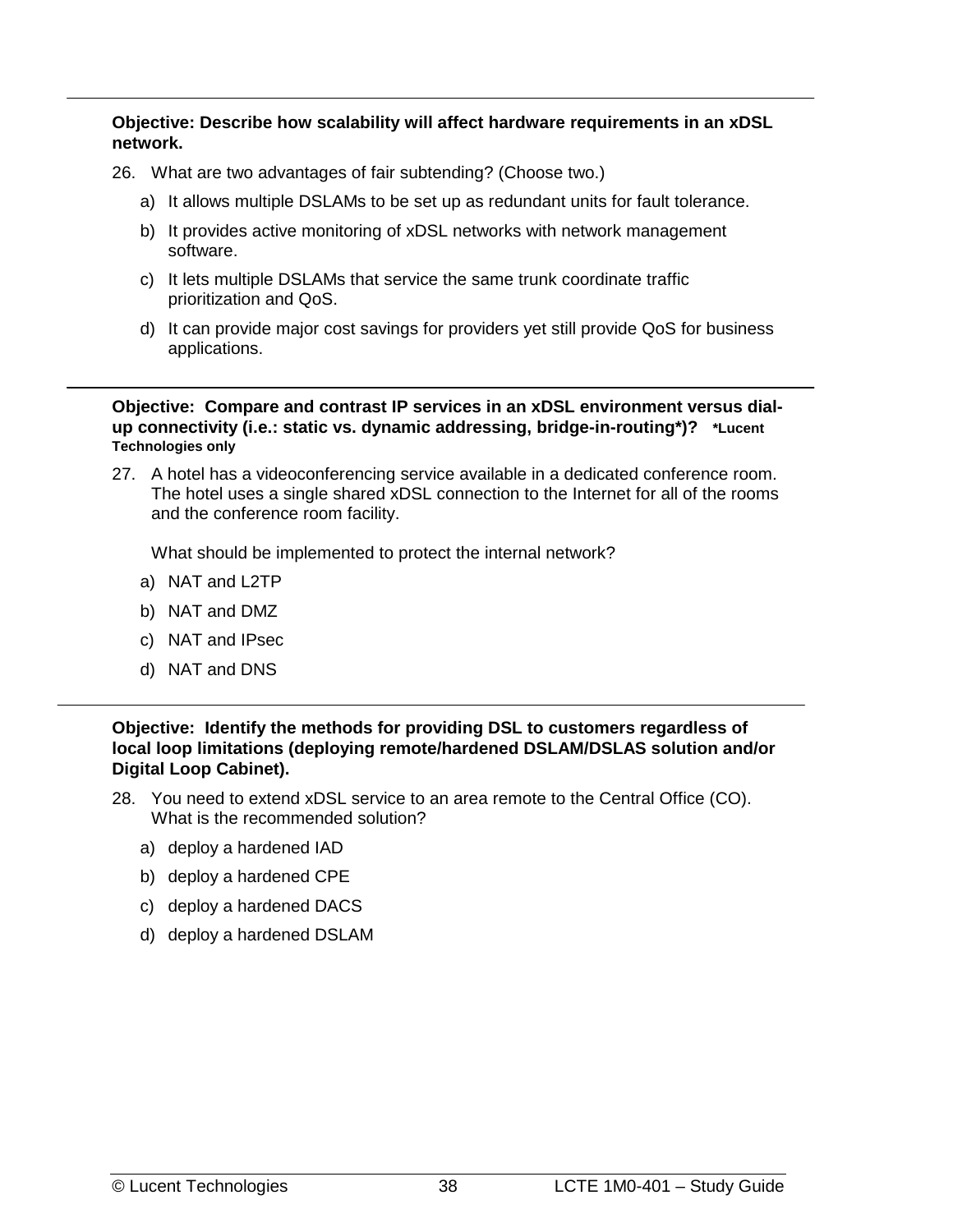**Objective: Describe how scalability will affect hardware requirements in an xDSL network.**

26. What are two advantages of fair subtending? (Choose two.)

   a) It allows multiple DSLAMs to be set up as redundant units for fault tolerance.

   b) It provides active monitoring of xDSL networks with network management software.

   c) It lets multiple DSLAMs that service the same trunk coordinate traffic prioritization and QoS.

   d) It can provide major cost savings for providers yet still provide QoS for business applications.

---

**Objective: Compare and contrast IP services in an xDSL environment versus dial-up connectivity (i.e.: static vs. dynamic addressing, bridge-in-routing*)? \*Lucent Technologies only**

27. A hotel has a videoconferencing service available in a dedicated conference room. The hotel uses a single shared xDSL connection to the Internet for all of the rooms and the conference room facility.

    What should be implemented to protect the internal network?

   a) NAT and L2TP

   b) NAT and DMZ

   c) NAT and IPsec

   d) NAT and DNS

---

**Objective: Identify the methods for providing DSL to customers regardless of local loop limitations (deploying remote/hardened DSLAM/DSLAS solution and/or Digital Loop Cabinet).**

28. You need to extend xDSL service to an area remote to the Central Office (CO). What is the recommended solution?

   a) deploy a hardened IAD

   b) deploy a hardened CPE

   c) deploy a hardened DACS

   d) deploy a hardened DSLAM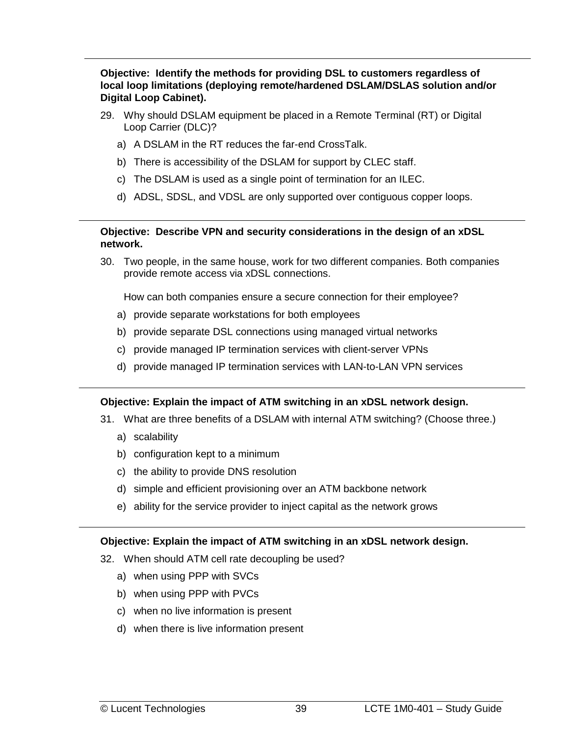**Objective: Identify the methods for providing DSL to customers regardless of local loop limitations (deploying remote/hardened DSLAM/DSLAS solution and/or Digital Loop Cabinet).**

29. Why should DSLAM equipment be placed in a Remote Terminal (RT) or Digital Loop Carrier (DLC)?
    a) A DSLAM in the RT reduces the far-end CrossTalk.
    b) There is accessibility of the DSLAM for support by CLEC staff.
    c) The DSLAM is used as a single point of termination for an ILEC.
    d) ADSL, SDSL, and VDSL are only supported over contiguous copper loops.

---

**Objective: Describe VPN and security considerations in the design of an xDSL network.**

30. Two people, in the same house, work for two different companies. Both companies provide remote access via xDSL connections.

    How can both companies ensure a secure connection for their employee?
    a) provide separate workstations for both employees
    b) provide separate DSL connections using managed virtual networks
    c) provide managed IP termination services with client-server VPNs
    d) provide managed IP termination services with LAN-to-LAN VPN services

---

**Objective: Explain the impact of ATM switching in an xDSL network design.**

31. What are three benefits of a DSLAM with internal ATM switching? (Choose three.)
    a) scalability
    b) configuration kept to a minimum
    c) the ability to provide DNS resolution
    d) simple and efficient provisioning over an ATM backbone network
    e) ability for the service provider to inject capital as the network grows

---

**Objective: Explain the impact of ATM switching in an xDSL network design.**

32. When should ATM cell rate decoupling be used?
    a) when using PPP with SVCs
    b) when using PPP with PVCs
    c) when no live information is present
    d) when there is live information present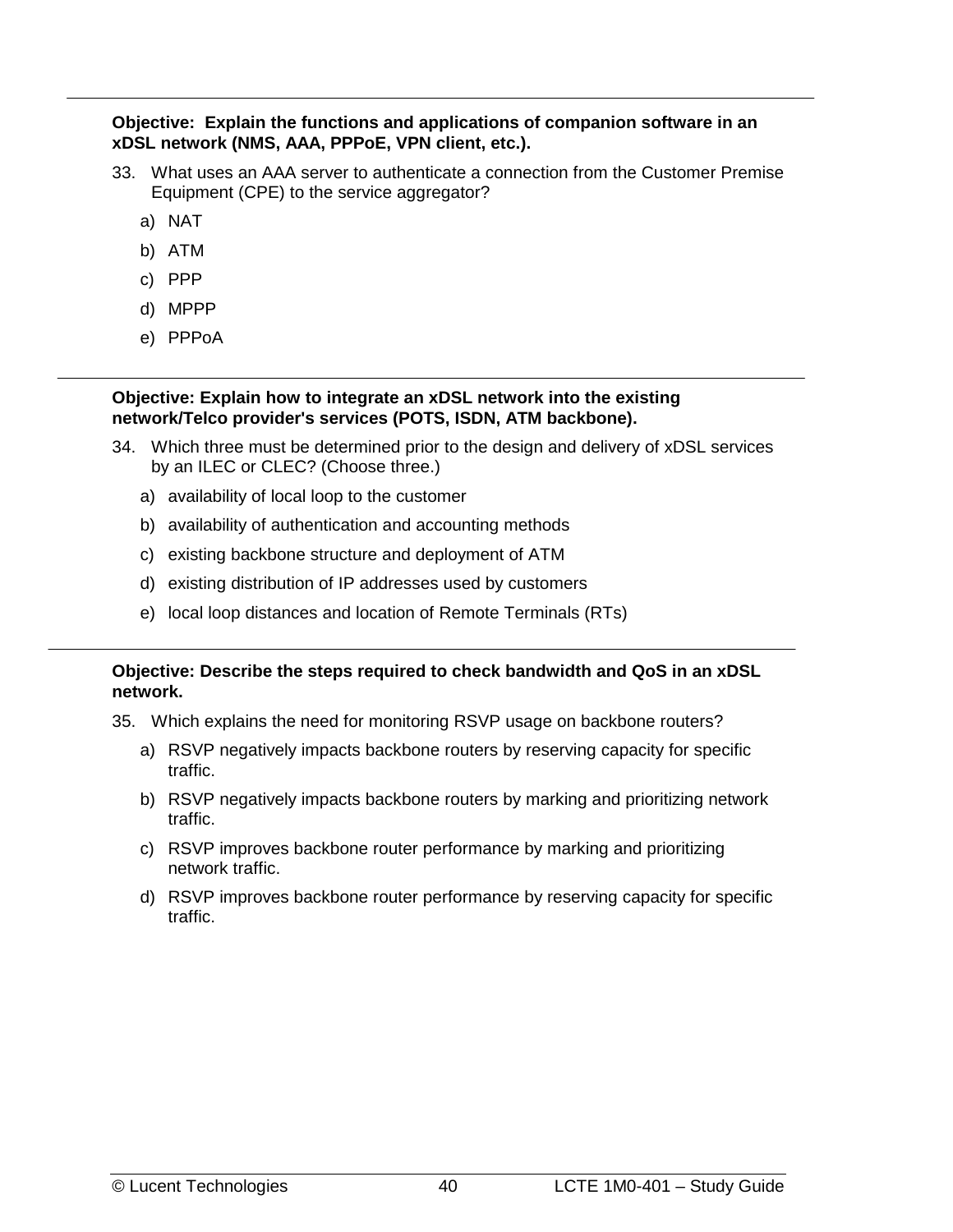---

**Objective: Explain the functions and applications of companion software in an xDSL network (NMS, AAA, PPPoE, VPN client, etc.).**

33. What uses an AAA server to authenticate a connection from the Customer Premise Equipment (CPE) to the service aggregator?

    a) NAT

    b) ATM

    c) PPP

    d) MPPP

    e) PPPoA

---

**Objective: Explain how to integrate an xDSL network into the existing network/Telco provider's services (POTS, ISDN, ATM backbone).**

34. Which three must be determined prior to the design and delivery of xDSL services by an ILEC or CLEC? (Choose three.)

    a) availability of local loop to the customer

    b) availability of authentication and accounting methods

    c) existing backbone structure and deployment of ATM

    d) existing distribution of IP addresses used by customers

    e) local loop distances and location of Remote Terminals (RTs)

---

**Objective: Describe the steps required to check bandwidth and QoS in an xDSL network.**

35. Which explains the need for monitoring RSVP usage on backbone routers?

    a) RSVP negatively impacts backbone routers by reserving capacity for specific traffic.

    b) RSVP negatively impacts backbone routers by marking and prioritizing network traffic.

    c) RSVP improves backbone router performance by marking and prioritizing network traffic.

    d) RSVP improves backbone router performance by reserving capacity for specific traffic.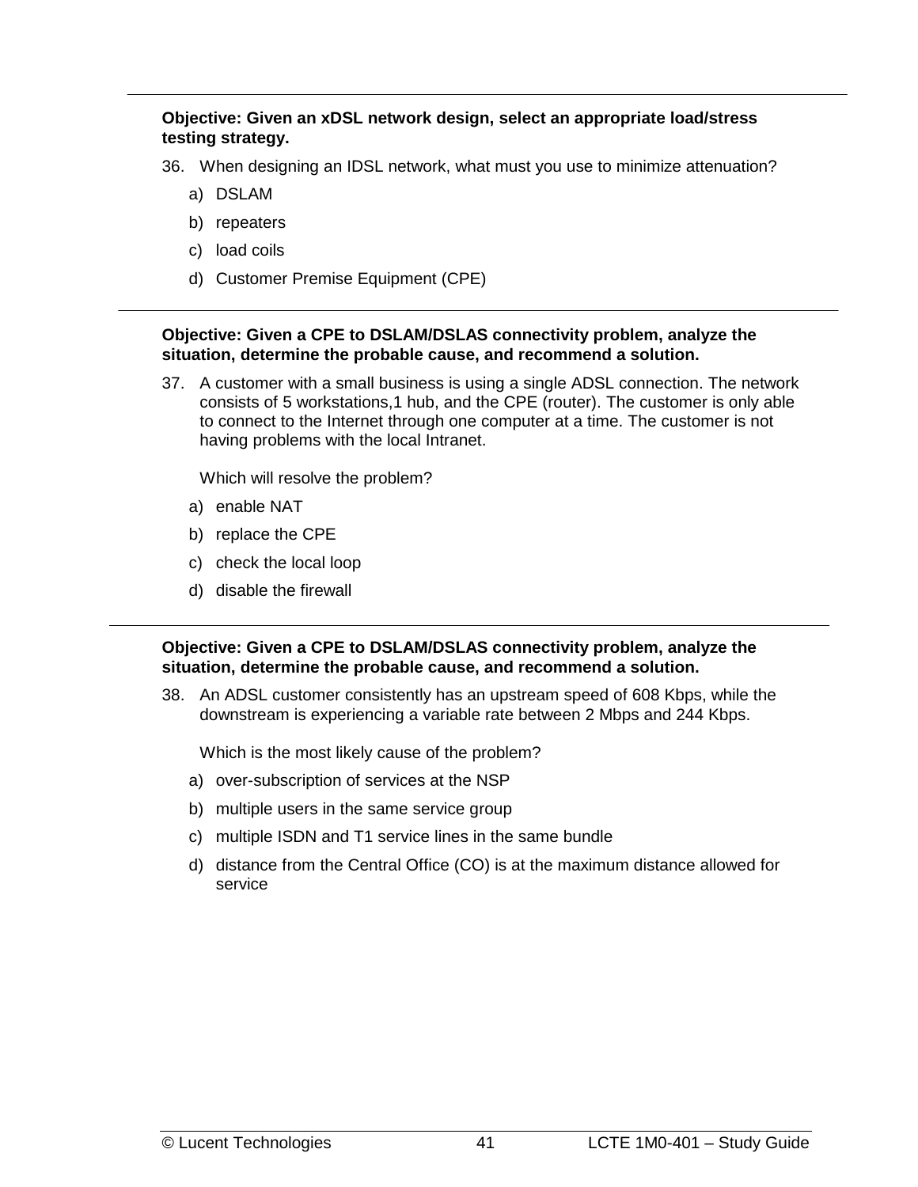---

**Objective: Given an xDSL network design, select an appropriate load/stress testing strategy.**

36. When designing an IDSL network, what must you use to minimize attenuation?
    a) DSLAM
    b) repeaters
    c) load coils
    d) Customer Premise Equipment (CPE)

---

**Objective: Given a CPE to DSLAM/DSLAS connectivity problem, analyze the situation, determine the probable cause, and recommend a solution.**

37. A customer with a small business is using a single ADSL connection. The network consists of 5 workstations,1 hub, and the CPE (router). The customer is only able to connect to the Internet through one computer at a time. The customer is not having problems with the local Intranet.

    Which will resolve the problem?
    a) enable NAT
    b) replace the CPE
    c) check the local loop
    d) disable the firewall

---

**Objective: Given a CPE to DSLAM/DSLAS connectivity problem, analyze the situation, determine the probable cause, and recommend a solution.**

38. An ADSL customer consistently has an upstream speed of 608 Kbps, while the downstream is experiencing a variable rate between 2 Mbps and 244 Kbps.

    Which is the most likely cause of the problem?
    a) over-subscription of services at the NSP
    b) multiple users in the same service group
    c) multiple ISDN and T1 service lines in the same bundle
    d) distance from the Central Office (CO) is at the maximum distance allowed for service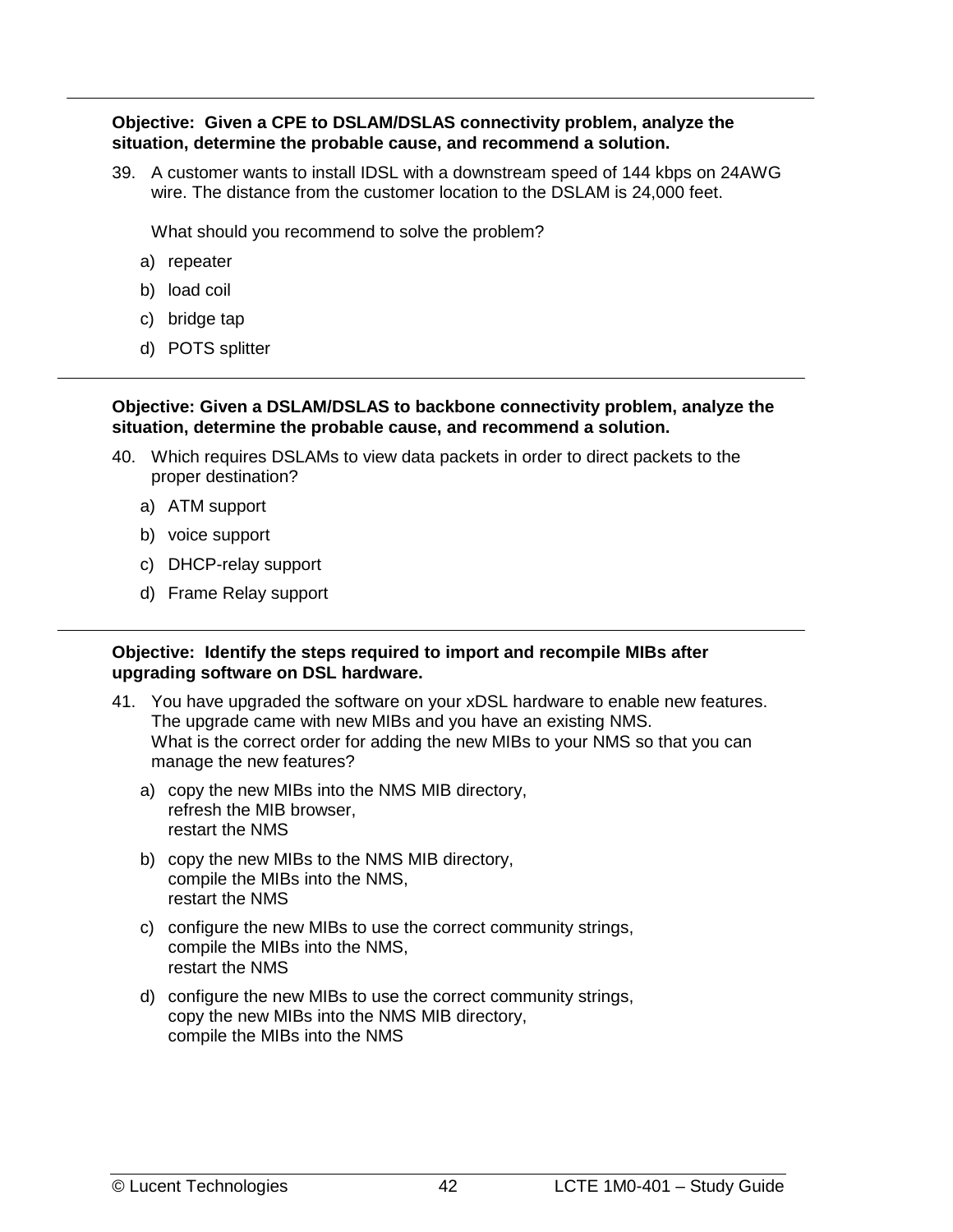**Objective: Given a CPE to DSLAM/DSLAS connectivity problem, analyze the situation, determine the probable cause, and recommend a solution.**

39. A customer wants to install IDSL with a downstream speed of 144 kbps on 24AWG wire. The distance from the customer location to the DSLAM is 24,000 feet.

    What should you recommend to solve the problem?

    a) repeater
    b) load coil
    c) bridge tap
    d) POTS splitter

---

**Objective: Given a DSLAM/DSLAS to backbone connectivity problem, analyze the situation, determine the probable cause, and recommend a solution.**

40. Which requires DSLAMs to view data packets in order to direct packets to the proper destination?

    a) ATM support
    b) voice support
    c) DHCP-relay support
    d) Frame Relay support

---

**Objective: Identify the steps required to import and recompile MIBs after upgrading software on DSL hardware.**

41. You have upgraded the software on your xDSL hardware to enable new features. The upgrade came with new MIBs and you have an existing NMS. What is the correct order for adding the new MIBs to your NMS so that you can manage the new features?

    a) copy the new MIBs into the NMS MIB directory,
       refresh the MIB browser,
       restart the NMS
    b) copy the new MIBs to the NMS MIB directory,
       compile the MIBs into the NMS,
       restart the NMS
    c) configure the new MIBs to use the correct community strings,
       compile the MIBs into the NMS,
       restart the NMS
    d) configure the new MIBs to use the correct community strings,
       copy the new MIBs into the NMS MIB directory,
       compile the MIBs into the NMS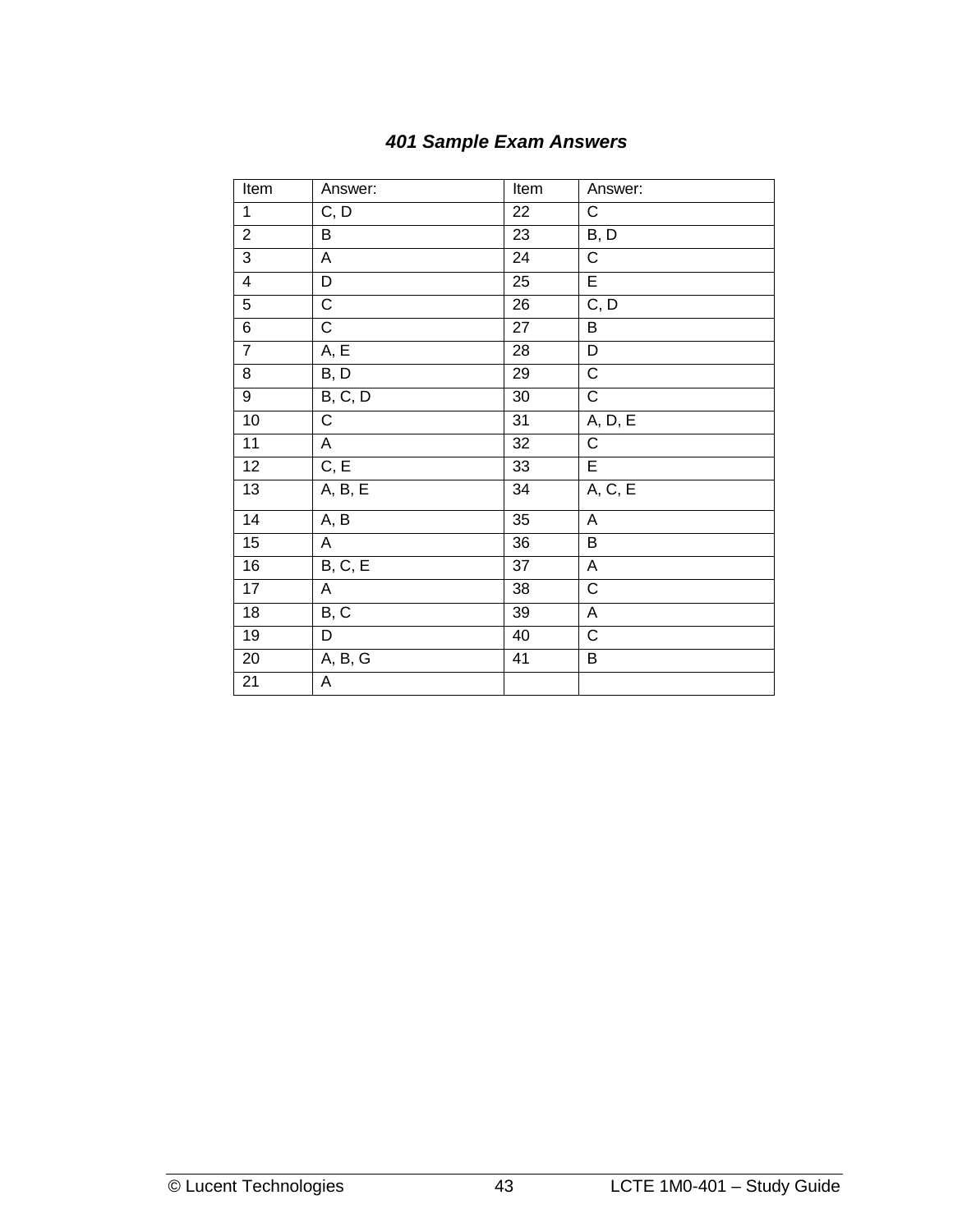### *401 Sample Exam Answers*

| Item | Answer: | Item | Answer: |
|---|---|---|---|
| 1 | C, D | 22 | C |
| 2 | B | 23 | B, D |
| 3 | A | 24 | C |
| 4 | D | 25 | E |
| 5 | C | 26 | C, D |
| 6 | C | 27 | B |
| 7 | A, E | 28 | D |
| 8 | B, D | 29 | C |
| 9 | B, C, D | 30 | C |
| 10 | C | 31 | A, D, E |
| 11 | A | 32 | C |
| 12 | C, E | 33 | E |
| 13 | A, B, E | 34 | A, C, E |
| 14 | A, B | 35 | A |
| 15 | A | 36 | B |
| 16 | B, C, E | 37 | A |
| 17 | A | 38 | C |
| 18 | B, C | 39 | A |
| 19 | D | 40 | C |
| 20 | A, B, G | 41 | B |
| 21 | A | | |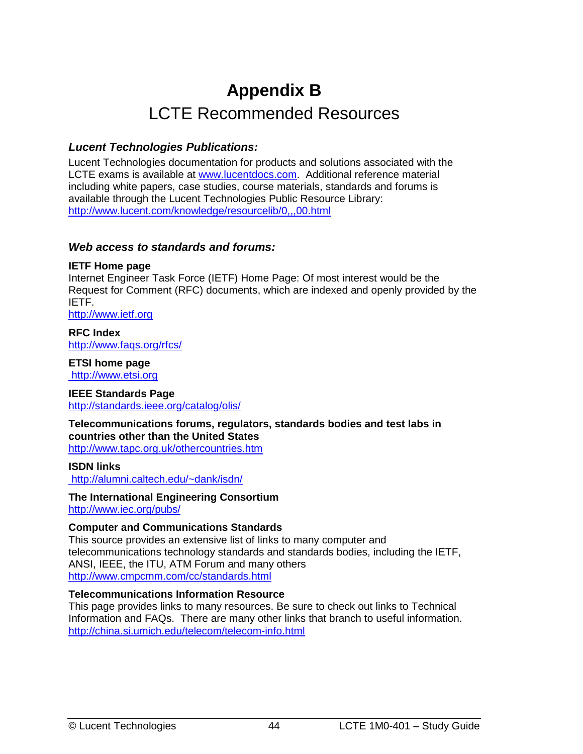# Appendix B

## LCTE Recommended Resources

### *Lucent Technologies Publications:*

Lucent Technologies documentation for products and solutions associated with the LCTE exams is available at [www.lucentdocs.com](http://www.lucentdocs.com). Additional reference material including white papers, case studies, course materials, standards and forums is available through the Lucent Technologies Public Resource Library: [http://www.lucent.com/knowledge/resourcelib/0,,,00.html](http://www.lucent.com/knowledge/resourcelib/0,,,00.html)

### *Web access to standards and forums:*

**IETF Home page**
Internet Engineer Task Force (IETF) Home Page: Of most interest would be the Request for Comment (RFC) documents, which are indexed and openly provided by the IETF.
[http://www.ietf.org](http://www.ietf.org)

**RFC Index**
[http://www.faqs.org/rfcs/](http://www.faqs.org/rfcs/)

**ETSI home page**
[http://www.etsi.org](http://www.etsi.org)

**IEEE Standards Page**
[http://standards.ieee.org/catalog/olis/](http://standards.ieee.org/catalog/olis/)

**Telecommunications forums, regulators, standards bodies and test labs in countries other than the United States**
[http://www.tapc.org.uk/othercountries.htm](http://www.tapc.org.uk/othercountries.htm)

**ISDN links**
[http://alumni.caltech.edu/~dank/isdn/](http://alumni.caltech.edu/~dank/isdn/)

**The International Engineering Consortium**
[http://www.iec.org/pubs/](http://www.iec.org/pubs/)

**Computer and Communications Standards**
This source provides an extensive list of links to many computer and telecommunications technology standards and standards bodies, including the IETF, ANSI, IEEE, the ITU, ATM Forum and many others
[http://www.cmpcmm.com/cc/standards.html](http://www.cmpcmm.com/cc/standards.html)

**Telecommunications Information Resource**
This page provides links to many resources. Be sure to check out links to Technical Information and FAQs. There are many other links that branch to useful information.
[http://china.si.umich.edu/telecom/telecom-info.html](http://china.si.umich.edu/telecom/telecom-info.html)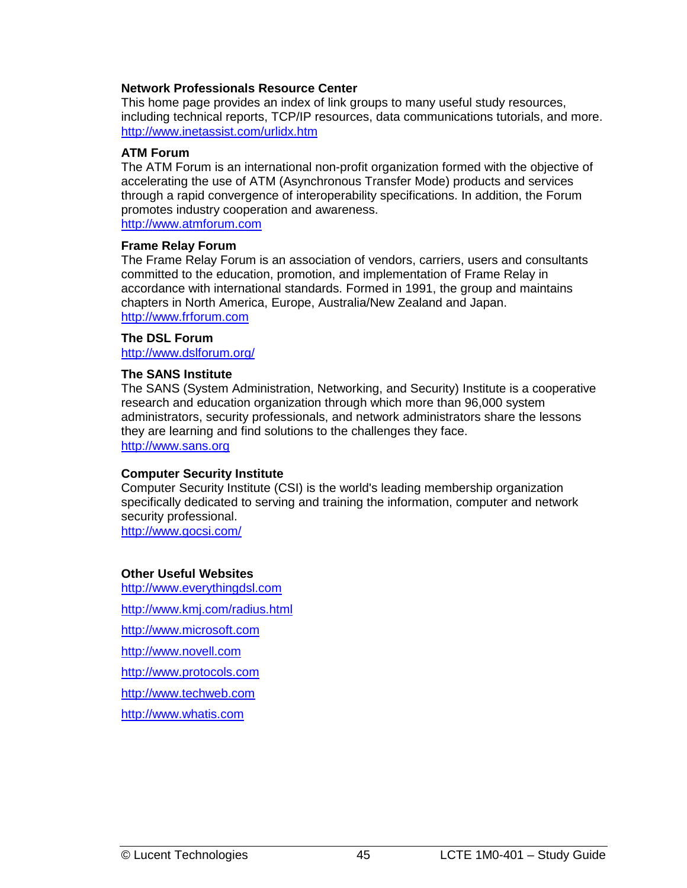**Network Professionals Resource Center**
This home page provides an index of link groups to many useful study resources, including technical reports, TCP/IP resources, data communications tutorials, and more.
http://www.inetassist.com/urlidx.htm

**ATM Forum**
The ATM Forum is an international non-profit organization formed with the objective of accelerating the use of ATM (Asynchronous Transfer Mode) products and services through a rapid convergence of interoperability specifications. In addition, the Forum promotes industry cooperation and awareness.
http://www.atmforum.com

**Frame Relay Forum**
The Frame Relay Forum is an association of vendors, carriers, users and consultants committed to the education, promotion, and implementation of Frame Relay in accordance with international standards. Formed in 1991, the group and maintains chapters in North America, Europe, Australia/New Zealand and Japan.
http://www.frforum.com

**The DSL Forum**
http://www.dslforum.org/

**The SANS Institute**
The SANS (System Administration, Networking, and Security) Institute is a cooperative research and education organization through which more than 96,000 system administrators, security professionals, and network administrators share the lessons they are learning and find solutions to the challenges they face.
http://www.sans.org

**Computer Security Institute**
Computer Security Institute (CSI) is the world's leading membership organization specifically dedicated to serving and training the information, computer and network security professional.
http://www.gocsi.com/

**Other Useful Websites**

http://www.everythingdsl.com

http://www.kmj.com/radius.html

http://www.microsoft.com

http://www.novell.com

http://www.protocols.com

http://www.techweb.com

http://www.whatis.com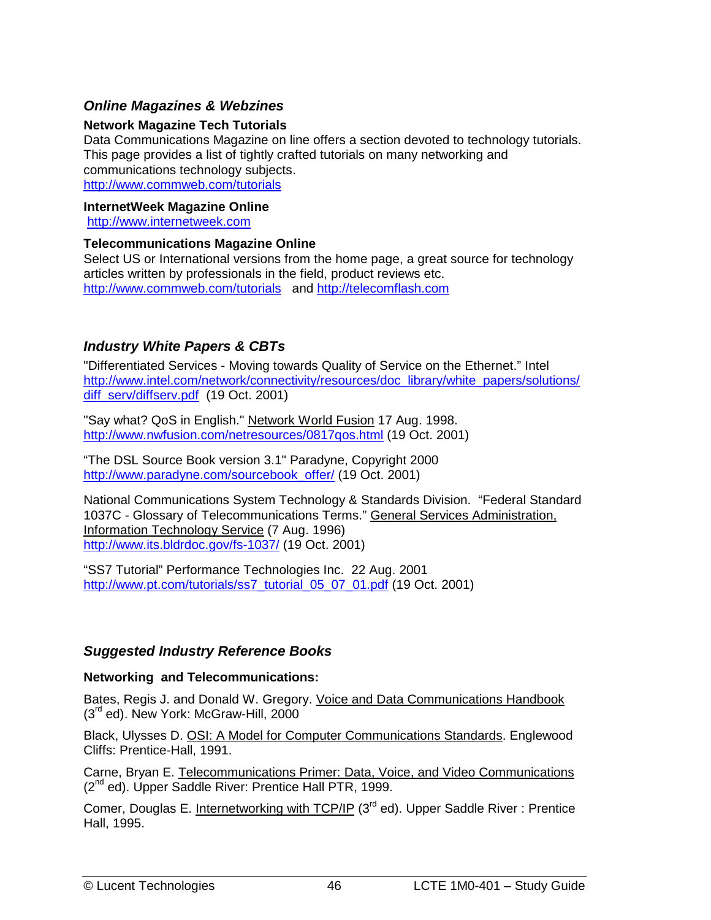### *Online Magazines & Webzines*

**Network Magazine Tech Tutorials**
Data Communications Magazine on line offers a section devoted to technology tutorials. This page provides a list of tightly crafted tutorials on many networking and communications technology subjects.
http://www.commweb.com/tutorials

**InternetWeek Magazine Online**
http://www.internetweek.com

**Telecommunications Magazine Online**
Select US or International versions from the home page, a great source for technology articles written by professionals in the field, product reviews etc.
http://www.commweb.com/tutorials and http://telecomflash.com

### *Industry White Papers & CBTs*

"Differentiated Services - Moving towards Quality of Service on the Ethernet." Intel
http://www.intel.com/network/connectivity/resources/doc_library/white_papers/solutions/diff_serv/diffserv.pdf (19 Oct. 2001)

"Say what? QoS in English." Network World Fusion 17 Aug. 1998.
http://www.nwfusion.com/netresources/0817qos.html (19 Oct. 2001)

"The DSL Source Book version 3.1" Paradyne, Copyright 2000
http://www.paradyne.com/sourcebook_offer/ (19 Oct. 2001)

National Communications System Technology & Standards Division. "Federal Standard 1037C - Glossary of Telecommunications Terms." General Services Administration, Information Technology Service (7 Aug. 1996)
http://www.its.bldrdoc.gov/fs-1037/ (19 Oct. 2001)

"SS7 Tutorial" Performance Technologies Inc. 22 Aug. 2001
http://www.pt.com/tutorials/ss7_tutorial_05_07_01.pdf (19 Oct. 2001)

### *Suggested Industry Reference Books*

**Networking and Telecommunications:**

Bates, Regis J. and Donald W. Gregory. Voice and Data Communications Handbook (3rd ed). New York: McGraw-Hill, 2000

Black, Ulysses D. OSI: A Model for Computer Communications Standards. Englewood Cliffs: Prentice-Hall, 1991.

Carne, Bryan E. Telecommunications Primer: Data, Voice, and Video Communications (2nd ed). Upper Saddle River: Prentice Hall PTR, 1999.

Comer, Douglas E. Internetworking with TCP/IP (3rd ed). Upper Saddle River : Prentice Hall, 1995.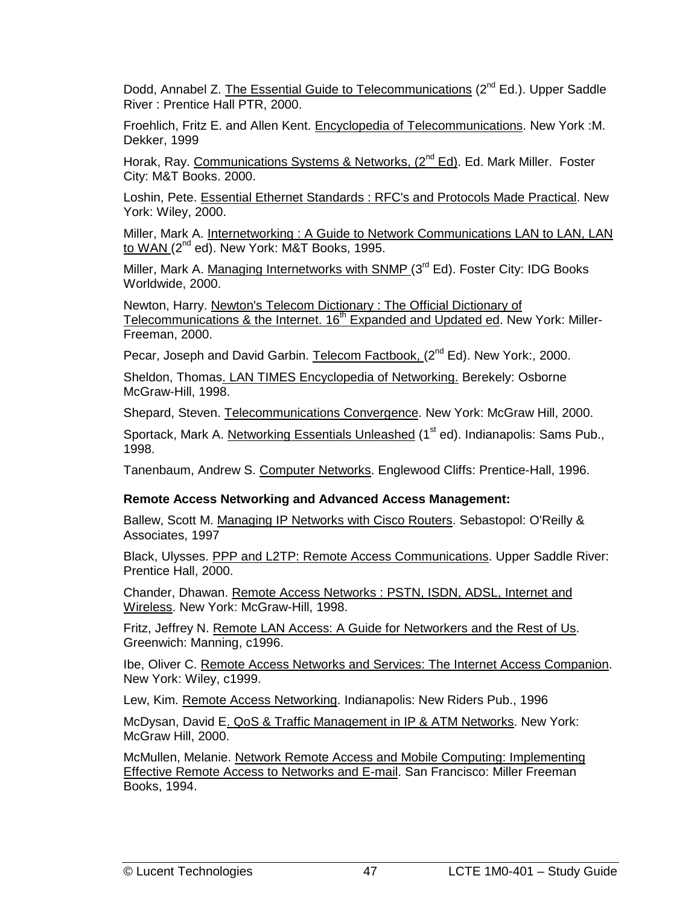Dodd, Annabel Z. The Essential Guide to Telecommunications (2nd Ed.). Upper Saddle River : Prentice Hall PTR, 2000.

Froehlich, Fritz E. and Allen Kent. Encyclopedia of Telecommunications. New York :M. Dekker, 1999

Horak, Ray. Communications Systems & Networks, (2nd Ed). Ed. Mark Miller. Foster City: M&T Books. 2000.

Loshin, Pete. Essential Ethernet Standards : RFC's and Protocols Made Practical. New York: Wiley, 2000.

Miller, Mark A. Internetworking : A Guide to Network Communications LAN to LAN, LAN to WAN (2nd ed). New York: M&T Books, 1995.

Miller, Mark A. Managing Internetworks with SNMP (3rd Ed). Foster City: IDG Books Worldwide, 2000.

Newton, Harry. Newton's Telecom Dictionary : The Official Dictionary of Telecommunications & the Internet. 16th Expanded and Updated ed. New York: Miller-Freeman, 2000.

Pecar, Joseph and David Garbin. Telecom Factbook, (2nd Ed). New York:, 2000.

Sheldon, Thomas. LAN TIMES Encyclopedia of Networking. Berekely: Osborne McGraw-Hill, 1998.

Shepard, Steven. Telecommunications Convergence. New York: McGraw Hill, 2000.

Sportack, Mark A. Networking Essentials Unleashed (1st ed). Indianapolis: Sams Pub., 1998.

Tanenbaum, Andrew S. Computer Networks. Englewood Cliffs: Prentice-Hall, 1996.

**Remote Access Networking and Advanced Access Management:**

Ballew, Scott M. Managing IP Networks with Cisco Routers. Sebastopol: O'Reilly & Associates, 1997

Black, Ulysses. PPP and L2TP: Remote Access Communications. Upper Saddle River: Prentice Hall, 2000.

Chander, Dhawan. Remote Access Networks : PSTN, ISDN, ADSL, Internet and Wireless. New York: McGraw-Hill, 1998.

Fritz, Jeffrey N. Remote LAN Access: A Guide for Networkers and the Rest of Us. Greenwich: Manning, c1996.

Ibe, Oliver C. Remote Access Networks and Services: The Internet Access Companion. New York: Wiley, c1999.

Lew, Kim. Remote Access Networking. Indianapolis: New Riders Pub., 1996

McDysan, David E. QoS & Traffic Management in IP & ATM Networks. New York: McGraw Hill, 2000.

McMullen, Melanie. Network Remote Access and Mobile Computing: Implementing Effective Remote Access to Networks and E-mail. San Francisco: Miller Freeman Books, 1994.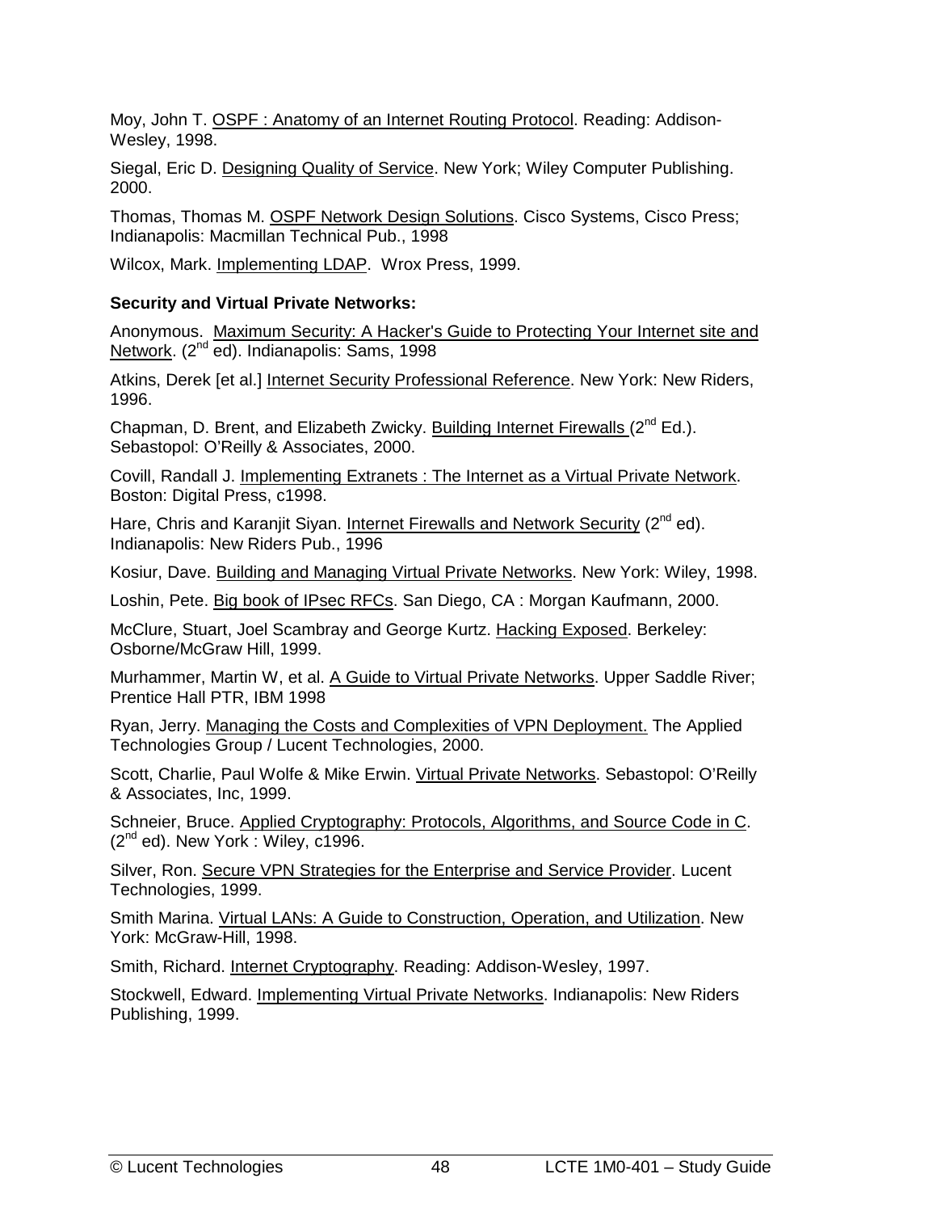Moy, John T. OSPF : Anatomy of an Internet Routing Protocol. Reading: Addison-Wesley, 1998.

Siegal, Eric D. Designing Quality of Service. New York; Wiley Computer Publishing. 2000.

Thomas, Thomas M. OSPF Network Design Solutions. Cisco Systems, Cisco Press; Indianapolis: Macmillan Technical Pub., 1998

Wilcox, Mark. Implementing LDAP. Wrox Press, 1999.

**Security and Virtual Private Networks:**

Anonymous. Maximum Security: A Hacker's Guide to Protecting Your Internet site and Network. (2nd ed). Indianapolis: Sams, 1998

Atkins, Derek [et al.] Internet Security Professional Reference. New York: New Riders, 1996.

Chapman, D. Brent, and Elizabeth Zwicky. Building Internet Firewalls (2nd Ed.). Sebastopol: O'Reilly & Associates, 2000.

Covill, Randall J. Implementing Extranets : The Internet as a Virtual Private Network. Boston: Digital Press, c1998.

Hare, Chris and Karanjit Siyan. Internet Firewalls and Network Security (2nd ed). Indianapolis: New Riders Pub., 1996

Kosiur, Dave. Building and Managing Virtual Private Networks. New York: Wiley, 1998.

Loshin, Pete. Big book of IPsec RFCs. San Diego, CA : Morgan Kaufmann, 2000.

McClure, Stuart, Joel Scambray and George Kurtz. Hacking Exposed. Berkeley: Osborne/McGraw Hill, 1999.

Murhammer, Martin W, et al. A Guide to Virtual Private Networks. Upper Saddle River; Prentice Hall PTR, IBM 1998

Ryan, Jerry. Managing the Costs and Complexities of VPN Deployment. The Applied Technologies Group / Lucent Technologies, 2000.

Scott, Charlie, Paul Wolfe & Mike Erwin. Virtual Private Networks. Sebastopol: O'Reilly & Associates, Inc, 1999.

Schneier, Bruce. Applied Cryptography: Protocols, Algorithms, and Source Code in C. (2nd ed). New York : Wiley, c1996.

Silver, Ron. Secure VPN Strategies for the Enterprise and Service Provider. Lucent Technologies, 1999.

Smith Marina. Virtual LANs: A Guide to Construction, Operation, and Utilization. New York: McGraw-Hill, 1998.

Smith, Richard. Internet Cryptography. Reading: Addison-Wesley, 1997.

Stockwell, Edward. Implementing Virtual Private Networks. Indianapolis: New Riders Publishing, 1999.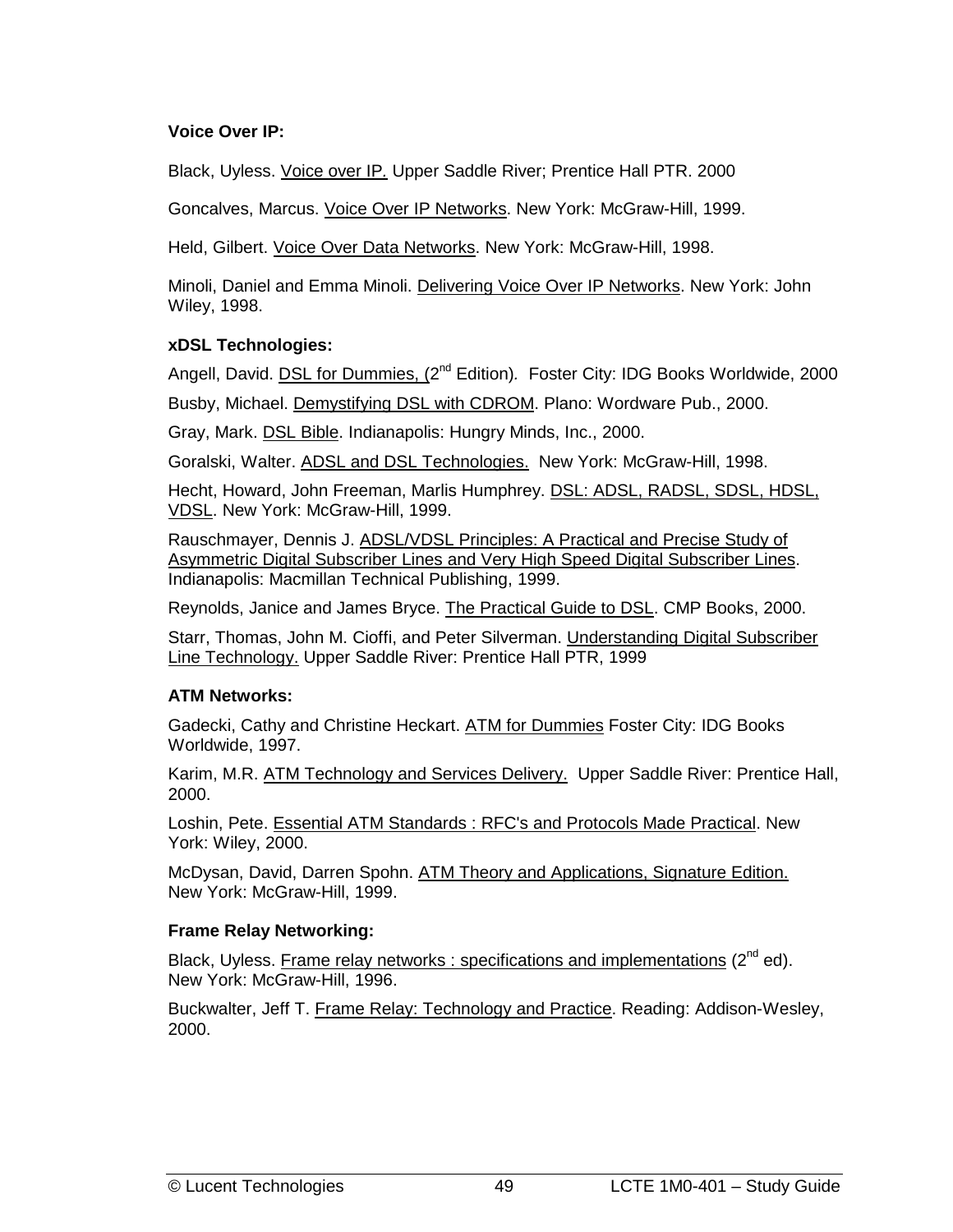**Voice Over IP:**

Black, Uyless. Voice over IP. Upper Saddle River; Prentice Hall PTR. 2000

Goncalves, Marcus. Voice Over IP Networks. New York: McGraw-Hill, 1999.

Held, Gilbert. Voice Over Data Networks. New York: McGraw-Hill, 1998.

Minoli, Daniel and Emma Minoli. Delivering Voice Over IP Networks. New York: John Wiley, 1998.

**xDSL Technologies:**

Angell, David. DSL for Dummies, (2nd Edition). Foster City: IDG Books Worldwide, 2000

Busby, Michael. Demystifying DSL with CDROM. Plano: Wordware Pub., 2000.

Gray, Mark. DSL Bible. Indianapolis: Hungry Minds, Inc., 2000.

Goralski, Walter. ADSL and DSL Technologies. New York: McGraw-Hill, 1998.

Hecht, Howard, John Freeman, Marlis Humphrey. DSL: ADSL, RADSL, SDSL, HDSL, VDSL. New York: McGraw-Hill, 1999.

Rauschmayer, Dennis J. ADSL/VDSL Principles: A Practical and Precise Study of Asymmetric Digital Subscriber Lines and Very High Speed Digital Subscriber Lines. Indianapolis: Macmillan Technical Publishing, 1999.

Reynolds, Janice and James Bryce. The Practical Guide to DSL. CMP Books, 2000.

Starr, Thomas, John M. Cioffi, and Peter Silverman. Understanding Digital Subscriber Line Technology. Upper Saddle River: Prentice Hall PTR, 1999

**ATM Networks:**

Gadecki, Cathy and Christine Heckart. ATM for Dummies Foster City: IDG Books Worldwide, 1997.

Karim, M.R. ATM Technology and Services Delivery. Upper Saddle River: Prentice Hall, 2000.

Loshin, Pete. Essential ATM Standards : RFC's and Protocols Made Practical. New York: Wiley, 2000.

McDysan, David, Darren Spohn. ATM Theory and Applications, Signature Edition. New York: McGraw-Hill, 1999.

**Frame Relay Networking:**

Black, Uyless. Frame relay networks : specifications and implementations (2nd ed). New York: McGraw-Hill, 1996.

Buckwalter, Jeff T. Frame Relay: Technology and Practice. Reading: Addison-Wesley, 2000.